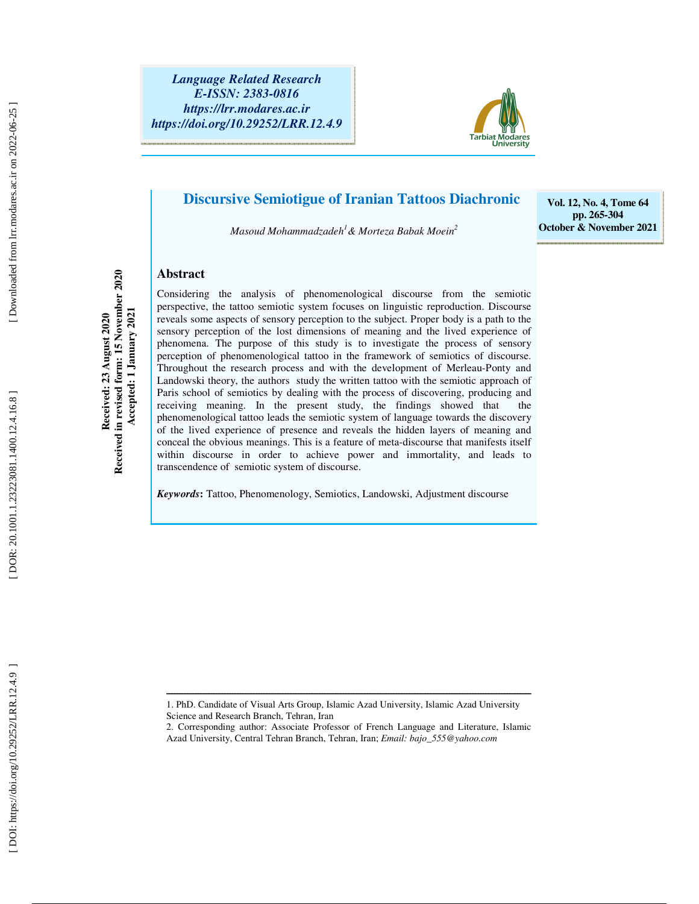**Language Related Research**
**E-ISSN: 2383-0816**
**https://lrr.modares.ac.ir**
**https://doi.org/10.29252/LRR.12.4.9**

Vol. 12, No. 4, Tome 64
pp. 265-304
October & November 2021

# Discursive Semiotigue of Iranian Tattoos Diachronic

*Masoud Mohammadzadeh*[1] *& Morteza Babak Moein*[2]

**Received: 23 August 2020**
**Received in revised form: 15 November 2020**
**Accepted: 1 January 2021**

## Abstract

Considering the analysis of phenomenological discourse from the semiotic perspective, the tattoo semiotic system focuses on linguistic reproduction. Discourse reveals some aspects of sensory perception to the subject. Proper body is a path to the sensory perception of the lost dimensions of meaning and the lived experience of phenomena. The purpose of this study is to investigate the process of sensory perception of phenomenological tattoo in the framework of semiotics of discourse. Throughout the research process and with the development of Merleau-Ponty and Landowski theory, the authors study the written tattoo with the semiotic approach of Paris school of semiotics by dealing with the process of discovering, producing and receiving meaning. In the present study, the findings showed that the phenomenological tattoo leads the semiotic system of language towards the discovery of the lived experience of presence and reveals the hidden layers of meaning and conceal the obvious meanings. This is a feature of meta-discourse that manifests itself within discourse in order to achieve power and immortality, and leads to transcendence of semiotic system of discourse.

***Keywords*****:** Tattoo, Phenomenology, Semiotics, Landowski, Adjustment discourse

---

1. PhD. Candidate of Visual Arts Group, Islamic Azad University, Islamic Azad University Science and Research Branch, Tehran, Iran
2. Corresponding author: Associate Professor of French Language and Literature, Islamic Azad University, Central Tehran Branch, Tehran, Iran; *Email: bajo_555@yahoo.com*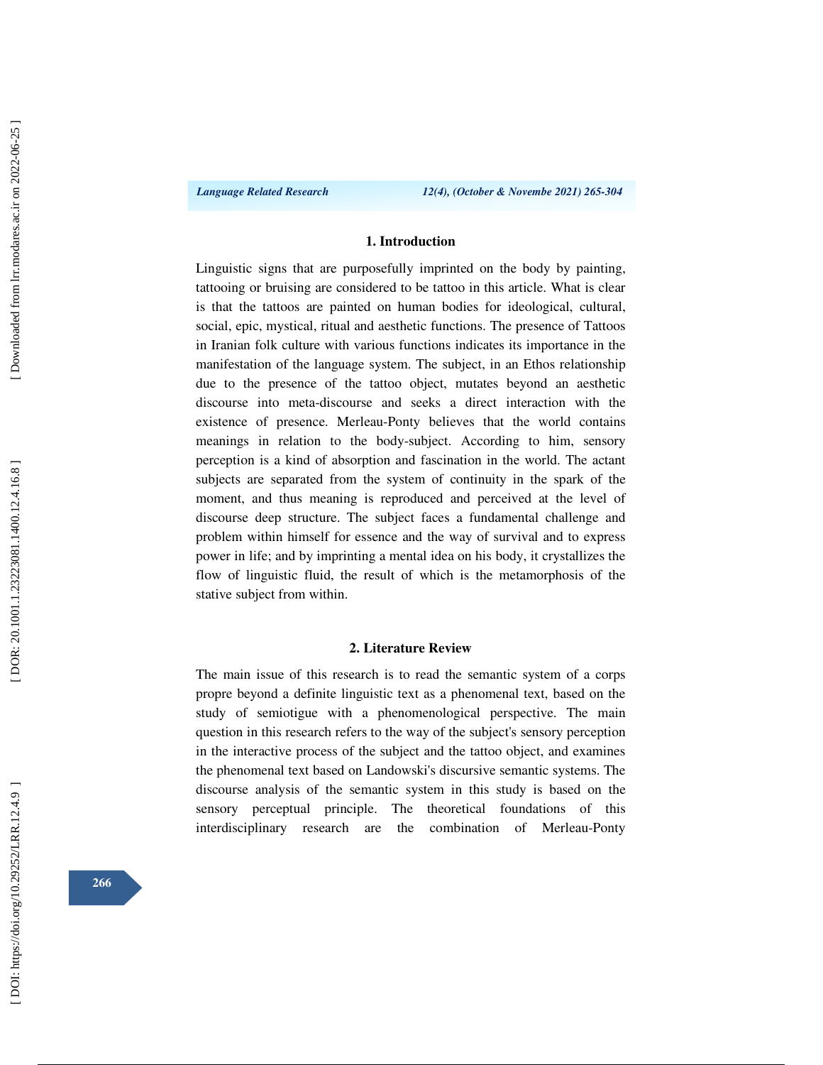## 1. Introduction

Linguistic signs that are purposefully imprinted on the body by painting, tattooing or bruising are considered to be tattoo in this article. What is clear is that the tattoos are painted on human bodies for ideological, cultural, social, epic, mystical, ritual and aesthetic functions. The presence of Tattoos in Iranian folk culture with various functions indicates its importance in the manifestation of the language system. The subject, in an Ethos relationship due to the presence of the tattoo object, mutates beyond an aesthetic discourse into meta-discourse and seeks a direct interaction with the existence of presence. Merleau-Ponty believes that the world contains meanings in relation to the body-subject. According to him, sensory perception is a kind of absorption and fascination in the world. The actant subjects are separated from the system of continuity in the spark of the moment, and thus meaning is reproduced and perceived at the level of discourse deep structure. The subject faces a fundamental challenge and problem within himself for essence and the way of survival and to express power in life; and by imprinting a mental idea on his body, it crystallizes the flow of linguistic fluid, the result of which is the metamorphosis of the stative subject from within.

## 2. Literature Review

The main issue of this research is to read the semantic system of a corps propre beyond a definite linguistic text as a phenomenal text, based on the study of semiotigue with a phenomenological perspective. The main question in this research refers to the way of the subject's sensory perception in the interactive process of the subject and the tattoo object, and examines the phenomenal text based on Landowski's discursive semantic systems. The discourse analysis of the semantic system in this study is based on the sensory perceptual principle. The theoretical foundations of this interdisciplinary research are the combination of Merleau-Ponty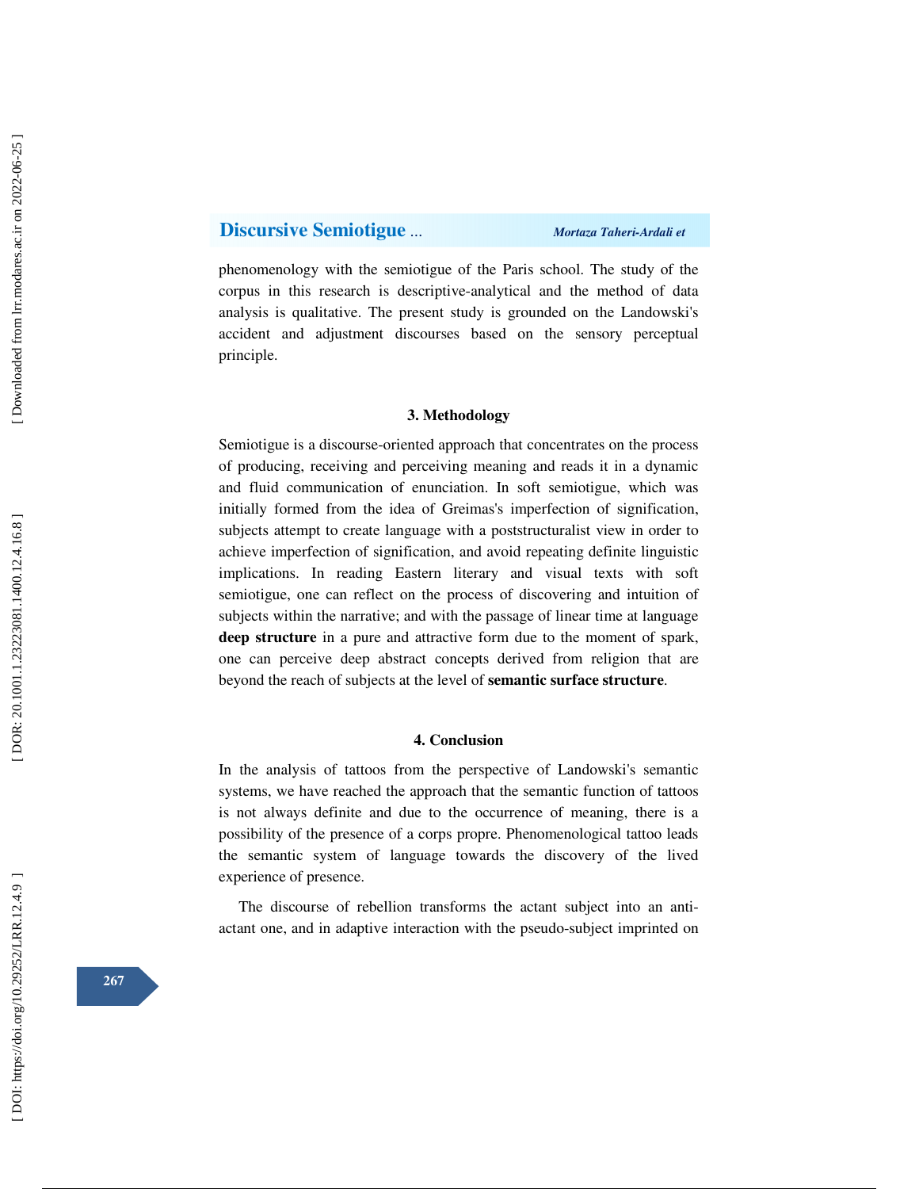phenomenology with the semiotigue of the Paris school. The study of the corpus in this research is descriptive-analytical and the method of data analysis is qualitative. The present study is grounded on the Landowski's accident and adjustment discourses based on the sensory perceptual principle.

## 3. Methodology

Semiotigue is a discourse-oriented approach that concentrates on the process of producing, receiving and perceiving meaning and reads it in a dynamic and fluid communication of enunciation. In soft semiotigue, which was initially formed from the idea of Greimas's imperfection of signification, subjects attempt to create language with a poststructuralist view in order to achieve imperfection of signification, and avoid repeating definite linguistic implications. In reading Eastern literary and visual texts with soft semiotigue, one can reflect on the process of discovering and intuition of subjects within the narrative; and with the passage of linear time at language **deep structure** in a pure and attractive form due to the moment of spark, one can perceive deep abstract concepts derived from religion that are beyond the reach of subjects at the level of **semantic surface structure**.

## 4. Conclusion

In the analysis of tattoos from the perspective of Landowski's semantic systems, we have reached the approach that the semantic function of tattoos is not always definite and due to the occurrence of meaning, there is a possibility of the presence of a corps propre. Phenomenological tattoo leads the semantic system of language towards the discovery of the lived experience of presence.

The discourse of rebellion transforms the actant subject into an anti-actant one, and in adaptive interaction with the pseudo-subject imprinted on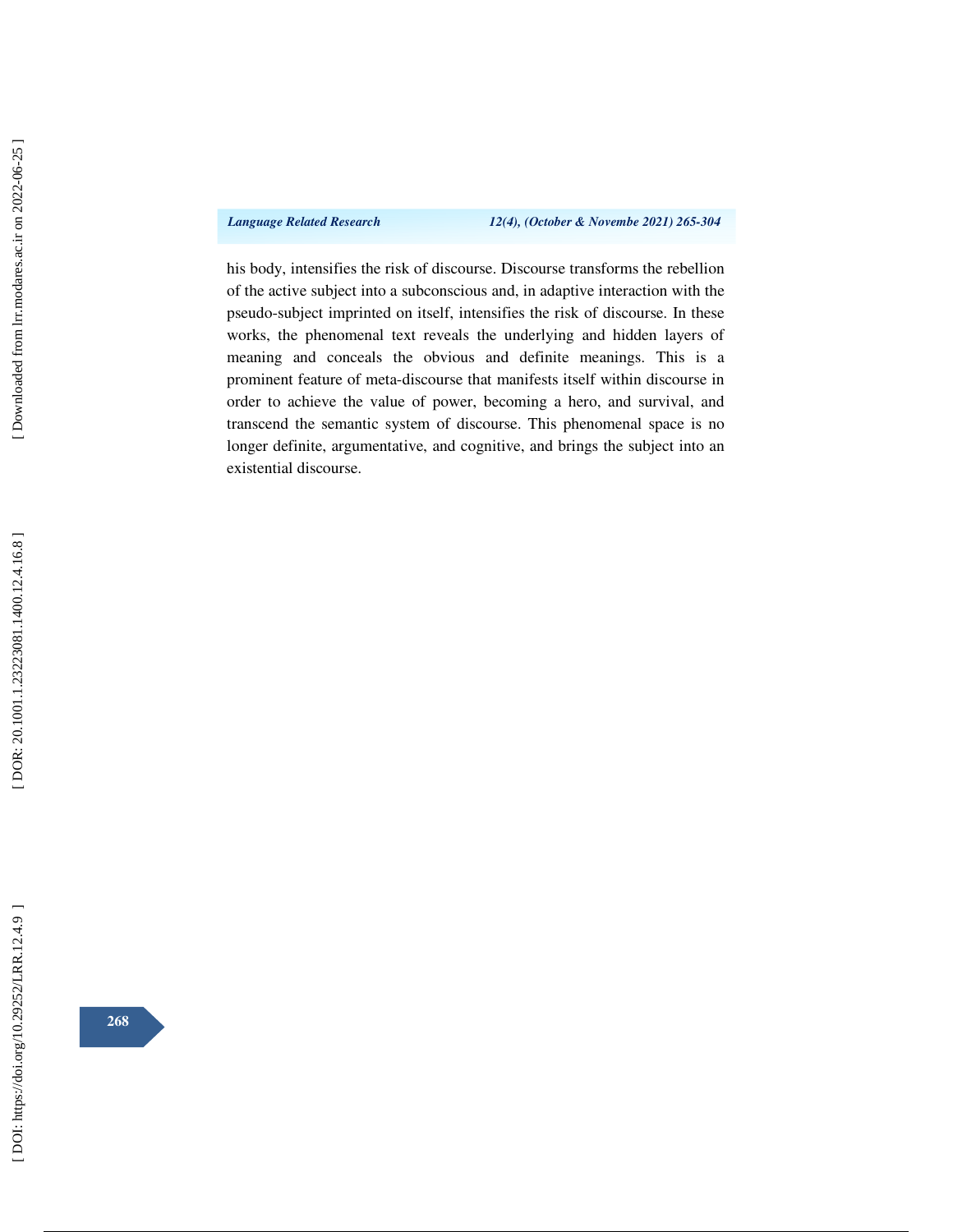his body, intensifies the risk of discourse. Discourse transforms the rebellion of the active subject into a subconscious and, in adaptive interaction with the pseudo-subject imprinted on itself, intensifies the risk of discourse. In these works, the phenomenal text reveals the underlying and hidden layers of meaning and conceals the obvious and definite meanings. This is a prominent feature of meta-discourse that manifests itself within discourse in order to achieve the value of power, becoming a hero, and survival, and transcend the semantic system of discourse. This phenomenal space is no longer definite, argumentative, and cognitive, and brings the subject into an existential discourse.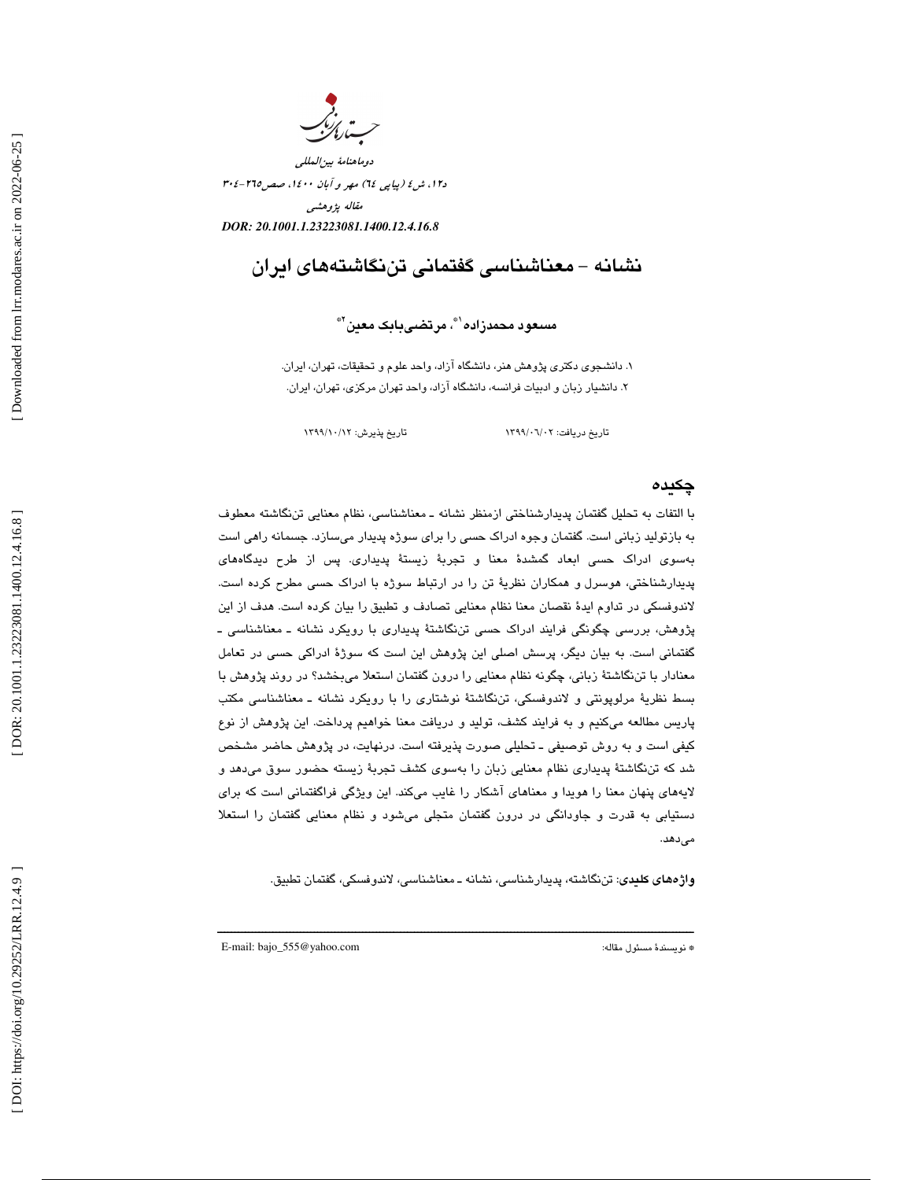دوماهنامهٔ بین‌المللی

د۱۲، ش۴ (پیاپی ۶۴) مهر و آبان ۱۴۰۰، صص۲۶۵-۳۰۴

مقاله پژوهشی

*DOR: 20.1001.1.23223081.1400.12.4.16.8*

# نشانه - معناشناسی گفتمانی تن‌نگاشته‌های ایران

**مسعود محمدزاده[1*]، مرتضی‌بابک معین[2*]**

۱. دانشجوی دکتری پژوهش هنر، دانشگاه آزاد، واحد علوم و تحقیقات، تهران، ایران.

۲. دانشیار زبان و ادبیات فرانسه، دانشگاه آزاد، واحد تهران مرکزی، تهران، ایران.

تاریخ دریافت: ۱۳۹۹/۰۶/۰۲ تاریخ پذیرش: ۱۳۹۹/۱۰/۱۲

## چکیده

با التفات به تحلیل گفتمان پدیدارشناختی ازمنظر نشانه ـ معناشناسی، نظام معنایی تن‌نگاشته معطوف به بازتولید زبانی است. گفتمان وجوه ادراک حسی را برای سوژه پدیدار می‌سازد. جسمانه راهی است به‌سوی ادراک حسی ابعاد گمشدهٔ معنا و تجربهٔ زیستهٔ پدیداری. پس از طرح دیدگاه‌های پدیدارشناختی، هوسرل و همکاران نظریهٔ تن را در ارتباط سوژه با ادراک حسی مطرح کرده است. لاندوفسکی در تداوم ایدهٔ نقصان معنا نظام معنایی تصادف و تطبیق را بیان کرده است. هدف از این پژوهش، بررسی چگونگی فرایند ادراک حسی تن‌نگاشتهٔ پدیداری با رویکرد نشانه ـ معناشناسی ـ گفتمانی است. به بیان دیگر، پرسش اصلی این پژوهش این است که سوژهٔ ادراکی حسی در تعامل معنادار با تن‌نگاشتهٔ زبانی، چگونه نظام معنایی را درون گفتمان استعلا می‌بخشد؟ در روند پژوهش با بسط نظریهٔ مرلوپونتی و لاندوفسکی، تن‌نگاشتهٔ نوشتاری را با رویکرد نشانه ـ معناشناسی مکتب پاریس مطالعه می‌کنیم و به فرایند کشف، تولید و دریافت معنا خواهیم پرداخت. این پژوهش از نوع کیفی است و به روش توصیفی ـ تحلیلی صورت پذیرفته است. درنهایت، در پژوهش حاضر مشخص شد که تن‌نگاشتهٔ پدیداری نظام معنایی زبان را به‌سوی کشف تجربهٔ زیسته حضور سوق می‌دهد و لایه‌های پنهان معنا را هویدا و معناهای آشکار را غایب می‌کند. این ویژگی فراگفتمانی است که برای دستیابی به قدرت و جاودانگی در درون گفتمان متجلی می‌شود و نظام معنایی گفتمان را استعلا می‌دهد.

**واژه‌های کلیدی**: تن‌نگاشته، پدیدارشناسی، نشانه ـ معناشناسی، لاندوفسکی، گفتمان تطبیق.

---

* نویسندهٔ مسئول مقاله: E-mail: bajo_555@yahoo.com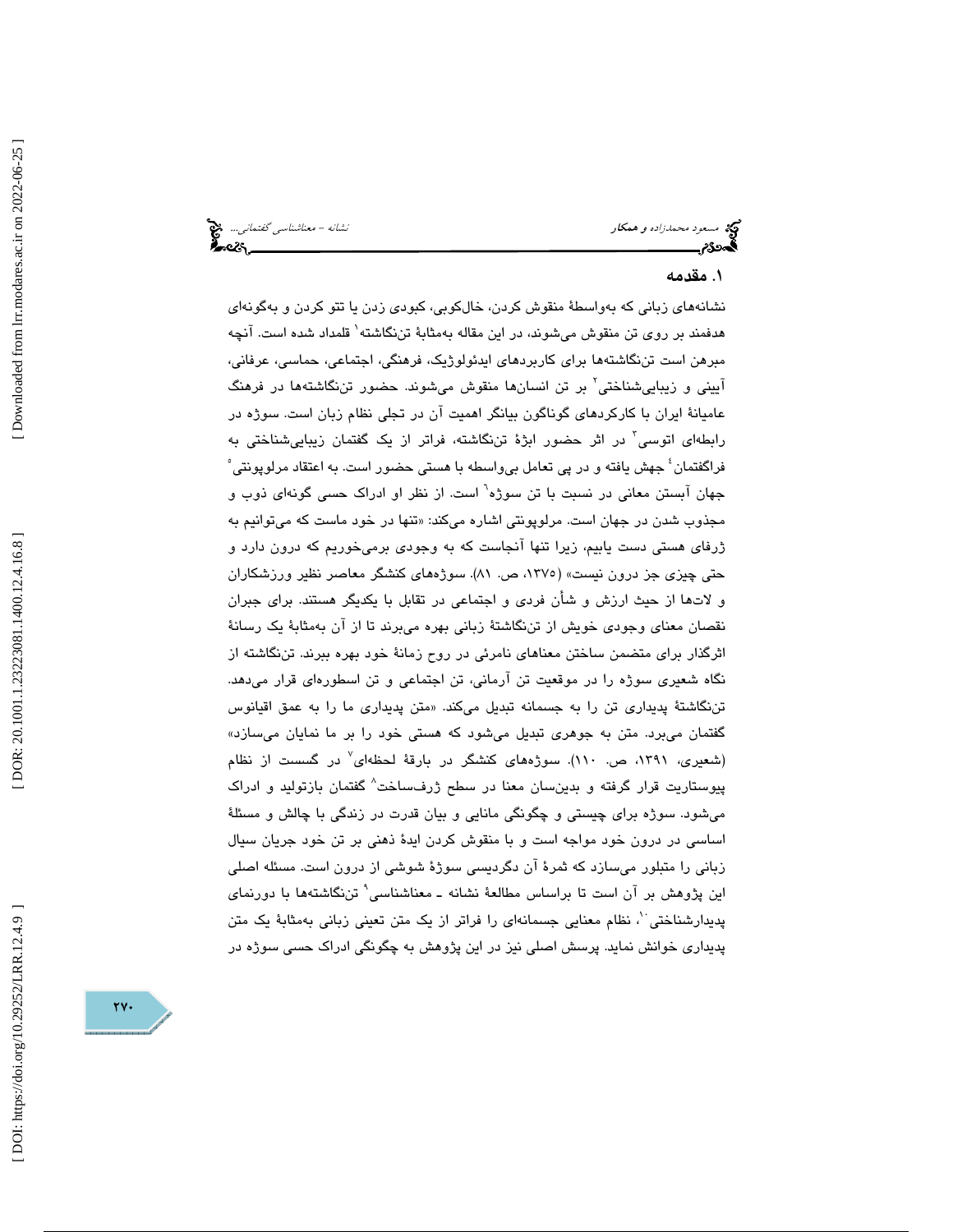## ۱. مقدمه

نشانه‌های زبانی که به‌واسطهٔ منقوش کردن، خال‌کوبی، کبودی زدن یا تتو کردن و به‌گونه‌ای هدفمند بر روی تن منقوش می‌شوند، در این مقاله به‌مثابهٔ تن‌نگاشته[1] قلمداد شده است. آنچه مبرهن است تن‌نگاشته‌ها برای کاربردهای ایدئولوژیک، فرهنگی، اجتماعی، حماسی، عرفانی، آیینی و زیبایی‌شناختی[2] بر تن انسان‌ها منقوش می‌شوند. حضور تن‌نگاشته‌ها در فرهنگ عامیانهٔ ایران با کارکردهای گوناگون بیانگر اهمیت آن در تجلی نظام زبان است. سوژه در رابطه‌ای اتوسی[3] در اثر حضور ابژهٔ تن‌نگاشته، فراتر از یک گفتمان زیبایی‌شناختی به فراگفتمان[4] جهش یافته و در پی تعامل بی‌واسطه با هستی حضور است. به اعتقاد مرلوپونتی[5] جهان آبستن معانی در نسبت با تن سوژه[6] است. از نظر او ادراک حسی گونه‌ای ذوب و مجذوب شدن در جهان است. مرلوپونتی اشاره می‌کند: «تنها در خود ماست که می‌توانیم به ژرفای هستی دست یابیم، زیرا تنها آنجاست که به وجودی برمی‌خوریم که درون دارد و حتی چیزی جز درون نیست» (۱۳۷۵، ص. ۸۱). سوژه‌های کنشگر معاصر نظیر ورزشکاران و لات‌ها از حیث ارزش و شأن فردی و اجتماعی در تقابل با یکدیگر هستند. برای جبران نقصان معنای وجودی خویش از تن‌نگاشتهٔ زبانی بهره می‌برند تا از آن به‌مثابهٔ یک رسانهٔ اثرگذار برای متضمن ساختن معناهای نامرئی در روح زمانهٔ خود بهره ببرند. تن‌نگاشته از نگاه شعیری سوژه را در موقعیت تن آرمانی، تن اجتماعی و تن اسطوره‌ای قرار می‌دهد. تن‌نگاشتهٔ پدیداری تن را به جسمانه تبدیل می‌کند. «متن پدیداری ما را به عمق اقیانوس گفتمان می‌برد. متن به جوهری تبدیل می‌شود که هستی خود را بر ما نمایان می‌سازد» (شعیری، ۱۳۹۱، ص. ۱۱۰). سوژه‌های کنشگر در بارقهٔ لحظه‌ای[7] در گسست از نظام پیوستاریت قرار گرفته و بدین‌سان معنا در سطح ژرف‌ساخت[8] گفتمان بازتولید و ادراک می‌شود. سوژه برای چیستی و چگونگی مانایی و بیان قدرت در زندگی با چالش و مسئلهٔ اساسی در درون خود مواجه است و با منقوش کردن ایدهٔ ذهنی بر تن خود جریان سیال زبانی را متبلور می‌سازد که ثمرهٔ آن دگردیسی سوژهٔ شوشی از درون است. مسئله اصلی این پژوهش بر آن است تا براساس مطالعهٔ نشانه ـ معناشناسی[9] تن‌نگاشته‌ها با دورنمای پدیدارشناختی[10]، نظام معنایی جسمانه‌ای را فراتر از یک متن تعینی زبانی به‌مثابهٔ یک متن پدیداری خوانش نماید. پرسش اصلی نیز در این پژوهش به چگونگی ادراک حسی سوژه در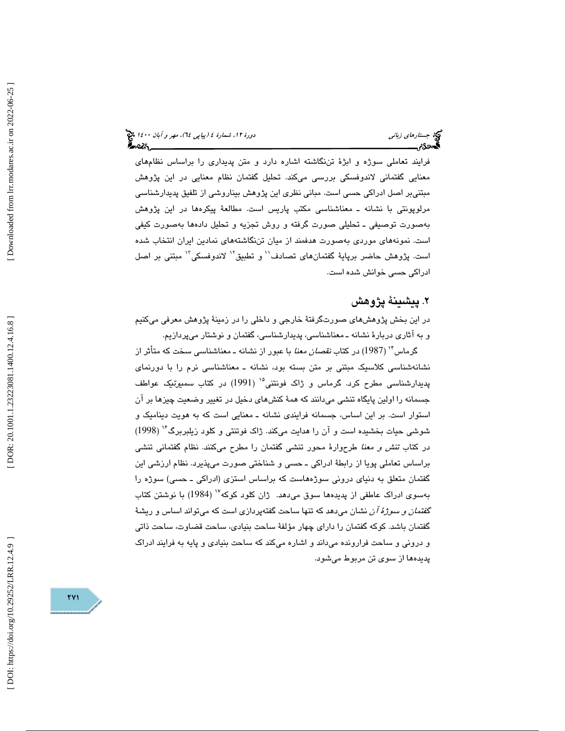فرایند تعاملی سوژه و ابژهٔ تن‌نگاشته اشاره دارد و متن پدیداری را براساس نظام‌های معنایی گفتمانی لاندوفسکی بررسی می‌کند. تحلیل گفتمان نظام معنایی در این پژوهش مبتنی‌بر اصل ادراکی حسی است. مبانی نظری این پژوهش بیناروشی از تلفیق پدیدارشناسی مرلوپونتی با نشانه ـ معناشناسی مکتب پاریس است. مطالعهٔ پیکره‌ها در این پژوهش به‌صورت توصیفی ـ تحلیلی صورت گرفته و روش تجزیه و تحلیل داده‌ها به‌صورت کیفی است. نمونه‌های موردی به‌صورت هدفمند از میان تن‌نگاشته‌های نمادین ایران انتخاب شده است. پژوهش حاضر برپایهٔ گفتمان‌های تصادف[11] و تطبیق[12] لاندوفسکی[13] مبتنی بر اصل ادراکی حسی خوانش شده است.

## ۲. پیشینهٔ پژوهش

در این بخش پژوهش‌های صورت‌گرفتهٔ خارجی و داخلی را در زمینهٔ پژوهش معرفی می‌کنیم و به آثاری دربارهٔ نشانه ـ معناشناسی، پدیدارشناسی، گفتمان و نوشتار می‌پردازیم.

گرماس[14] (1987) در کتاب *نقصان معنا* با عبور از نشانه ـ معناشناسی سخت که متأثر از نشانه‌شناسی کلاسیک مبتنی بر متن بسته بود، نشانه ـ معناشناسی نرم را با دورنمای پدیدارشناسی مطرح کرد. گرماس و ژاک فونتنی[15] (1991) در کتاب سمیوتیک عواطف جسمانه را اولین پایگاه تنشی می‌دانند که همهٔ کنش‌های دخیل در تغییر وضعیت چیزها بر آن استوار است. بر این اساس، جسمانه فرایندی نشانه ـ معنایی است که به هویت دینامیک و شوشی حیات بخشیده است و آن را هدایت می‌کند. ژاک فونتنی و کلود زیلبربرگ[16] (1998) در کتاب *تنش و معنا* طرح‌وارهٔ محور تنشی گفتمان را مطرح می‌کنند. نظام گفتمانی تنشی براساس تعاملی پویا از رابطهٔ ادراکی ـ حسی و شناختی صورت می‌پذیرد. نظام ارزشی این گفتمان متعلق به دنیای درونی سوژه‌هاست که براساس استزی (ادراکی ـ حسی) سوژه را به‌سوی ادراک عاطفی از پدیده‌ها سوق می‌دهد. ژان کلود کوکه[17] (1984) با نوشتن کتاب *گفتمان و سوژهٔ آن* نشان می‌دهد که تنها ساحت گفته‌پردازی است که می‌تواند اساس و ریشهٔ گفتمان باشد. کوکه گفتمان را دارای چهار مؤلفهٔ ساحت بنیادی، ساحت قضاوت، ساحت ذاتی و درونی و ساحت فرارونده می‌داند و اشاره می‌کند که ساحت بنیادی و پایه به فرایند ادراک پدیده‌ها از سوی تن مربوط می‌شود.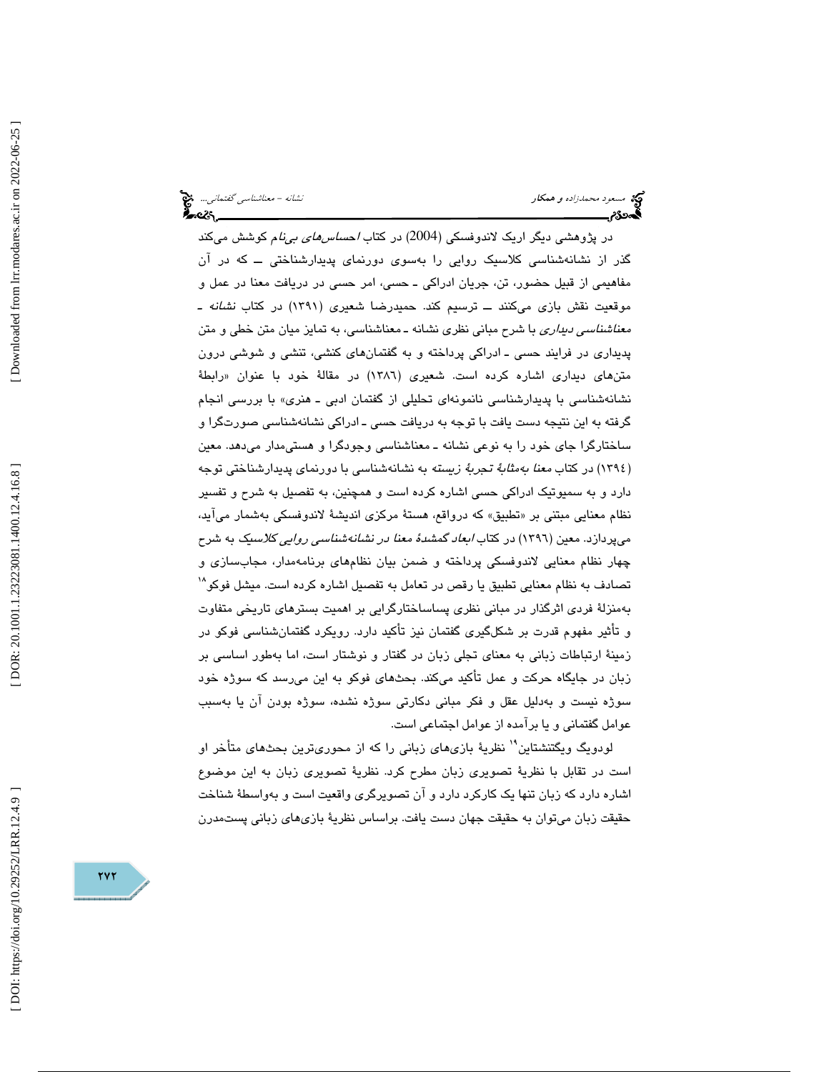در پژوهشی دیگر اریک لاندوفسکی (2004) در کتاب *احساس‌های بی‌نام* کوشش می‌کند گذر از نشانه‌شناسی کلاسیک روایی را به‌سوی دورنمای پدیدارشناختی ــ که در آن مفاهیمی از قبیل حضور، تن، جریان ادراکی ـ حسی، امر حسی در دریافت معنا در عمل و موقعیت نقش بازی می‌کنند ــ ترسیم کند. حمیدرضا شعیری (۱۳۹۱) در کتاب *نشانه ـ معناشناسی دیداری* با شرح مبانی نظری نشانه ـ معناشناسی، به تمایز میان متن خطی و متن پدیداری در فرایند حسی ـ ادراکی پرداخته و به گفتمان‌های کنشی، تنشی و شوشی درون متن‌های دیداری اشاره کرده است. شعیری (۱۳۸٦) در مقالهٔ خود با عنوان «رابطهٔ نشانه‌شناسی با پدیدارشناسی نانمونه‌ای تحلیلی از گفتمان ادبی ـ هنری» با بررسی انجام گرفته به این نتیجه دست یافت با توجه به دریافت حسی ـ ادراکی نشانه‌شناسی صورت‌گرا و ساختارگرا جای خود را به نوعی نشانه ـ معناشناسی وجودگرا و هستی‌مدار می‌دهد. معین (۱۳۹٤) در کتاب *معنا به‌مثابهٔ تجربهٔ زیسته* به نشانه‌شناسی با دورنمای پدیدارشناختی توجه دارد و به سمیوتیک ادراکی حسی اشاره کرده است و همچنین، به تفصیل به شرح و تفسیر نظام معنایی مبتنی بر «تطبیق» که درواقع، هستهٔ مرکزی اندیشهٔ لاندوفسکی به‌شمار می‌آید، می‌پردازد. معین (۱۳۹٦) در کتاب *ابعاد گمشدهٔ معنا در نشانه‌شناسی روایی کلاسیک* به شرح چهار نظام معنایی لاندوفسکی پرداخته و ضمن بیان نظام‌های برنامه‌مدار، مجاب‌سازی و تصادف به نظام معنایی تطبیق یا رقص در تعامل به تفصیل اشاره کرده است. میشل فوکو[18] به‌منزلهٔ فردی اثرگذار در مبانی نظری پساساختارگرایی بر اهمیت بسترهای تاریخی متفاوت و تأثیر مفهوم قدرت بر شکل‌گیری گفتمان نیز تأکید دارد. رویکرد گفتمان‌شناسی فوکو در زمینهٔ ارتباطات زبانی به معنای تجلی زبان در گفتار و نوشتار است، اما به‌طور اساسی بر زبان در جایگاه حرکت و عمل تأکید می‌کند. بحث‌های فوکو به این می‌رسد که سوژه خود سوژه نیست و به‌دلیل عقل و فکر مبانی دکارتی سوژه نشده، سوژه بودن آن یا به‌سبب عوامل گفتمانی و یا برآمده از عوامل اجتماعی است.

لودویگ ویگتنشتاین[19] نظریهٔ بازی‌های زبانی را که از محوری‌ترین بحث‌های متأخر او است در تقابل با نظریهٔ تصویری زبان مطرح کرد. نظریهٔ تصویری زبان به این موضوع اشاره دارد که زبان تنها یک کارکرد دارد و آن تصویرگری واقعیت است و به‌واسطهٔ شناخت حقیقت زبان می‌توان به حقیقت جهان دست یافت. براساس نظریهٔ بازی‌های زبانی پست‌مدرن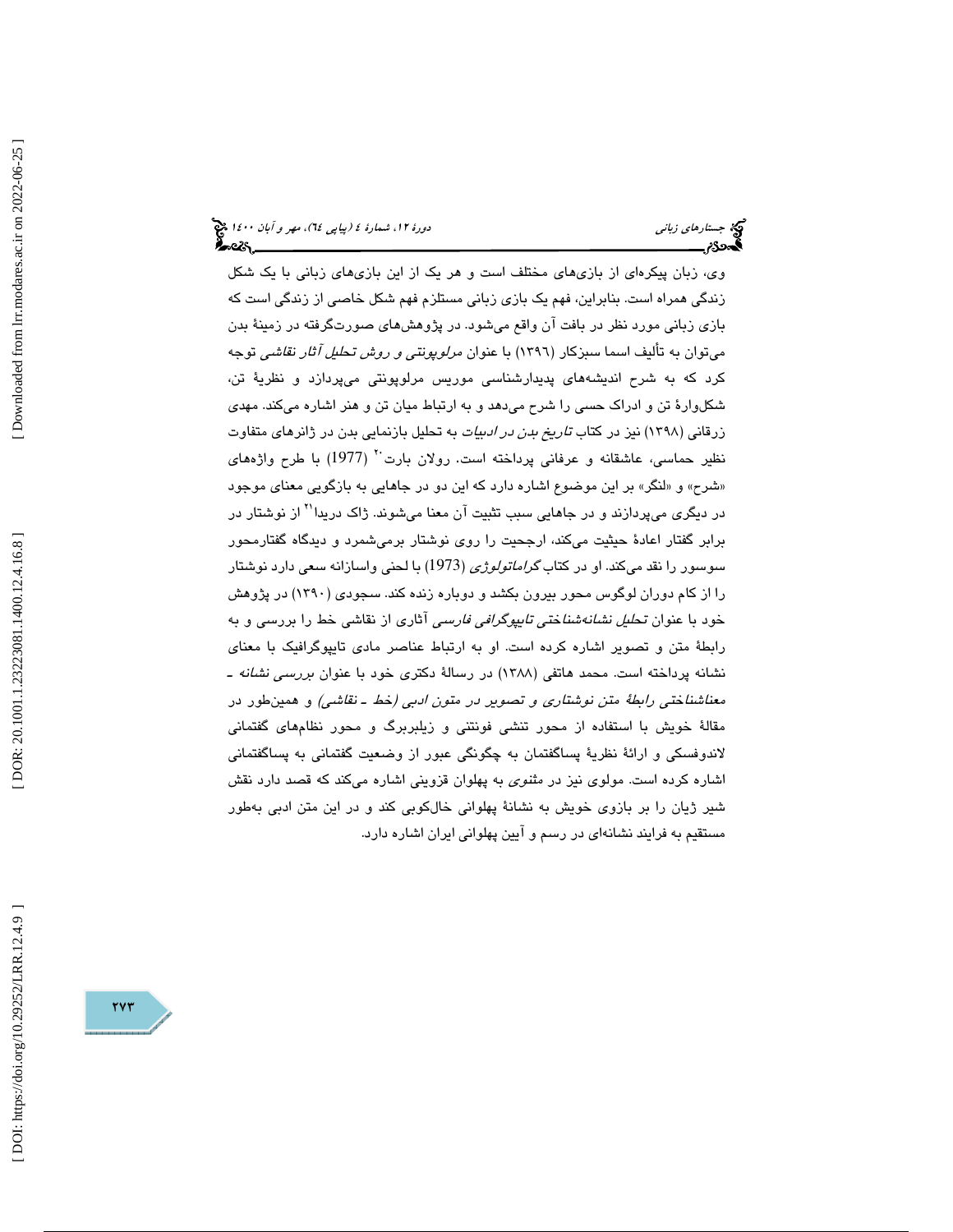وی، زبان پیکره‌ای از بازی‌های مختلف است و هر یک از این بازی‌های زبانی با یک شکل زندگی همراه است. بنابراین، فهم یک بازی زبانی مستلزم فهم شکل خاصی از زندگی است که بازی زبانی مورد نظر در بافت آن واقع می‌شود. در پژوهش‌های صورت‌گرفته در زمینهٔ بدن می‌توان به تألیف اسما سبزکار (۱۳۹۶) با عنوان *مرلوپونتی و روش تحلیل آثار نقاشی* توجه کرد که به شرح اندیشه‌های پدیدارشناسی موریس مرلوپونتی می‌پردازد و نظریهٔ تن، شکل‌وارهٔ تن و ادراک حسی را شرح می‌دهد و به ارتباط میان تن و هنر اشاره می‌کند. مهدی زرقانی (۱۳۹۸) نیز در کتاب *تاریخ بدن در ادبیات* به تحلیل بازنمایی بدن در ژانرهای متفاوت نظیر حماسی، عاشقانه و عرفانی پرداخته است. رولان بارت[20] (1977) با طرح واژه‌های «شرح» و «لنگر» بر این موضوع اشاره دارد که این دو در جاهایی به بازگویی معنای موجود در دیگری می‌پردازند و در جاهایی سبب تثبیت آن معنا می‌شوند. ژاک دریدا[21] از نوشتار در برابر گفتار اعادهٔ حیثیت می‌کند، ارجحیت را روی نوشتار برمی‌شمرد و دیدگاه گفتارمحور سوسور را نقد می‌کند. او در کتاب *گراماتولوژی* (1973) با لحنی واسازانه سعی دارد نوشتار را از کام دوران لوگوس محور بیرون بکشد و دوباره زنده کند. سجودی (۱۳۹۰) در پژوهش خود با عنوان *تحلیل نشانه‌شناختی تایپوگرافی فارسی* آثاری از نقاشی خط را بررسی و به رابطهٔ متن و تصویر اشاره کرده است. او به ارتباط عناصر مادی تایپوگرافیک با معنای نشانه پرداخته است. محمد هاتفی (۱۳۸۸) در رسالهٔ دکتری خود با عنوان *بررسی نشانه ـ معناشناختی رابطهٔ متن نوشتاری و تصویر در متون ادبی (خط ـ نقاشی)* و همین‌طور در مقالهٔ خویش با استفاده از محور تنشی فونتنی و زیلبربرگ و محور نظام‌های گفتمانی لاندوفسکی و ارائهٔ نظریهٔ پساگفتمان به چگونگی عبور از وضعیت گفتمانی به پساگفتمانی اشاره کرده است. مولوی نیز در *مثنوی* به پهلوان قزوینی اشاره می‌کند که قصد دارد نقش شیر ژیان را بر بازوی خویش به نشانهٔ پهلوانی خال‌کوبی کند و در این متن ادبی به‌طور مستقیم به فرایند نشانه‌ای در رسم و آیین پهلوانی ایران اشاره دارد.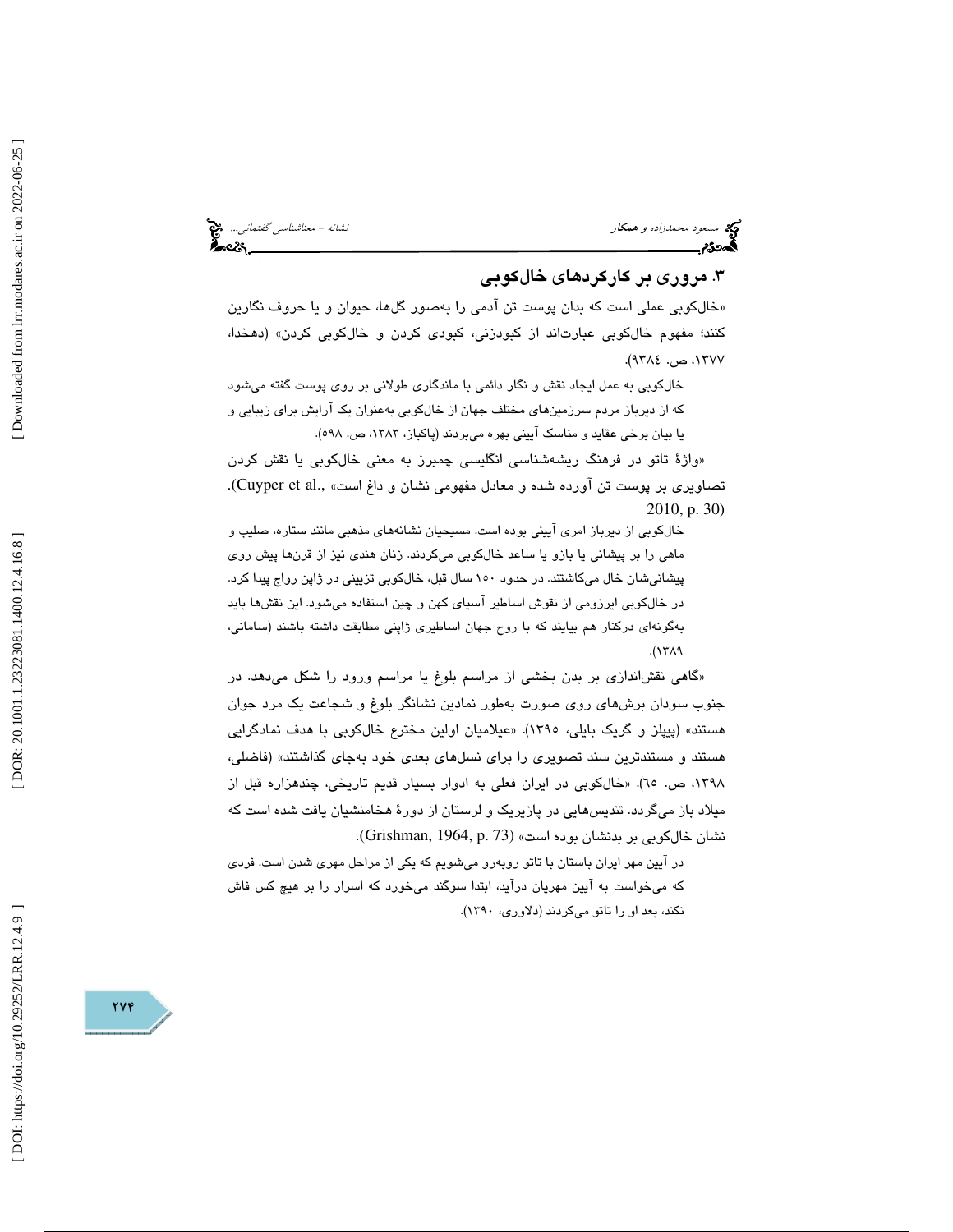## ۳. مروری بر کارکردهای خال‌کوبی

«خال‌کوبی عملی است که بدان پوست تن آدمی را به‌صور گل‌ها، حیوان و یا حروف نگارین کنند؛ مفهوم خال‌کوبی عبارت‌اند از کبودزنی، کبودی کردن و خال‌کوبی کردن» (دهخدا، ۱۳۷۷، ص. ۹۳۸٤).

> خال‌کوبی به عمل ایجاد نقش و نگار دائمی با ماندگاری طولانی بر روی پوست گفته می‌شود که از دیرباز مردم سرزمین‌های مختلف جهان از خال‌کوبی به‌عنوان یک آرایش برای زیبایی و یا بیان برخی عقاید و مناسک آیینی بهره می‌بردند (پاکباز، ۱۳۸۳، ص. ۵۹۸).

«واژهٔ تاتو در فرهنگ ریشه‌شناسی انگلیسی چمبرز به معنی خال‌کوبی یا نقش کردن تصاویری بر پوست تن آورده شده و معادل مفهومی نشان و داغ است» (Cuyper et al., 2010, p. 30).

> خال‌کوبی از دیرباز امری آیینی بوده است. مسیحیان نشانه‌های مذهبی مانند ستاره، صلیب و ماهی را بر پیشانی یا بازو یا ساعد خال‌کوبی می‌کردند. زنان هندی نیز از قرن‌ها پیش روی پیشانی‌شان خال می‌کاشتند. در حدود ۱۵۰ سال قبل، خال‌کوبی تزیینی در ژاپن رواج پیدا کرد. در خال‌کوبی ایرزومی از نقوش اساطیر آسیای کهن و چین استفاده می‌شود. این نقش‌ها باید به‌گونه‌ای درکنار هم بیایند که با روح جهان اساطیری ژاپنی مطابقت داشته باشند (سامانی، ۱۳۸۹).

«گاهی نقش‌اندازی بر بدن بخشی از مراسم بلوغ یا مراسم ورود را شکل می‌دهد. در جنوب سودان برش‌های روی صورت به‌طور نمادین نشانگر بلوغ و شجاعت یک مرد جوان هستند» (پیپلز و گریک بایلی، ۱۳۹۵). «علامیان اولین مخترع خال‌کوبی با هدف نمادگرایی هستند و مستندترین سند تصویری را برای نسل‌های بعدی خود به‌جای گذاشتند» (فاضلی، ۱۳۹۸، ص. ٦۵). «خال‌کوبی در ایران فعلی به ادوار بسیار قدیم تاریخی، چندهزاره قبل از میلاد باز می‌گردد. تندیس‌هایی در پازیریک و لرستان از دورهٔ هخامنشیان یافت شده است که نشان خال‌کوبی بر بدنشان بوده است» (Grishman, 1964, p. 73).

> در آیین مهر ایران باستان با تاتو روبه‌رو می‌شویم که یکی از مراحل مهری شدن است. فردی که می‌خواست به آیین مهریان درآید، ابتدا سوگند می‌خورد که اسرار را بر هیچ کس فاش نکند، بعد او را تاتو می‌کردند (دلاوری، ۱۳۹۰).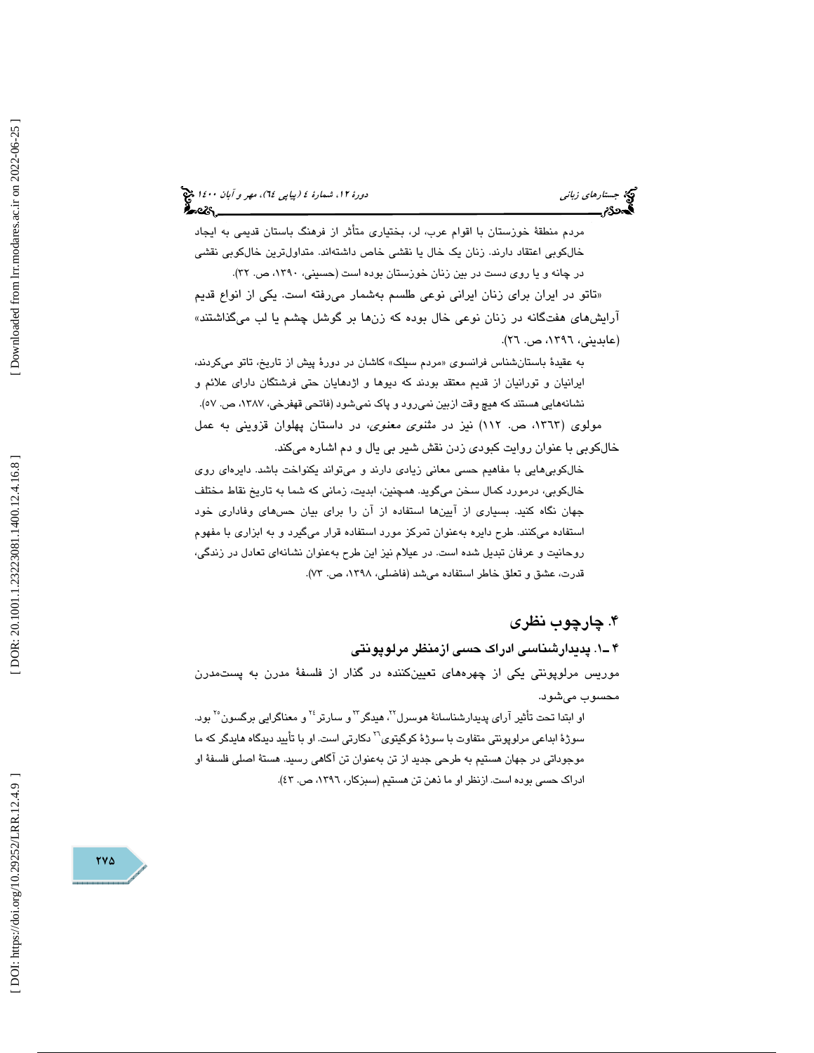مردم منطقهٔ خوزستان با اقوام عرب، لر، بختیاری متأثر از فرهنگ باستان قدیمی به ایجاد خال‌کوبی اعتقاد دارند. زنان یک خال یا نقشی خاص داشته‌اند. متداول‌ترین خال‌کوبی نقشی در چانه و یا روی دست در بین زنان خوزستان بوده است (حسینی، ۱۳۹۰، ص. ۳۲).

«تاتو در ایران برای زنان ایرانی نوعی طلسم به‌شمار می‌رفته است. یکی از انواع قدیم آرایش‌های هفت‌گانه در زنان نوعی خال بوده که زن‌ها بر گوشل چشم یا لب می‌گذاشتند» (عابدینی، ۱۳۹٦، ص. ۲٦).

به عقیدهٔ باستان‌شناس فرانسوی «مردم سیلک» کاشان در دورهٔ پیش از تاریخ، تاتو می‌کردند، ایرانیان و تورانیان از قدیم معتقد بودند که دیوها و اژدهایان حتی فرشتگان دارای علائم و نشانه‌هایی هستند که هیچ وقت ازبین نمی‌رود و پاک نمی‌شود (فاتحی قهفرخی، ۱۳۸۷، ص. ۵۷).

مولوی (۱۳٦۳، ص. ۱۱۲) نیز در *مثنوی معنوی*، در داستان پهلوان قزوینی به عمل خال‌کوبی با عنوان روایت کبودی زدن نقش شیر بی یال و دم اشاره می‌کند.

خال‌کوبی‌هایی با مفاهیم حسی معانی زیادی دارند و می‌تواند یکنواخت باشد. دایره‌ای روی خال‌کوبی، درمورد کمال سخن می‌گوید. همچنین، ابدیت، زمانی که شما به تاریخ نقاط مختلف جهان نگاه کنید. بسیاری از آیین‌ها استفاده از آن را برای بیان حس‌های وفاداری خود استفاده می‌کنند. طرح دایره به‌عنوان تمرکز مورد استفاده قرار می‌گیرد و به ابزاری با مفهوم روحانیت و عرفان تبدیل شده است. در عیلام نیز این طرح به‌عنوان نشانه‌ای تعادل در زندگی، قدرت، عشق و تعلق خاطر استفاده می‌شد (فاضلی، ۱۳۹۸، ص. ۷۳).

## ۴. چارچوب نظری

### ۴ـ۱. پدیدارشناسی ادراک حسی ازمنظر مرلوپونتی

موریس مرلوپونتی یکی از چهره‌های تعیین‌کننده در گذار از فلسفهٔ مدرن به پست‌مدرن محسوب می‌شود.

او ابتدا تحت تأثیر آرای پدیدارشناسانهٔ هوسرل[22]، هیدگر[23] و سارتر[24] و معناگرایی برگسون[25] بود. سوژهٔ ابداعی مرلوپونتی متفاوت با سوژهٔ کوگیتوی[26] دکارتی است. او با تأیید دیدگاه هایدگر که ما موجوداتی در جهان هستیم به طرحی جدید از تن به‌عنوان تن آگاهی رسید. هستهٔ اصلی فلسفهٔ او ادراک حسی بوده است. ازنظر او ما ذهن تن هستیم (سبزکار، ۱۳۹٦، ص. ٤۳).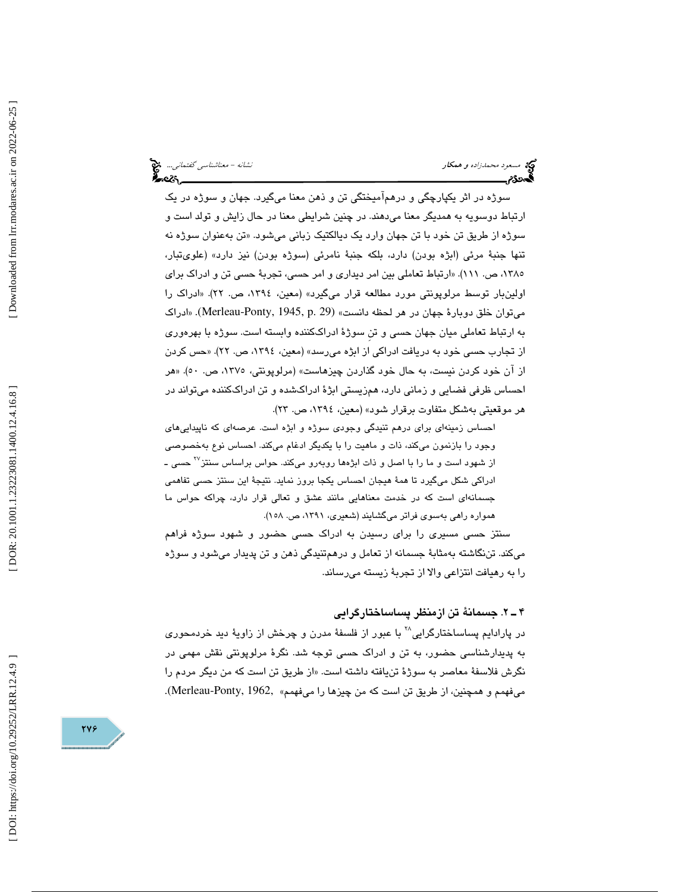سوژه در اثر یکپارچگی و درهم‌آمیختگی تن و ذهن معنا می‌گیرد. جهان و سوژه در یک ارتباط دوسویه به همدیگر معنا می‌دهند. در چنین شرایطی معنا در حال زایش و تولد است و سوژه از طریق تن خود با تن جهان وارد یک دیالکتیک زبانی می‌شود. «تن به‌عنوان سوژه نه تنها جنبهٔ مرئی (ابژه بودن) دارد، بلکه جنبهٔ نامرئی (سوژه بودن) نیز دارد» (علوی‌تبار، ۱۳۸۵، ص. ۱۱۱). «ارتباط تعاملی بین امر دیداری و امر حسی، تجربهٔ حسی تن و ادراک برای اولین‌بار توسط مرلوپونتی مورد مطالعه قرار می‌گیرد» (معین، ۱۳۹٤، ص. ۲۲). «ادراک را می‌توان خلق دوبارهٔ جهان در هر لحظه دانست» (Merleau-Ponty, 1945, p. 29). «ادراک به ارتباط تعاملی میان جهان حسی و تنِ سوژهٔ ادراک‌کننده وابسته است. سوژه با بهره‌وری از تجارب حسی خود به دریافت ادراکی از ابژه می‌رسد» (معین، ۱۳۹٤، ص. ۲۲). «حس کردن از آن خود کردن نیست، به حال خود گذاردن چیزهاست» (مرلوپونتی، ۱۳۷۵، ص. ۵۰). «هر احساس ظرفی فضایی و زمانی دارد، هم‌زیستی ابژهٔ ادراک‌شده و تن ادراک‌کننده می‌تواند در هر موقعیتی به‌شکل متفاوت برقرار شود» (معین، ۱۳۹٤، ص. ۲۳).

> احساس زمینه‌ای برای درهم تنیدگی وجودی سوژه و ابژه است. عرصه‌ای که ناپیدایی‌های وجود را بازنمون می‌کند، ذات و ماهیت را با یکدیگر ادغام می‌کند. احساس نوع به‌خصوصی از شهود است و ما را با اصل و ذات ابژه‌ها روبه‌رو می‌کند. حواس براساس سنتز[27] حسی ـ ادراکی شکل می‌گیرد تا همهٔ هیجان احساس یکجا بروز نماید. نتیجهٔ این سنتز حسی تفاهمی جسمانه‌ای است که در خدمت معناهایی مانند عشق و تعالی قرار دارد، چراکه حواس ما همواره راهی به‌سوی فراتر می‌گشایند (شعیری، ۱۳۹۱، ص. ۱۵۸).

سنتز حسی مسیری را برای رسیدن به ادراک حسی حضور و شهود سوژه فراهم می‌کند. تن‌نگاشته به‌مثابهٔ جسمانه از تعامل و درهم‌تنیدگی ذهن و تن پدیدار می‌شود و سوژه را به رهیافت انتزاعی والا از تجربهٔ زیسته می‌رساند.

## ۴ ـ ۲. جسمانهٔ تن ازمنظر پساساختارگرایی

در پارادایم پساساختارگرایی[28] با عبور از فلسفهٔ مدرن و چرخش از زاویهٔ دید خردمحوری به پدیدارشناسی حضور، به تن و ادراک حسی توجه شد. نگرهٔ مرلوپونتی نقش مهمی در نگرش فلاسفهٔ معاصر به سوژهٔ تن‌یافته داشته است. «از طریق تن است که من دیگر مردم را می‌فهمم و همچنین، از طریق تن است که من چیزها را می‌فهمم» (Merleau-Ponty, 1962,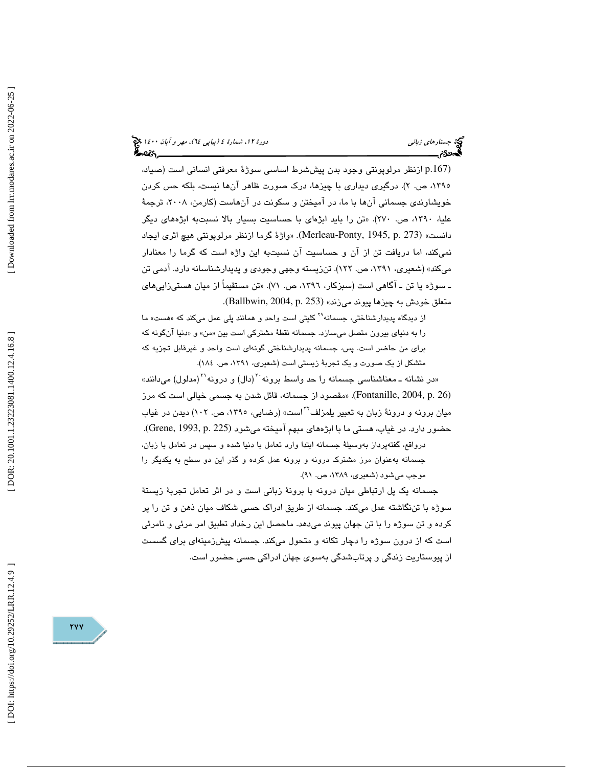(p.167 ازنظر مرلوپونتی وجود بدن پیش‌شرط اساسی سوژهٔ معرفتی انسانی است (صیاد، ۱۳۹۵، ص. ۲). درگیری دیداری با چیزها، درک صورت ظاهر آن‌ها نیست، بلکه حس کردن خویشاوندی جسمانی آن‌ها با ما، در آمیختن و سکونت در آن‌هاست (کارمن، ۲۰۰۸، ترجمهٔ علیا، ۱۳۹۰، ص. ۲۷۰). «تن را باید ابژه‌ای با حساسیت بسیار بالا نسبت‌به ابژه‌های دیگر دانست» (Merleau-Ponty, 1945, p. 273). «واژهٔ گرما ازنظر مرلوپونتی هیچ اثری ایجاد نمی‌کند، اما دریافت تن از آن و حساسیت آن نسبت‌به این واژه است که گرما را معنادار می‌کند» (شعیری، ۱۳۹۱، ص. ۱۲۲). تن‌زیسته وجهی وجودی و پدیدارشناسانه دارد. آدمی تن ـ سوژه یا تن ـ آگاهی است (سبزکار، ۱۳۹۶، ص. ۷۱). «تن مستقیماً از میان هستی‌زایی‌های متعلق خودش به چیزها پیوند می‌زند» (Ballbwin, 2004, p. 253).

> از دیدگاه پدیدارشناختی، جسمانه[29] کلیتی است واحد و همانند پلی عمل می‌کند که «هست» ما را به دنیای بیرون متصل می‌سازد. جسمانه نقطهٔ مشترکی است بین «من» و «دنیا آن‌گونه که برای من حاضر است. پس، جسمانه پدیدارشناختی گونه‌ای است واحد و غیرقابل تجزیه که متشکل از یک صورت و یک تجربهٔ زیستی است (شعیری، ۱۳۹۱، ص. ۱۸٤).

«در نشانه ـ معناشناسی جسمانه را حد واسط برونه[30] (دال) و درونه[31] (مدلول) می‌دانند» (Fontanille, 2004, p. 26). «مقصود از جسمانه، قائل شدن به جسمی خیالی است که مرز میان برونه و درونهٔ زبان به تعبیر یلمزلف[32] است» (رضایی، ۱۳۹۵، ص. ۱۰۲) دیدن در غیاب حضور دارد. در غیاب، هستی ما با ابژه‌های مبهم آمیخته می‌شود (Grene, 1993, p. 225).

> درواقع، گفته‌پرداز به‌وسیلهٔ جسمانه ابتدا وارد تعامل با دنیا شده و سپس در تعامل با زبان، جسمانه به‌عنوان مرز مشترک درونه و برونه عمل کرده و گذر این دو سطح به یکدیگر را موجب می‌شود (شعیری، ۱۳۸۹، ص. ۹۱).

جسمانه یک پل ارتباطی میان درونه با برونهٔ زبانی است و در اثر تعامل تجربهٔ زیستهٔ سوژه با تن‌نگاشته عمل می‌کند. جسمانه از طریق ادراک حسی شکاف میان ذهن و تن را پر کرده و تن سوژه را با تن جهان پیوند می‌دهد. ماحصل این رخداد تطبیق امر مرئی و نامرئی است که از درون سوژه را دچار تکانه و متحول می‌کند. جسمانه پیش‌زمینه‌ای برای گسست از پیوستاریت زندگی و پرتاب‌شدگی به‌سوی جهان ادراکی حسی حضور است.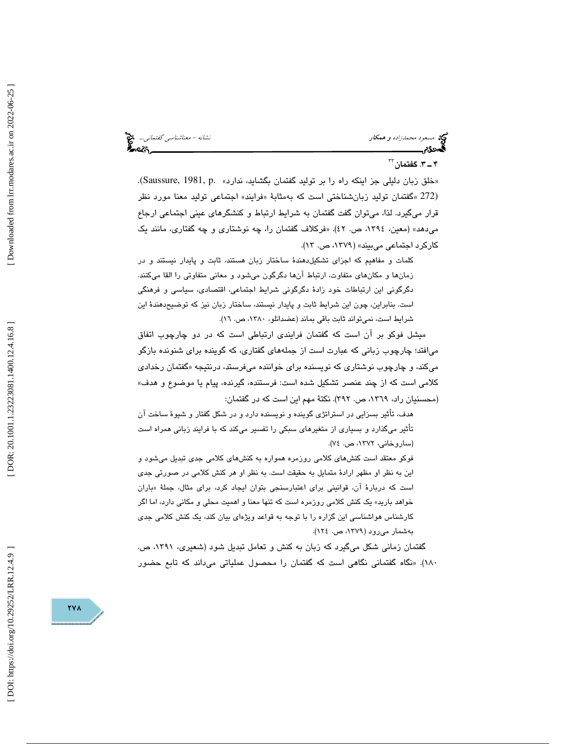### ۴ ـ ۳. گفتمان[33]

«خلق زبان دلیلی جز اینکه راه را بر تولید گفتمان بگشاید، ندارد» (Saussure, 1981, p. 272). «گفتمان تولید زبان‌شناختی است که به‌مثابهٔ «فرایند» اجتماعی تولید معنا مورد نظر قرار می‌گیرد. لذا، می‌توان گفت گفتمان به شرایط ارتباط و کنشگرهای عینی اجتماعی ارجاع می‌دهد» (معین، ١٣٩٤، ص. ٤٢). «فرکلاف گفتمان را، چه نوشتاری و چه گفتاری، مانند یک کارکرد اجتماعی می‌بیند» (١٣٧٩، ص. ١٣).

> کلمات و مفاهیم که اجزای تشکیل‌دهندهٔ ساختار زبان هستند، ثابت و پایدار نیستند و در زمان‌ها و مکان‌های متفاوت، ارتباط آن‌ها دگرگون می‌شود و معانی متفاوتی را القا می‌کنند. دگرگونی این ارتباطات خود زادهٔ دگرگونی شرایط اجتماعی، اقتصادی، سیاسی و فرهنگی است. بنابراین، چون این شرایط ثابت و پایدار نیستند، ساختار زبان نیز که توضیح‌دهندهٔ این شرایط است، نمی‌تواند ثابت باقی بماند (عضدانلو، ١٣٨٠، ص. ١٦).

میشل فوکو بر آن است که گفتمان فرایندی ارتباطی است که در دو چارچوب اتفاق می‌افتد؛ چارچوب زبانی که عبارت است از جمله‌های گفتاری، که گوینده برای شنونده بازگو می‌کند، و چارچوب نوشتاری که نویسنده برای خواننده می‌فرستد، درنتیجه «گفتمان رخدادی کلامی است که از چند عنصر تشکیل شده است: فرستنده، گیرنده، پیام یا موضوع و هدف» (محسنیان راد، ١٣٦٩، ص. ٣٩٢). نکتهٔ مهم این است که در گفتمان:

> هدف، تأثیر بسزایی در استراتژی گوینده و نویسنده دارد و در شکل گفتار و شیوهٔ ساخت آن تأثیر می‌گذارد و بسیاری از متغیرهای سبکی را تفسیر می‌کند که با فرایند زبانی همراه است (ساروخانی، ١٣٧٢، ص. ٧٤).

> فوکو معتقد است کنش‌های کلامی روزمره همواره به کنش‌های کلامی جدی تبدیل می‌شود و این به نظر او مظهر ارادهٔ متمایل به حقیقت است. به نظر او هر کنش کلامی در صورتی جدی است که دربارهٔ آن، قوانینی برای اعتبارسنجی بتوان ایجاد کرد، برای مثال، جملهٔ «باران خواهد بارید» یک کنش کلامی روزمره است که تنها معنا و اهمیت محلی و مکانی دارد، اما اگر کارشناس هواشناسی این گزاره را با توجه به قواعد ویژه‌ای بیان کند، یک کنش کلامی جدی به‌شمار می‌رود (١٣٧٩، ص. ١٢٤).

گفتمان زمانی شکل می‌گیرد که زبان به کنش و تعامل تبدیل شود (شعیری، ١٣٩١، ص. ١٨٠). «نگاه گفتمانی نگاهی است که گفتمان را محصول عملیاتی می‌داند که تابع حضور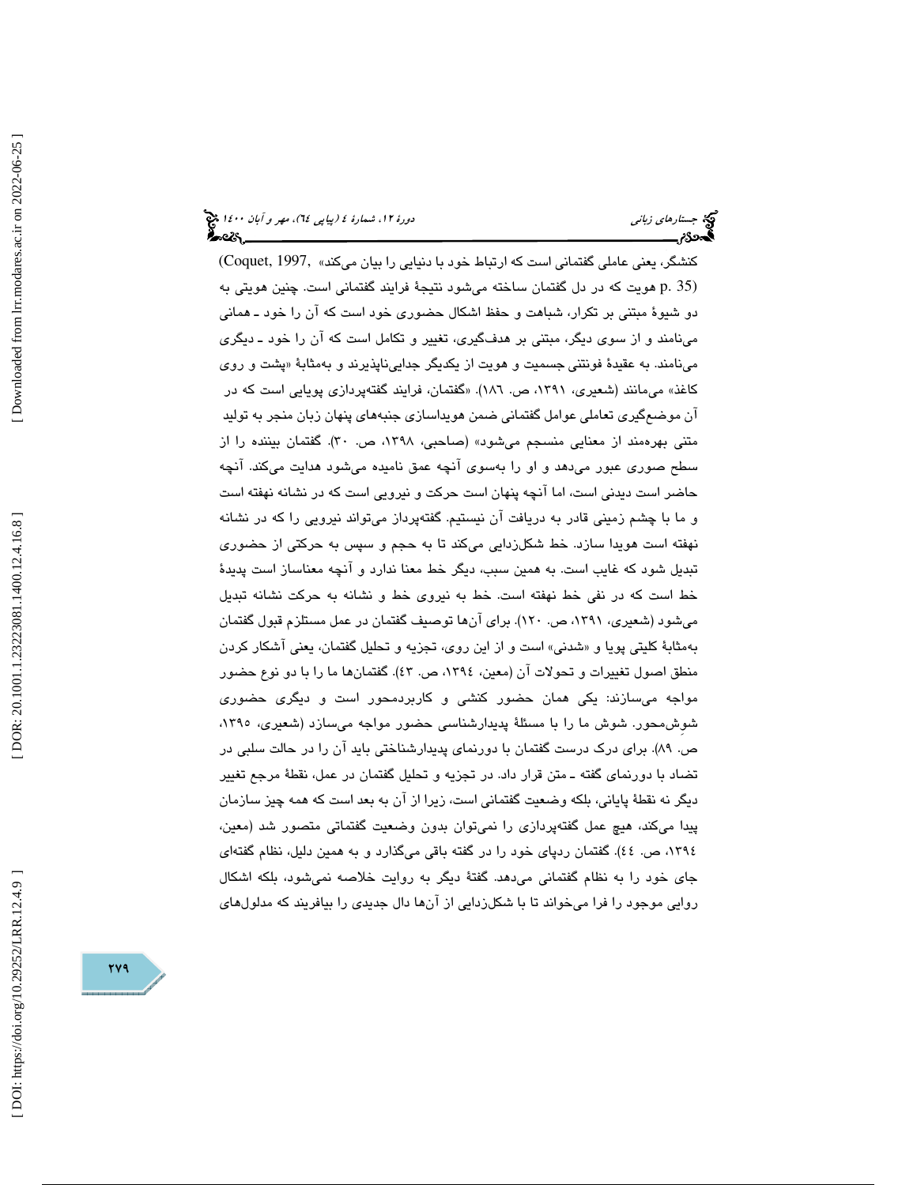کنشگر، یعنی عاملی گفتمانی است که ارتباط خود با دنیایی را بیان می‌کند» (Coquet, 1997, p. 35) هویت که در دل گفتمان ساخته می‌شود نتیجهٔ فرایند گفتمانی است. چنین هویتی به دو شیوهٔ مبتنی بر تکرار، شباهت و حفظ اشکال حضوری خود است که آن را خود ـ همانی می‌نامند و از سوی دیگر، مبتنی بر هدف‌گیری، تغییر و تکامل است که آن را خود ـ دیگری می‌نامند. به عقیدهٔ فونتنی جسمیت و هویت از یکدیگر جدایی‌ناپذیرند و به‌مثابهٔ «پشت و روی کاغذ» می‌مانند (شعیری، ۱۳۹۱، ص. ۱۸۶). «گفتمان، فرایند گفته‌پردازی پویایی است که در آن موضع‌گیری تعاملی عوامل گفتمانی ضمن هویداسازی جنبه‌های پنهان زبان منجر به تولید متنی بهره‌مند از معنایی منسجم می‌شود» (صاحبی، ۱۳۹۸، ص. ۳۰). گفتمان بیننده را از سطح صوری عبور می‌دهد و او را به‌سوی آنچه عمق نامیده می‌شود هدایت می‌کند. آنچه حاضر است دیدنی است، اما آنچه پنهان است حرکت و نیرویی است که در نشانه نهفته است و ما با چشم زمینی قادر به دریافت آن نیستیم. گفته‌پرداز می‌تواند نیرویی را که در نشانه نهفته است هویدا سازد. خط شکل‌زدایی می‌کند تا به حجم و سپس به حرکتی از حضوری تبدیل شود که غایب است. به همین سبب، دیگر خط معنا ندارد و آنچه معناساز است پدیدهٔ خط است که در نفی خط نهفته است. خط به نیروی خط و نشانه به حرکت نشانه تبدیل می‌شود (شعیری، ۱۳۹۱، ص. ۱۲۰). برای آن‌ها توصیف گفتمان در عمل مستلزم قبول گفتمان به‌مثابهٔ کلیتی پویا و «شدنی» است و از این روی، تجزیه و تحلیل گفتمان، یعنی آشکار کردن منطق اصول تغییرات و تحولات آن (معین، ۱۳۹٤، ص. ٤۳). گفتمان‌ها ما را با دو نوع حضور مواجه می‌سازند: یکی همان حضور کنشی و کاربردمحور است و دیگری حضوری شوش‌محور. شوش ما را با مسئلهٔ پدیدارشناسی حضور مواجه می‌سازد (شعیری، ۱۳۹۵، ص. ۸۹). برای درک درست گفتمان با دورنمای پدیدارشناختی باید آن را در حالت سلبی در تضاد با دورنمای گفته ـ متن قرار داد. در تجزیه و تحلیل گفتمان در عمل، نقطهٔ مرجع تغییر دیگر نه نقطهٔ پایانی، بلکه وضعیت گفتمانی است، زیرا از آن به بعد است که همه چیز سازمان پیدا می‌کند، هیچ عمل گفته‌پردازی را نمی‌توان بدون وضعیت گفتماتی متصور شد (معین، ۱۳۹٤، ص. ٤٤). گفتمان ردپای خود را در گفته باقی می‌گذارد و به همین دلیل، نظام گفته‌ای جای خود را به نظام گفتمانی می‌دهد. گفتهٔ دیگر به روایت خلاصه نمی‌شود، بلکه اشکال روایی موجود را فرا می‌خواند تا با شکل‌زدایی از آن‌ها دال جدیدی را بیافرینند که مدلول‌های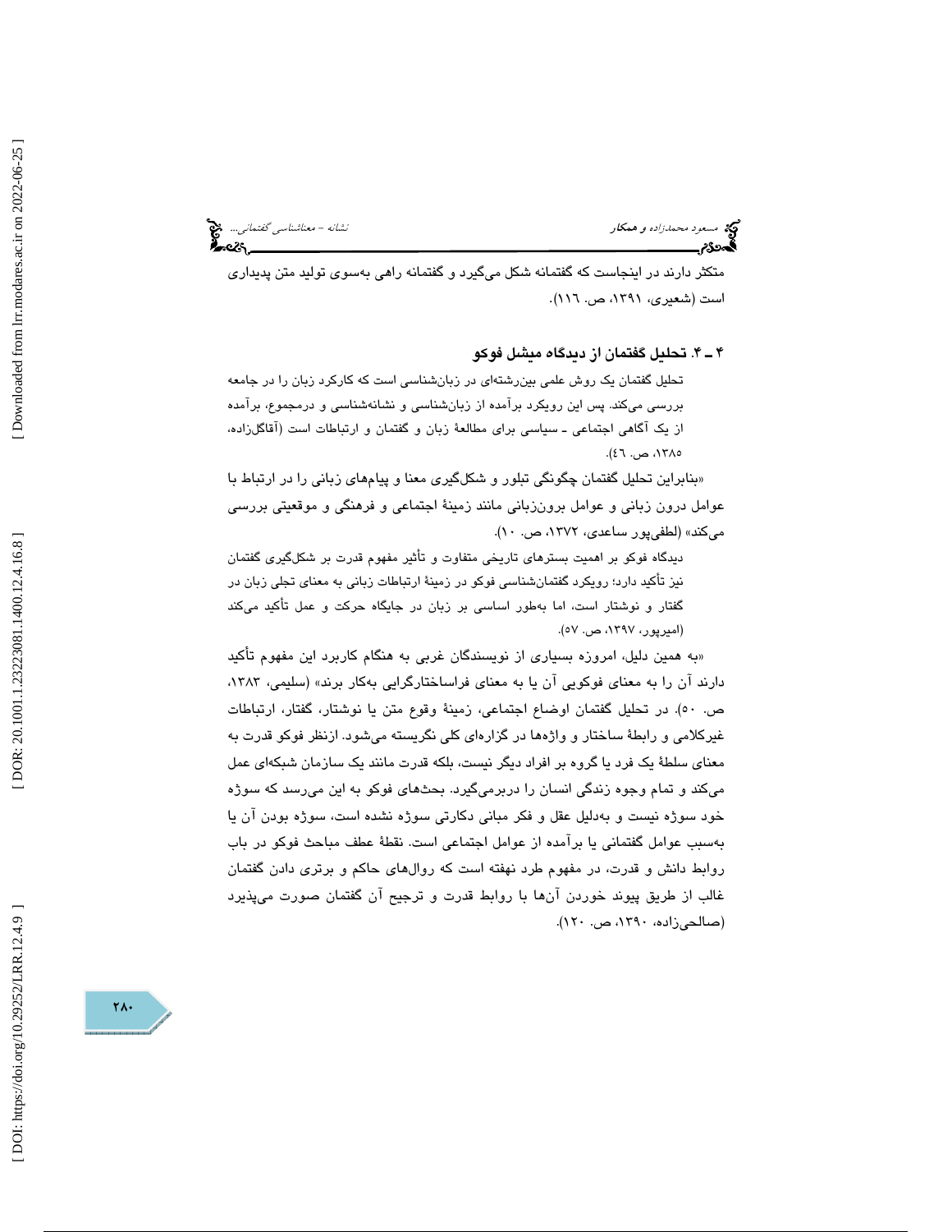متکثر دارند در اینجاست که گفتمانه شکل می‌گیرد و گفتمانه راهی به‌سوی تولید متن پدیداری است (شعیری، ۱۳۹۱، ص. ۱۱٦).

### ۴ ـ ۴. تحلیل گفتمان از دیدگاه میشل فوکو

تحلیل گفتمان یک روش علمی بین‌رشته‌ای در زبان‌شناسی است که کارکرد زبان را در جامعه بررسی می‌کند. پس این رویکرد برآمده از زبان‌شناسی و نشانه‌شناسی و درمجموع، برآمده از یک آگاهی اجتماعی ـ سیاسی برای مطالعهٔ زبان و گفتمان و ارتباطات است (آقاگل‌زاده، ۱۳۸۵، ص. ٤٦).

«بنابراین تحلیل گفتمان چگونگی تبلور و شکل‌گیری معنا و پیام‌های زبانی را در ارتباط با عوامل درون زبانی و عوامل برون‌زبانی مانند زمینهٔ اجتماعی و فرهنگی و موقعیتی بررسی می‌کند» (لطفی‌پور ساعدی، ۱۳۷۲، ص. ۱۰).

دیدگاه فوکو بر اهمیت بسترهای تاریخی متفاوت و تأثیر مفهوم قدرت بر شکل‌گیری گفتمان نیز تأکید دارد؛ رویکرد گفتمان‌شناسی فوکو در زمینهٔ ارتباطات زبانی به معنای تجلی زبان در گفتار و نوشتار است، اما به‌طور اساسی بر زبان در جایگاه حرکت و عمل تأکید می‌کند (امیرپور، ۱۳۹۷، ص. ۵۷).

«به همین دلیل، امروزه بسیاری از نویسندگان غربی به هنگام کاربرد این مفهوم تأکید دارند آن را به معنای فوکویی آن یا به معنای فراساختارگرایی به‌کار برند» (سلیمی، ۱۳۸۳، ص. ۵۰). در تحلیل گفتمان اوضاع اجتماعی، زمینهٔ وقوع متن یا نوشتار، گفتار، ارتباطات غیرکلامی و رابطهٔ ساختار و واژه‌ها در گزاره‌ای کلی نگریسته می‌شود. ازنظر فوکو قدرت به معنای سلطهٔ یک فرد یا گروه بر افراد دیگر نیست، بلکه قدرت مانند یک سازمان شبکه‌ای عمل می‌کند و تمام وجوه زندگی انسان را دربرمی‌گیرد. بحث‌های فوکو به این می‌رسد که سوژه خود سوژه نیست و به‌دلیل عقل و فکر مبانی دکارتی سوژه نشده است، سوژه بودن آن یا به‌سبب عوامل گفتمانی یا برآمده از عوامل اجتماعی است. نقطهٔ عطف مباحث فوکو در باب روابط دانش و قدرت، در مفهوم طرد نهفته است که روال‌های حاکم و برتری دادن گفتمان غالب از طریق پیوند خوردن آن‌ها با روابط قدرت و ترجیح آن گفتمان صورت می‌پذیرد (صالحی‌زاده، ۱۳۹۰، ص. ۱۲۰).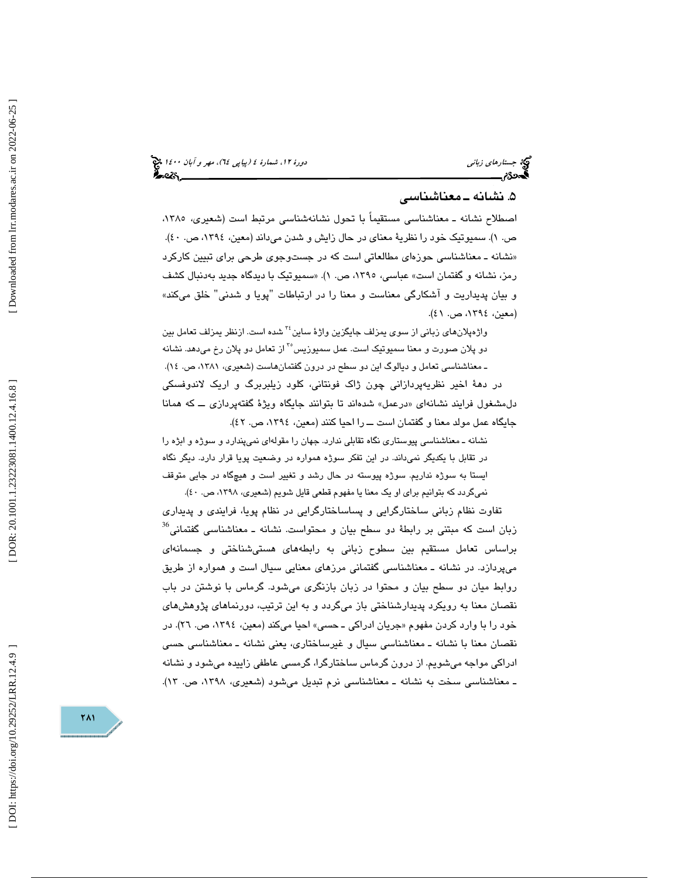## ۵. نشانه ـ معناشناسی

اصطلاح نشانه ـ معناشناسی مستقیماً با تحول نشانه‌شناسی مرتبط است (شعیری، ۱۳۸۵، ص. ۱). سمیوتیک خود را نظریهٔ معنای در حال زایش و شدن می‌داند (معین، ۱۳۹٤، ص. ٤٠). «نشانه ـ معناشناسی حوزه‌ای مطالعاتی است که در جست‌وجوی طرحی برای تبیین کارکرد رمز، نشانه و گفتمان است» عباسی، ۱۳۹۵، ص. ۱). «سمیوتیک با دیدگاه جدید به‌دنبال کشف و بیان پدیداریت و آشکارگی معناست و معنا را در ارتباطات "پویا و شدنی" خلق می‌کند» (معین، ۱۳۹٤، ص. ٤١).

واژه‌پلان‌های زبانی از سوی یمزلف جایگزین واژهٔ ساین[34] شده است. ازنظر یمزلف تعامل بین دو پلان صورت و معنا سمیوتیک است. عمل سمیوزیس[35] از تعامل دو پلان رخ می‌دهد. نشانه ـ معناشناسی تعامل و دیالوگ این دو سطح در درون گفتمان‌هاست (شعیری، ۱۳۸۱، ص. ١٤).

در دههٔ اخیر نظریه‌پردازانی چون ژاک فونتانی، کلود زیلبربرگ و اریک لاندوفسکی دل‌مشغول فرایند نشانه‌ای «درعمل» شده‌اند تا بتوانند جایگاه ویژهٔ گفته‌پردازی ــ که همانا جایگاه عمل مولد معنا و گفتمان است ــ را احیا کنند (معین، ۱۳۹٤، ص. ٤٢).

نشانه ـ معناشناسی پیوستاری نگاه تقابلی ندارد. جهان را مقوله‌ای نمی‌پندارد و سوژه و ابژه را در تقابل با یکدیگر نمی‌داند. در این تفکر سوژه همواره در وضعیت پویا قرار دارد. دیگر نگاه ایستا به سوژه نداریم. سوژه پیوسته در حال رشد و تغییر است و هیچ‌گاه در جایی متوقف نمی‌گردد که بتوانیم برای او یک معنا یا مفهوم قطعی قایل شویم (شعیری، ۱۳۹۸، ص. ٤٠).

تفاوت نظام زبانی ساختارگرایی و پساساختارگرایی در نظام پویا، فرایندی و پدیداری زبان است که مبتنی بر رابطهٔ دو سطح بیان و محتواست. نشانه ـ معناشناسی گفتمانی[36] براساس تعامل مستقیم بین سطوح زبانی به رابطه‌های هستی‌شناختی و جسمانه‌ای می‌پردازد. در نشانه ـ معناشناسی گفتمانی مرزهای معنایی سیال است و همواره از طریق روابط میان دو سطح بیان و محتوا در زبان بازنگری می‌شود. گرماس با نوشتن در باب نقصان معنا به رویکرد پدیدارشناختی باز می‌گردد و به این ترتیب، دورنماهای پژوهش‌های خود را با وارد کردن مفهوم «جریان ادراکی ـ حسی» احیا می‌کند (معین، ۱۳۹٤، ص. ۲٦). در نقصان معنا با نشانه ـ معناشناسی سیال و غیرساختاری، یعنی نشانه ـ معناشناسی حسی ادراکی مواجه می‌شویم. از درون گرماس ساختارگرا، گرمسی عاطفی زاییده می‌شود و نشانه ـ معناشناسی سخت به نشانه ـ معناشناسی نرم تبدیل می‌شود (شعیری، ۱۳۹۸، ص. ۱۳).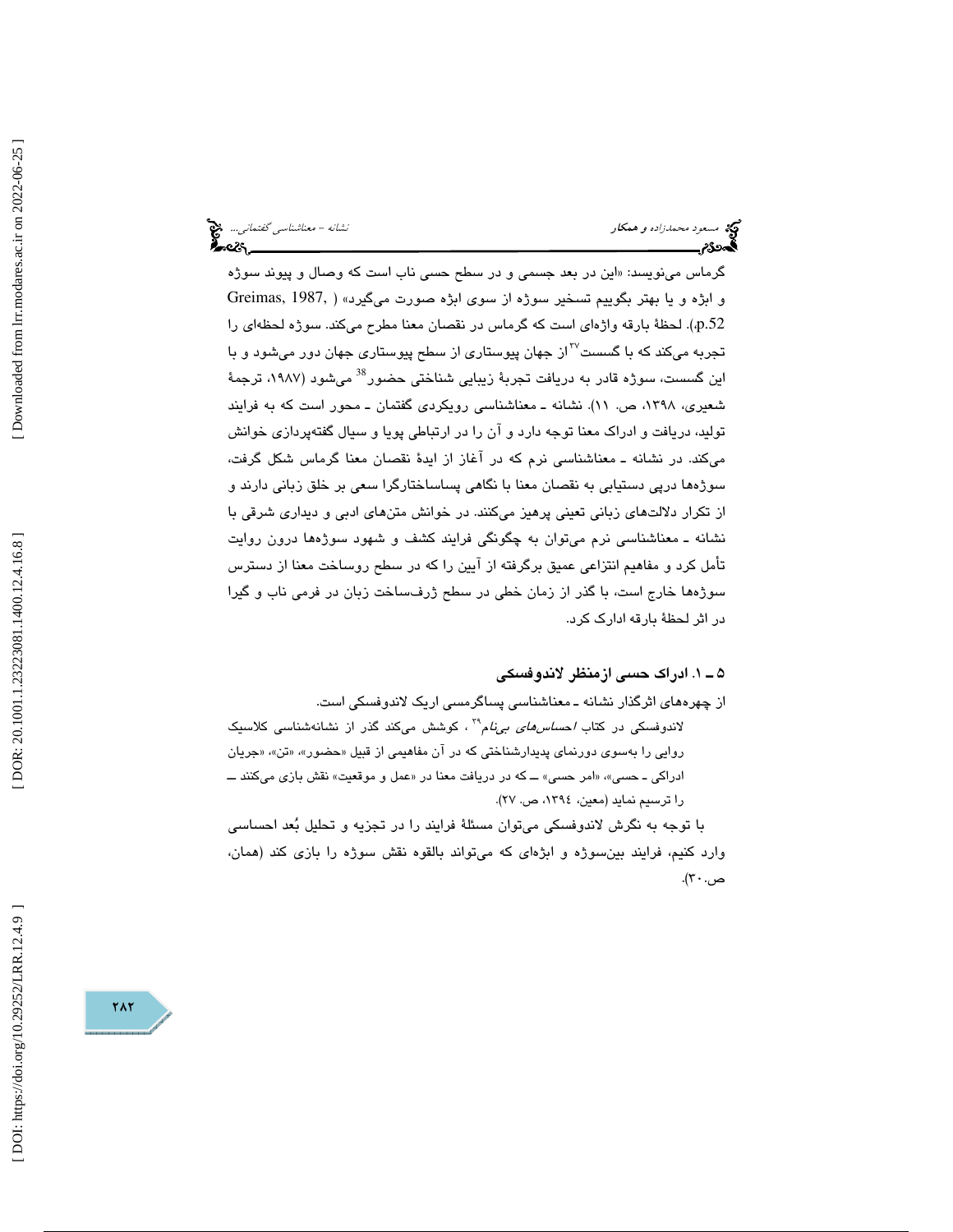گرماس می‌نویسد: «این در بعد جسمی و در سطح حسی ناب است که وصال و پیوند سوژه و ابژه و یا بهتر بگوییم تسخیر سوژه از سوی ابژه صورت می‌گیرد» ( Greimas, 1987, p.52). لحظهٔ بارقه واژه‌ای است که گرماس در نقصان معنا مطرح می‌کند. سوژه لحظه‌ای را تجربه می‌کند که با گسست[۳۷] از جهان پیوستاری از سطح پیوستاری جهان دور می‌شود و با این گسست، سوژه قادر به دریافت تجربهٔ زیبایی شناختی حضور[38] می‌شود (۱۹۸۷، ترجمهٔ شعیری، ۱۳۹۸، ص. ۱۱). نشانه ـ معناشناسی رویکردی گفتمان ـ محور است که به فرایند تولید، دریافت و ادراک معنا توجه دارد و آن را در ارتباطی پویا و سیال گفته‌پردازی خوانش می‌کند. در نشانه ـ معناشناسی نرم که در آغاز از ایدهٔ نقصان معنا گرماس شکل گرفت، سوژه‌ها درپی دستیابی به نقصان معنا با نگاهی پساساختارگرا سعی بر خلق زبانی دارند و از تکرار دلالت‌های زبانی تعینی پرهیز می‌کنند. در خوانش متن‌های ادبی و دیداری شرقی با نشانه ـ معناشناسی نرم می‌توان به چگونگی فرایند کشف و شهود سوژه‌ها درون روایت تأمل کرد و مفاهیم انتزاعی عمیق برگرفته از آیین را که در سطح روساخت معنا از دسترس سوژه‌ها خارج است، با گذر از زمان خطی در سطح ژرف‌ساخت زبان در فرمی ناب و گیرا در اثر لحظهٔ بارقه ادارک کرد.

### ۵ ـ ۱. ادراک حسی ازمنظر لاندوفسکی

از چهره‌های اثرگذار نشانه ـ معناشناسی پساگرمسی اریک لاندوفسکی است.

لاندوفسکی در کتاب *احساس‌های بی‌نام*[۳۹]، کوشش می‌کند گذر از نشانه‌شناسی کلاسیک روایی را به‌سوی دورنمای پدیدارشناختی که در آن مفاهیمی از قبیل «حضور»، «تن»، «جریان ادراکی ـ حسی»، «امر حسی» ــ که در دریافت معنا در «عمل و موقعیت» نقش بازی می‌کنند ــ را ترسیم نماید (معین، ۱۳۹٤، ص. ۲۷).

با توجه به نگرش لاندوفسکی می‌توان مسئلهٔ فرایند را در تجزیه و تحلیل بُعد احساسی وارد کنیم، فرایند بین‌سوژه و ابژه‌ای که می‌تواند بالقوه نقش سوژه را بازی کند (همان، ص.۳۰).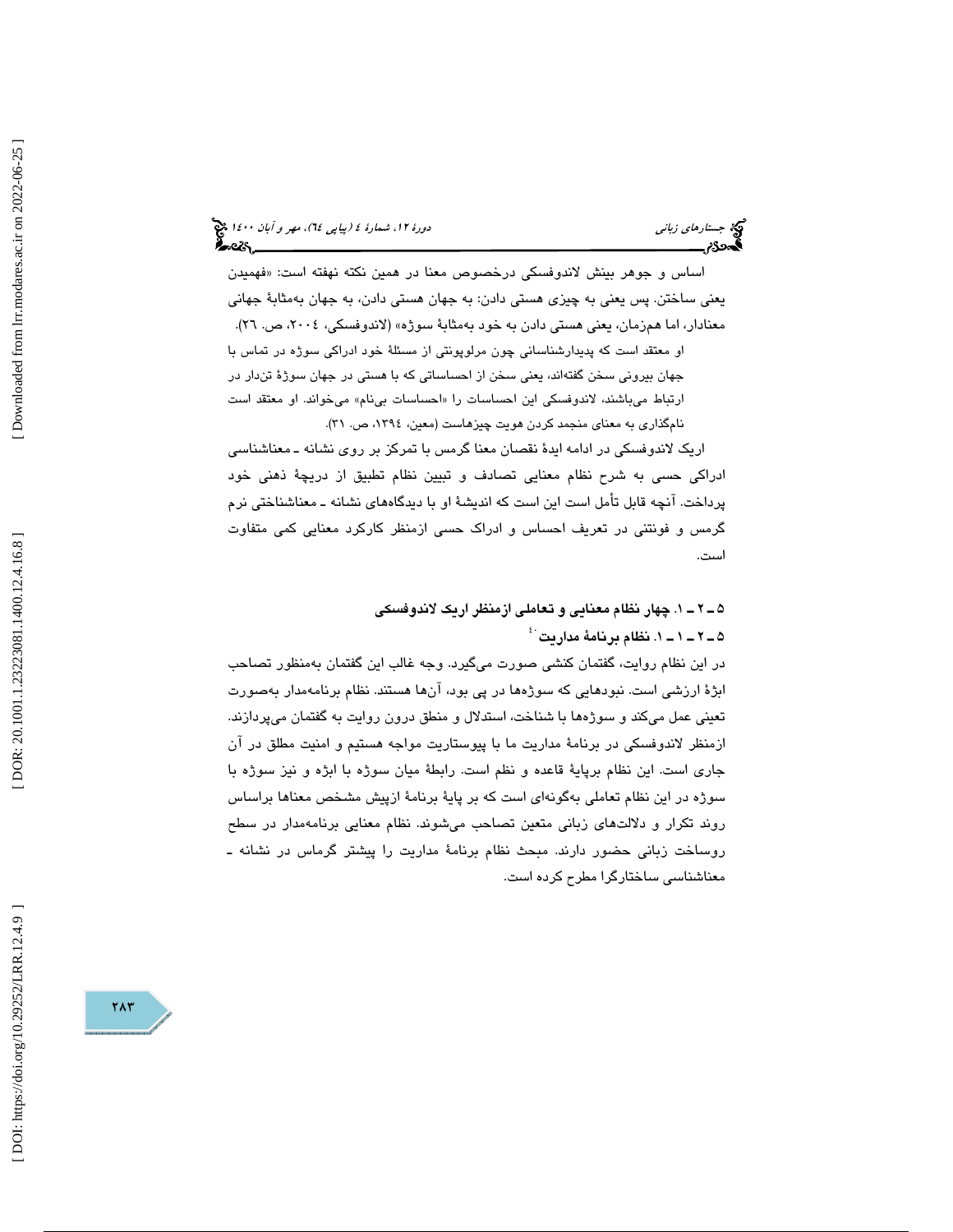اساس و جوهر بینش لاندوفسکی درخصوص معنا در همین نکته نهفته است: «فهمیدن یعنی ساختن. پس یعنی به چیزی هستی دادن: به جهان هستی دادن، به جهان به‌مثابهٔ جهانی معنادار، اما همزمان، یعنی هستی دادن به خود به‌مثابهٔ سوژه» (لاندوفسکی، ۲۰۰٤، ص. ۲٦).

> او معتقد است که پدیدارشناسانی چون مرلوپونتی از مسئلهٔ خود ادراکی سوژه در تماس با جهان بیرونی سخن گفته‌اند، یعنی سخن از احساساتی که با هستی در جهان سوژهٔ تن‌دار در ارتباط می‌باشند، لاندوفسکی این احساسات را «احساسات بی‌نام» می‌خواند. او معتقد است نام‌گذاری به معنای منجمد کردن هویت چیزهاست (معین، ۱۳۹٤، ص. ۳۱).

اریک لاندوفسکی در ادامه ایدهٔ نقصان معنا گرمس با تمرکز بر روی نشانه ـ معناشناسی ادراکی حسی به شرح نظام معنایی تصادف و تبیین نظام تطبیق از دریچهٔ ذهنی خود پرداخت. آنچه قابل تأمل است این است که اندیشهٔ او با دیدگاه‌های نشانه ـ معناشناختی نرم گرمس و فونتنی در تعریف احساس و ادراک حسی ازمنظر کارکرد معنایی کمی متفاوت است.

### ۵ ـ ۲ ـ ۱. چهار نظام معنایی و تعاملی ازمنظر اریک لاندوفسکی

#### ۵ ـ ۲ ـ ۱ ـ ۱. نظام برنامهٔ مداریت[٤٠]

در این نظام روایت، گفتمان کنشی صورت می‌گیرد. وجه غالب این گفتمان به‌منظور تصاحب ابژهٔ ارزشی است. نبودهایی که سوژه‌ها در پی بود، آن‌ها هستند. نظام برنامه‌مدار به‌صورت تعینی عمل می‌کند و سوژه‌ها با شناخت، استدلال و منطق درون روایت به گفتمان می‌پردازند. ازمنظر لاندوفسکی در برنامهٔ مداریت ما با پیوستاریت مواجه هستیم و امنیت مطلق در آن جاری است. این نظام برپایهٔ قاعده و نظم است. رابطهٔ میان سوژه با ابژه و نیز سوژه با سوژه در این نظام تعاملی به‌گونه‌ای است که بر پایهٔ برنامهٔ ازپیش مشخص معناها براساس روند تکرار و دلالت‌های زبانی متعین تصاحب می‌شوند. نظام معنایی برنامه‌مدار در سطح روساخت زبانی حضور دارند. مبحث نظام برنامهٔ مداریت را پیشتر گرماس در نشانه ـ معناشناسی ساختارگرا مطرح کرده است.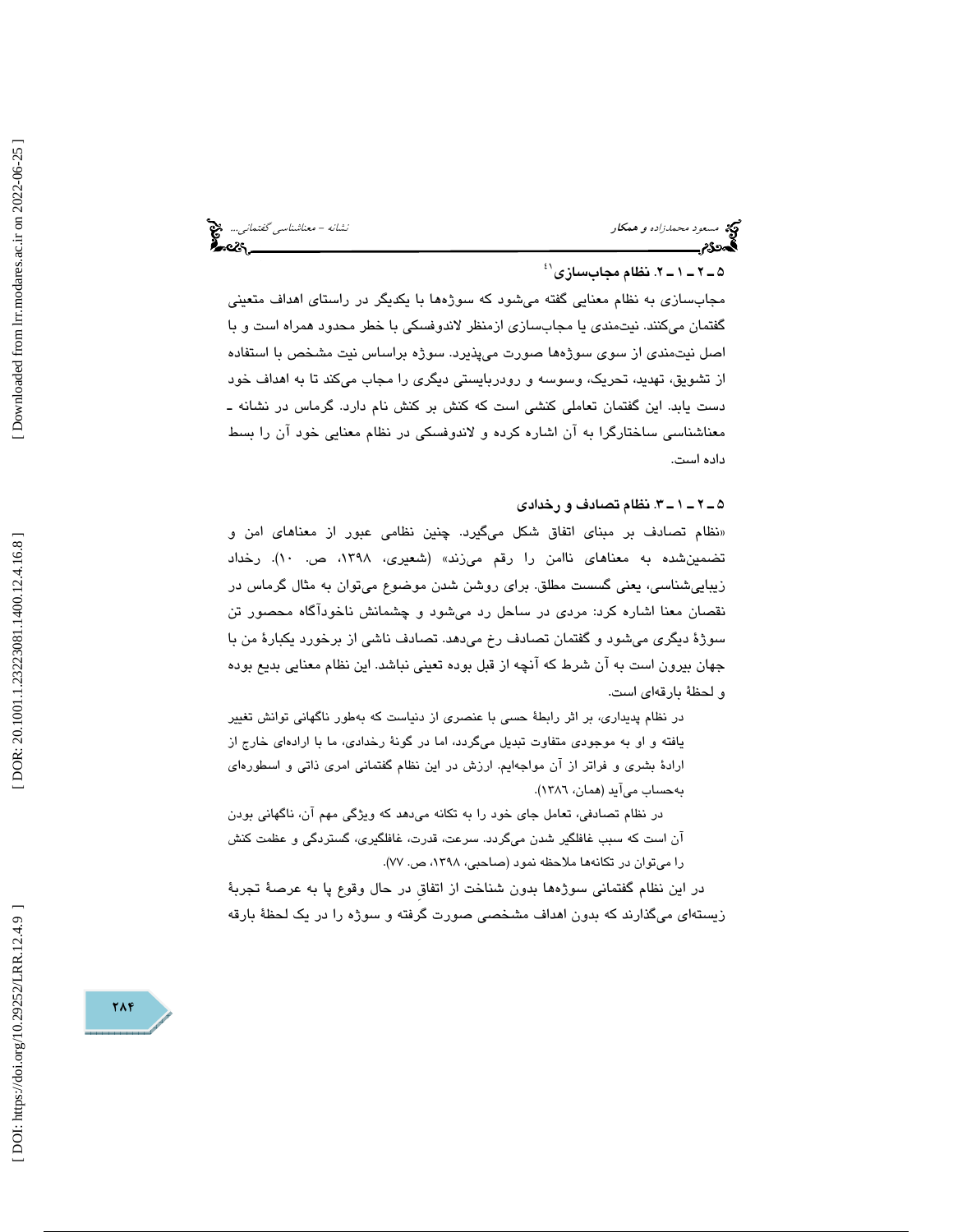### ۵ ـ ۲ ـ ۱ ـ ۲. نظام مجاب‌سازی[41]

مجاب‌سازی به نظام معنایی گفته می‌شود که سوژه‌ها با یکدیگر در راستای اهداف متعینی گفتمان می‌کنند. نیت‌مندی یا مجاب‌سازی ازمنظر لاندوفسکی با خطر محدود همراه است و با اصل نیت‌مندی از سوی سوژه‌ها صورت می‌پذیرد. سوژه براساس نیت مشخص با استفاده از تشویق، تهدید، تحریک، وسوسه و رودربایستی دیگری را مجاب می‌کند تا به اهداف خود دست یابد. این گفتمان تعاملی کنشی است که کنش بر کنش نام دارد. گرماس در نشانه ـ معناشناسی ساختارگرا به آن اشاره کرده و لاندوفسکی در نظام معنایی خود آن را بسط داده است.

### ۵ ـ ۲ ـ ۱ ـ ۳. نظام تصادف و رخدادی

«نظام تصادف بر مبنای اتفاق شکل می‌گیرد. چنین نظامی عبور از معناهای امن و تضمین‌شده به معناهای ناامن را رقم می‌زند» (شعیری، ۱۳۹۸، ص. ۱۰). رخداد زیبایی‌شناسی، یعنی گسست مطلق. برای روشن شدن موضوع می‌توان به مثال گرماس در نقصان معنا اشاره کرد: مردی در ساحل رد می‌شود و چشمانش ناخودآگاه محصور تن سوژهٔ دیگری می‌شود و گفتمان تصادف رخ می‌دهد. تصادف ناشی از برخورد یکبارهٔ من با جهان بیرون است به آن شرط که آنچه از قبل بوده تعینی نباشد. این نظام معنایی بدیع بوده و لحظهٔ بارقه‌ای است.

> در نظام پدیداری، بر اثر رابطهٔ حسی با عنصری از دنیاست که به‌طور ناگهانی توانش تغییر یافته و او به موجودی متفاوت تبدیل می‌گردد، اما در گونهٔ رخدادی، ما با اراده‌ای خارج از ارادهٔ بشری و فراتر از آن مواجه‌ایم. ارزش در این نظام گفتمانی امری ذاتی و اسطوره‌ای به‌حساب می‌آید (همان، ۱۳۸۶).

> در نظام تصادفی، تعامل جای خود را به تکانه می‌دهد که ویژگی مهم آن، ناگهانی بودن آن است که سبب غافلگیر شدن می‌گردد. سرعت، قدرت، غافلگیری، گستردگی و عظمت کنش را می‌توان در تکانه‌ها ملاحظه نمود (صاحبی، ۱۳۹۸، ص. ۷۷).

در این نظام گفتمانی سوژه‌ها بدون شناخت از اتفاقِ در حال وقوع پا به عرصهٔ تجربهٔ زیسته‌ای می‌گذارند که بدون اهداف مشخصی صورت گرفته و سوژه را در یک لحظهٔ بارقه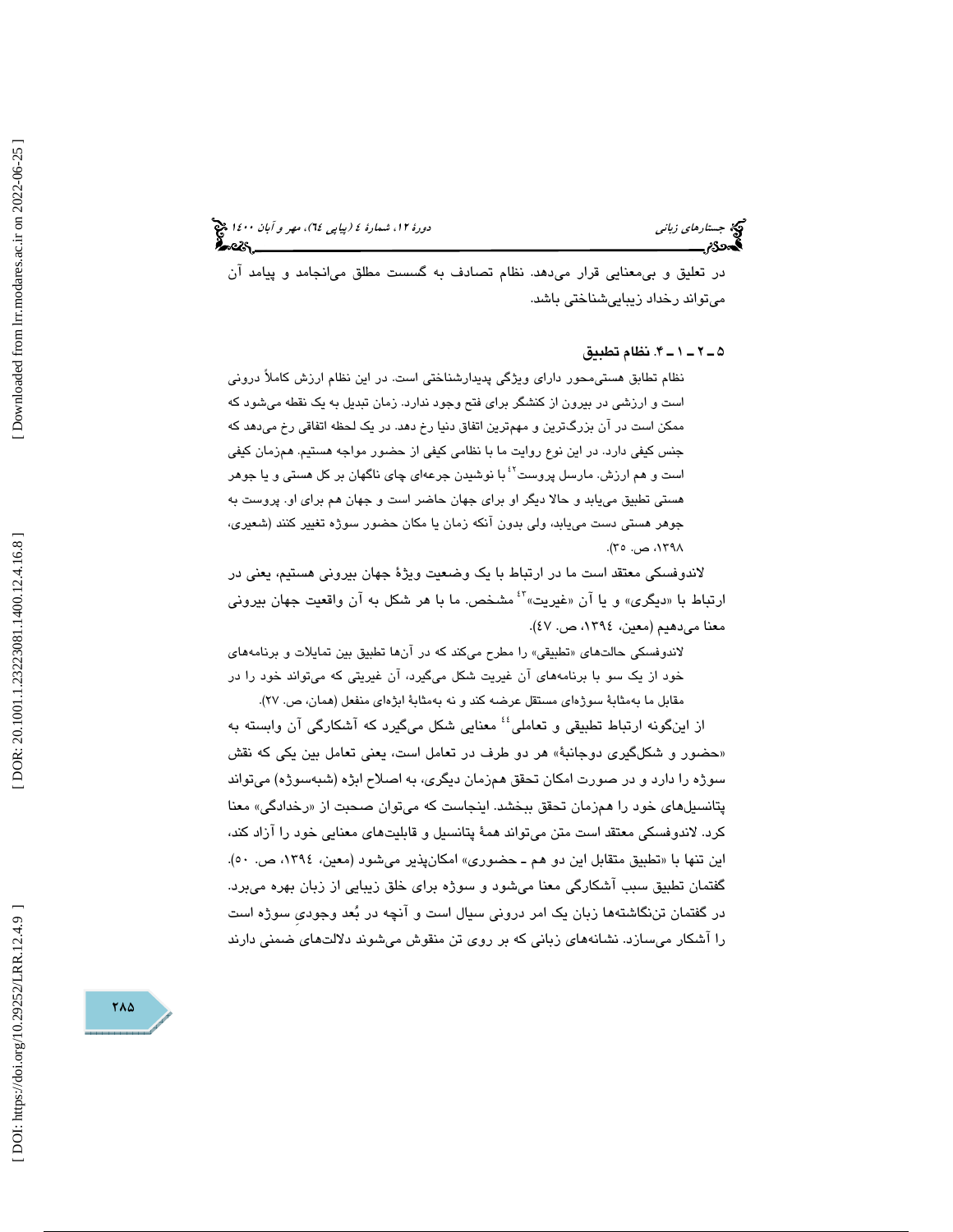در تعلیق و بی‌معنایی قرار می‌دهد. نظام تصادف به گسست مطلق می‌انجامد و پیامد آن می‌تواند رخداد زیبایی‌شناختی باشد.

### ۵ ـ ۲ ـ ۱ ـ ۴. نظام تطبیق

نظام تطابق هستی‌محور دارای ویژگی پدیدارشناختی است. در این نظام ارزش کاملاً درونی است و ارزشی در بیرون از کنشگر برای فتح وجود ندارد. زمان تبدیل به یک نقطه می‌شود که ممکن است در آن بزرگ‌ترین و مهم‌ترین اتفاق دنیا رخ دهد. در یک لحظه اتفاقی رخ می‌دهد که جنس کیفی دارد. در این نوع روایت ما با نظامی کیفی از حضور مواجه هستیم. هم‌زمان کیفی است و هم ارزش. مارسل پروست[42] با نوشیدن جرعه‌ای چای ناگهان بر کل هستی و یا جوهر هستی تطبیق می‌یابد و حالا دیگر او برای جهان حاضر است و جهان هم برای او. پروست به جوهر هستی دست می‌یابد، ولی بدون آنکه زمان یا مکان حضور سوژه تغییر کنند (شعیری، ۱۳۹۸، ص. ۳۵).

لاندوفسکی معتقد است ما در ارتباط با یک وضعیت ویژهٔ جهان بیرونی هستیم، یعنی در ارتباط با «دیگری» و یا آن «غیریت»[43] مشخص. ما با هر شکل به آن واقعیت جهان بیرونی معنا می‌دهیم (معین، ۱۳۹٤، ص. ٤۷).

لاندوفسکی حالت‌های «تطبیقی» را مطرح می‌کند که در آن‌ها تطبیق بین تمایلات و برنامه‌های خود از یک سو با برنامه‌های آن غیریت شکل می‌گیرد، آن غیریتی که می‌تواند خود را در مقابل ما به‌مثابهٔ سوژه‌ای مستقل عرضه کند و نه به‌مثابهٔ ابژه‌ای منفعل (همان، ص. ۲۷).

از این‌گونه ارتباط تطبیقی و تعاملی[44] معنایی شکل می‌گیرد که آشکارگی آن وابسته به «حضور و شکل‌گیری دوجانبهٔ» هر دو طرف در تعامل است، یعنی تعامل بین یکی که نقش سوژه را دارد و در صورت امکان تحقق هم‌زمان دیگری، به اصلاح ابژه (شبه‌سوژه) می‌تواند پتانسیل‌های خود را هم‌زمان تحقق ببخشد. اینجاست که می‌توان صحبت از «رخدادگی» معنا کرد. لاندوفسکی معتقد است متن می‌تواند همهٔ پتانسیل و قابلیت‌های معنایی خود را آزاد کند، این تنها با «تطبیق متقابل این دو هم ـ حضوری» امکان‌پذیر می‌شود (معین، ۱۳۹٤، ص. ٥۰). گفتمان تطبیق سبب آشکارگی معنا می‌شود و سوژه برای خلق زیبایی از زبان بهره می‌برد. در گفتمان تن‌نگاشته‌ها زبان یک امر درونی سیال است و آنچه در بُعد وجودیِ سوژه است را آشکار می‌سازد. نشانه‌های زبانی که بر روی تن منقوش می‌شوند دلالت‌های ضمنی دارند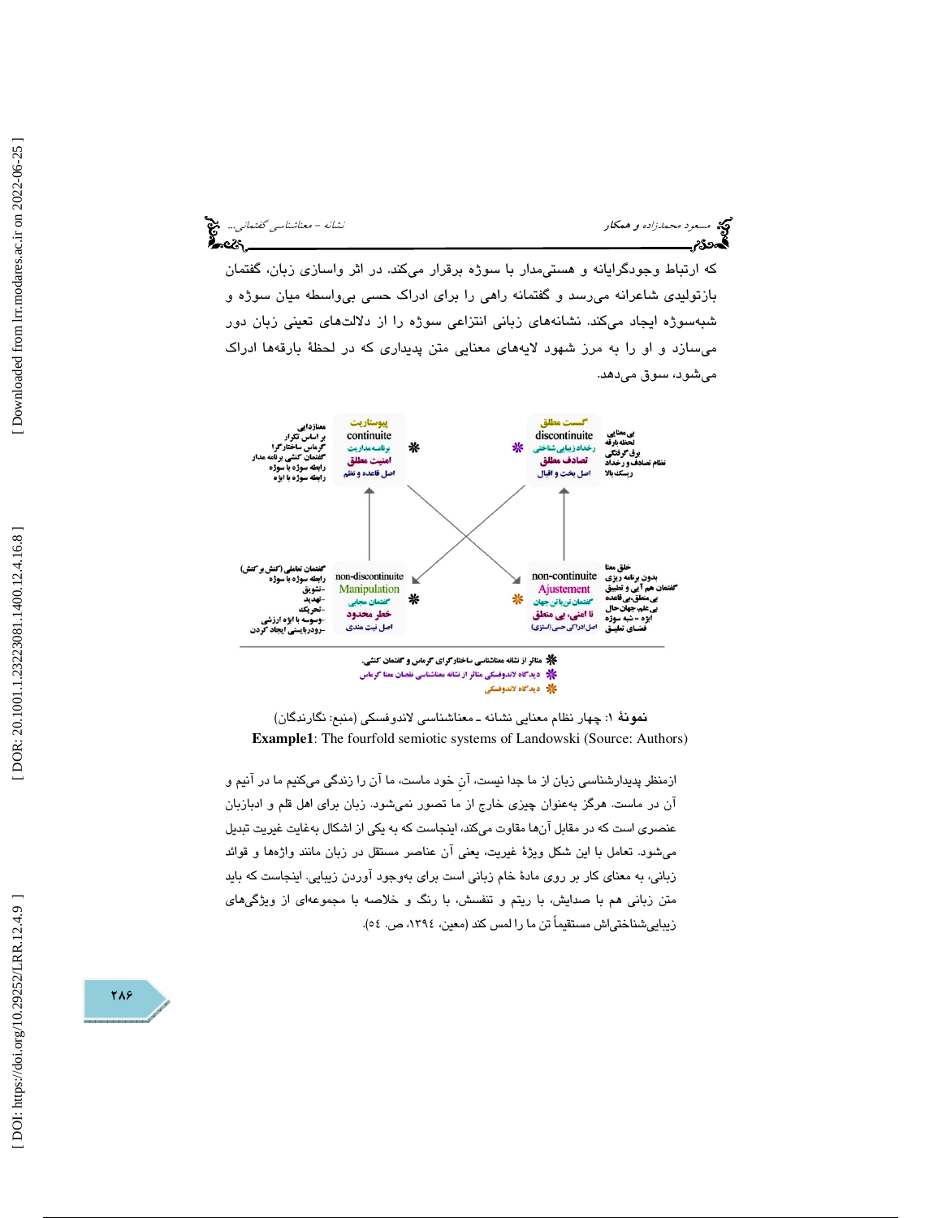که ارتباط وجودگرایانه و هستی‌مدار با سوژه برقرار می‌کند. در اثر واسازی زبان، گفتمان بازتولیدی شاعرانه می‌رسد و گفتمانه راهی را برای ادراک حسی بی‌واسطه میان سوژه و شبه‌سوژه ایجاد می‌کند. نشانه‌های زبانی انتزاعی سوژه را از دلالت‌های تعینی زبان دور می‌سازد و او را به مرز شهود لایه‌های معنایی متن پدیداری که در لحظهٔ بارقه‌ها ادراک می‌شود، سوق می‌دهد.

پیوستاریت
continuite
برنامه‌مداریت
امنیت مطلق
اصل قاعده و نظم

معنازدایی
بر اساس تکرار
گرماس ساختارگرا
گفتمان کنشی برنامه مدار
رابطه سوژه با سوژه
رابطه سوژه با ابژه

گسست مطلق
discontinuite
رخداد زیبایی شناختی
تصادف مطلق
اصل بخت و اقبال

بی‌معنایی
لحظه بارقه
برق گرفتگی
نظام تصادف و رخداد
ریسک بالا

non-discontinuite
Manipulation
گفتمان مجابی
خطر محدود
اصل نیت مندی

گفتمان تعاملی (کنش بر کنش)
رابطه سوژه با سوژه
-تشویق
-تهدید
-تحریک
-وسوسه با ابژه ارزشی
-رودربایستی ایجاد کردن

non-continuite
Ajustement
گفتمان تن‌یافتن جهان
نا امنی، بی منطق
اصل ادراکی حسی (استزی)

خلق معنا
بدون برنامه ریزی
گفتمان هم آیی و تطبیق
بی منطق، بی قاعده
بی علم، جهان حال
ابژه - شبه سوژه
فضای تعلیق

❋ متاثر از نشانه معناشناسی ساختارگرای گرماس و گفتمان کنشی.
❋ دیدگاه لاندوفسکی متاثر از نشانه معناشناسی نقصان معنا گرماس
❋ دیدگاه لاندوفسکی

**نمونهٔ ۱**: چهار نظام معنایی نشانه ـ معناشناسی لاندوفسکی (منبع: نگارندگان)

**Example1**: The fourfold semiotic systems of Landowski (Source: Authors)

ازمنظر پدیدارشناسی زبان از ما جدا نیست، آنِ خود ماست، ما آن را زندگی می‌کنیم ما در آنیم و آن در ماست. هرگز به‌عنوان چیزی خارج از ما تصور نمی‌شود. زبان برای اهل قلم و ادبازبان عنصری است که در مقابل آن‌ها مقاوت می‌کند، اینجاست که به یکی از اشکال به‌غایت غیریت تبدیل می‌شود. تعامل با این شکل ویژهٔ غیریت، یعنی آن عناصر مستقل در زبان مانند واژه‌ها و قوائد زبانی، به معنای کار بر روی مادهٔ خام زبانی است برای به‌وجود آوردن زیبایی. اینجاست که باید متن زبانی هم با صدایش، با ریتم و تنفسش، با رنگ و خلاصه با مجموعه‌ای از ویژگی‌های زیبایی‌شناختی‌اش مستقیماً تن ما را لمس کند (معین، ۱۳۹۴، ص. ۵۴).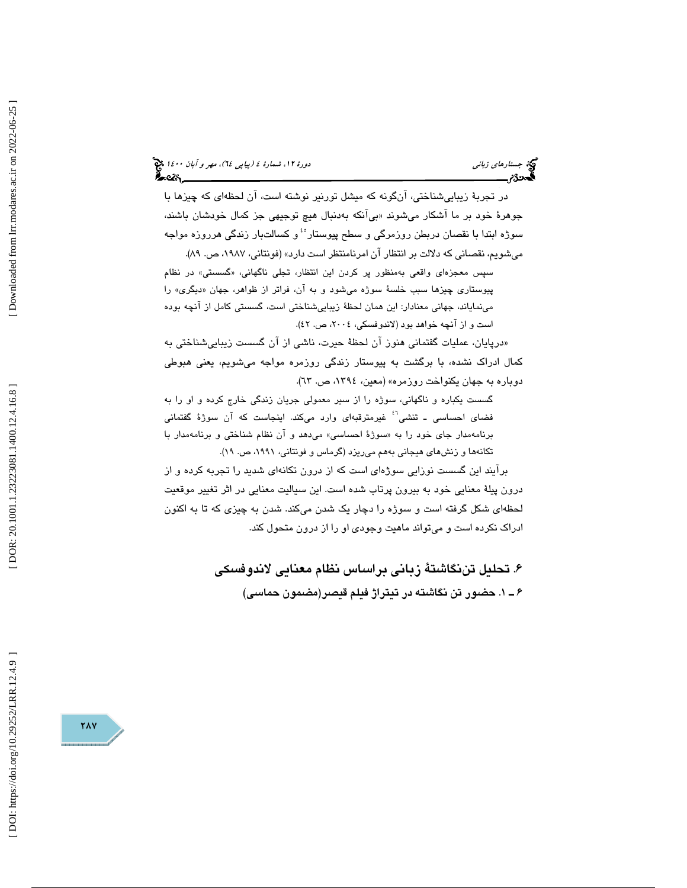در تجربهٔ زیبایی‌شناختی، آن‌گونه که میشل تورنیر نوشته است، آن لحظه‌ای که چیزها با جوهرهٔ خود بر ما آشکار می‌شوند «بی‌آنکه به‌دنبال هیچ توجیهی جز کمال خودشان باشند، سوژه ابتدا با نقصان دربطن روزمرگی و سطح پیوستار[٤٥] و کسالت‌بار زندگی هرروزه مواجه می‌شویم، نقصانی که دلالت بر انتظار آن امرنامنتظر است دارد» (فونتانی، ١٩٨٧، ص. ٨٩).

> سپس معجزه‌ای واقعی به‌منظور پر کردن این انتظار، تجلی ناگهانی، «گسستی» در نظام پیوستاری چیزها سبب خلسهٔ سوژه می‌شود و به آن، فراتر از ظواهر، جهان «دیگری» را می‌نمایاند، جهانی معنادار: این همان لحظهٔ زیبایی‌شناختی است، گسستی کامل از آنچه بوده است و از آنچه خواهد بود (لاندوفسکی، ٢٠٠٤، ص. ٤٢).

«درپایان، عملیات گفتمانی هنوز آن لحظهٔ حیرت، ناشی از آن گسست زیبایی‌شناختی به کمال ادراک نشده، با برگشت به پیوستار زندگی روزمره مواجه می‌شویم، یعنی هبوطی دوباره به جهان یکنواخت روزمره» (معین، ١٣٩٤، ص. ٦٣).

> گسست یکباره و ناگهانی، سوژه را از سیر معمولی جریان زندگی خارج کرده و او را به فضای احساسی ـ تنشی[٤٦] غیرمترقبه‌ای وارد می‌کند. اینجاست که آن سوژهٔ گفتمانی برنامه‌مدار جای خود را به «سوژهٔ احساسی» می‌دهد و آن نظام شناختی و برنامه‌مدار با تکانه‌ها و زنش‌های هیجانی به‌هم می‌ریزد (گرماس و فونتانی، ١٩٩١، ص. ١٩).

برآیند این گسست نوزایی سوژه‌ای است که از درون تکانه‌ای شدید را تجربه کرده و از درون پیلهٔ معنایی خود به بیرون پرتاب شده است. این سیالیت معنایی در اثر تغییر موقعیت لحظه‌ای شکل گرفته است و سوژه را دچار یک شدن می‌کند. شدن به چیزی که تا به اکنون ادراک نکرده است و می‌تواند ماهیت وجودی او را از درون متحول کند.

## ۶. تحلیل تن‌نگاشتهٔ زبانی براساس نظام معنایی لاندوفسکی

### ۶ ـ ۱. حضور تن نگاشته در تیتراژ فیلم قیصر(مضمون حماسی)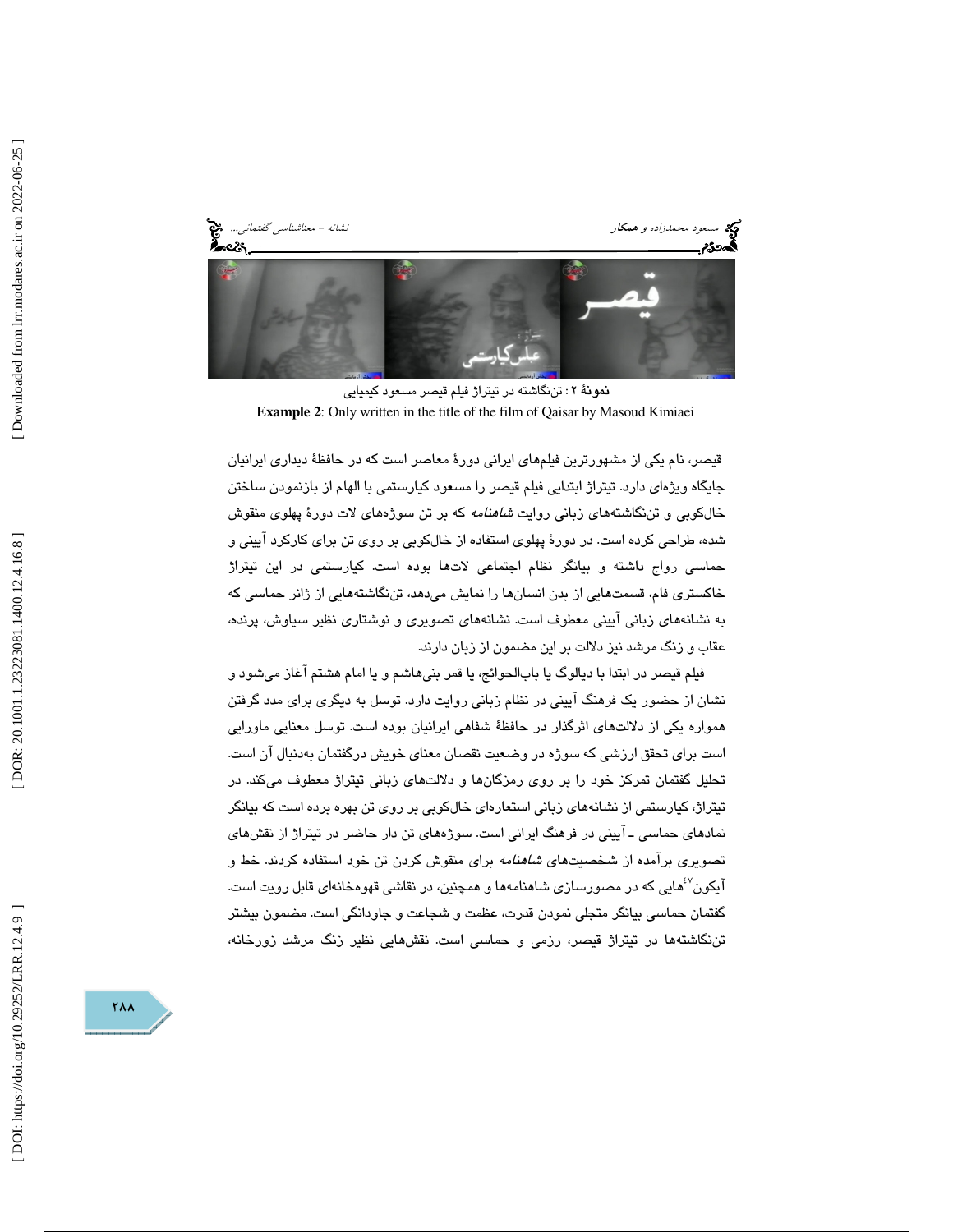**نمونهٔ ۲**: تن‌نگاشته در تیتراژ فیلم قیصر مسعود کیمیایی

**Example 2**: Only written in the title of the film of Qaisar by Masoud Kimiaei

قیصر، نام یکی از مشهورترین فیلم‌های ایرانی دورهٔ معاصر است که در حافظهٔ دیداری ایرانیان جایگاه ویژه‌ای دارد. تیتراژ ابتدایی فیلم قیصر را مسعود کیارستمی با الهام از بازنمودن ساختن خال‌کوبی و تن‌نگاشته‌های زبانی روایت *شاهنامه* که بر تن سوژه‌های لات دورهٔ پهلوی منقوش شده، طراحی کرده است. در دورهٔ پهلوی استفاده از خال‌کوبی بر روی تن برای کارکرد آیینی و حماسی رواج داشته و بیانگر نظام اجتماعی لات‌ها بوده است. کیارستمی در این تیتراژ خاکستری فام، قسمت‌هایی از بدن انسان‌ها را نمایش می‌دهد، تن‌نگاشته‌هایی از ژانر حماسی که به نشانه‌های زبانی آیینی معطوف است. نشانه‌های تصویری و نوشتاری نظیر سیاوش، پرنده، عقاب و زنگ مرشد نیز دلالت بر این مضمون از زبان دارند.

فیلم قیصر در ابتدا با دیالوگ یا باب‌الحوائج، یا قمر بنی‌هاشم و یا امام هشتم آغاز می‌شود و نشان از حضور یک فرهنگ آیینی در نظام زبانی روایت دارد. توسل به دیگری برای مدد گرفتن همواره یکی از دلالت‌های اثرگذار در حافظهٔ شفاهی ایرانیان بوده است. توسل معنایی ماورایی است برای تحقق ارزشی که سوژه در وضعیت نقصان معنای خویش درگفتمان به‌دنبال آن است. تحلیل گفتمان تمرکز خود را بر روی رمزگان‌ها و دلالت‌های زبانی تیتراژ معطوف می‌کند. در تیتراژ، کیارستمی از نشانه‌های زبانی استعاره‌ای خال‌کوبی بر روی تن بهره برده است که بیانگر نمادهای حماسی ـ آیینی در فرهنگ ایرانی است. سوژه‌های تن دار حاضر در تیتراژ از نقش‌های تصویری برآمده از شخصیت‌های *شاهنامه* برای منقوش کردن تن خود استفاده کردند. خط و آیکون[۴۷]هایی که در مصورسازی شاهنامه‌ها و همچنین، در نقاشی قهوه‌خانه‌ای قابل رویت است. گفتمان حماسی بیانگر متجلی نمودن قدرت، عظمت و شجاعت و جاودانگی است. مضمون بیشتر تن‌نگاشته‌ها در تیتراژ قیصر، رزمی و حماسی است. نقش‌هایی نظیر زنگ مرشد زورخانه،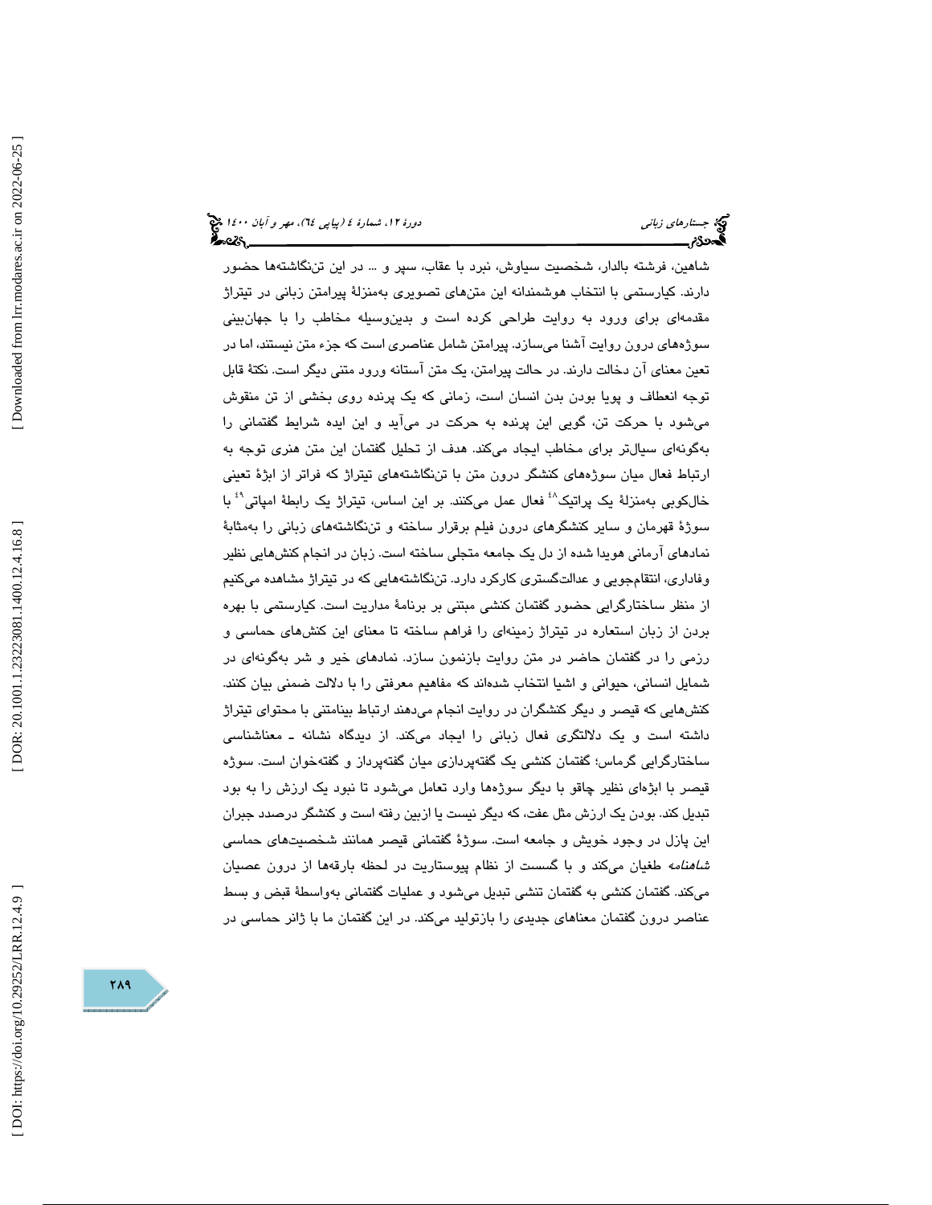شاهین، فرشته بالدار، شخصیت سیاوش، نبرد با عقاب، سپر و ... در این تن‌نگاشته‌ها حضور دارند. کیارستمی با انتخاب هوشمندانه این متن‌های تصویری به‌منزلهٔ پیرامتن زبانی در تیتراژ مقدمه‌ای برای ورود به روایت طراحی کرده است و بدین‌وسیله مخاطب را با جهان‌بینی سوژه‌های درون روایت آشنا می‌سازد. پیرامتن شامل عناصری است که جزء متن نیستند، اما در تعین معنای آن دخالت دارند. در حالت پیرامتن، یک متن آستانه ورود متنی دیگر است. نکتهٔ قابل توجه انعطاف و پویا بودن بدن انسان است، زمانی که یک پرنده روی بخشی از تن منقوش می‌شود با حرکت تن، گویی این پرنده به حرکت در می‌آید و این ایده شرایط گفتمانی را به‌گونه‌ای سیال‌تر برای مخاطب ایجاد می‌کند. هدف از تحلیل گفتمان این متن هنری توجه به ارتباط فعال میان سوژه‌های کنشگر درون متن با تن‌نگاشته‌های تیتراژ که فراتر از ابژهٔ تعینی خال‌کوبی به‌منزلهٔ یک پراتیک[48] فعال عمل می‌کنند. بر این اساس، تیتراژ یک رابطهٔ امپاتی[49] با سوژهٔ قهرمان و سایر کنشگرهای درون فیلم برقرار ساخته و تن‌نگاشته‌های زبانی را به‌مثابهٔ نمادهای آرمانی هویدا شده از دل یک جامعه متجلی ساخته است. زبان در انجام کنش‌هایی نظیر وفاداری، انتقام‌جویی و عدالت‌گستری کارکرد دارد. تن‌نگاشته‌هایی که در تیتراژ مشاهده می‌کنیم از منظر ساختارگرایی حضور گفتمان کنشی مبتنی بر برنامهٔ مداریت است. کیارستمی با بهره بردن از زبان استعاره در تیتراژ زمینه‌ای را فراهم ساخته تا معنای این کنش‌های حماسی و رزمی را در گفتمان حاضر در متن روایت بازنمون سازد. نمادهای خیر و شر به‌گونه‌ای در شمایل انسانی، حیوانی و اشیا انتخاب شده‌اند که مفاهیم معرفتی را با دلالت ضمنی بیان کنند. کنش‌هایی که قیصر و دیگر کنشگران در روایت انجام می‌دهند ارتباط بینامتنی با محتوای تیتراژ داشته است و یک دلالتگری فعال زبانی را ایجاد می‌کند. از دیدگاه نشانه ـ معناشناسی ساختارگرایی گرماس؛ گفتمان کنشی یک گفته‌پردازی میان گفته‌پرداز و گفته‌خوان است. سوژه قیصر با ابژه‌ای نظیر چاقو با دیگر سوژه‌ها وارد تعامل می‌شود تا نبود یک ارزش را به بود تبدیل کند. بودن یک ارزش مثل عفت، که دیگر نیست یا ازبین رفته است و کنشگر درصدد جبران این پازل در وجود خویش و جامعه است. سوژهٔ گفتمانی قیصر همانند شخصیت‌های حماسی *شاهنامه* طغیان می‌کند و با گسست از نظام پیوستاریت در لحظه بارقه‌ها از درون عصیان می‌کند. گفتمان کنشی به گفتمان تنشی تبدیل می‌شود و عملیات گفتمانی به‌واسطهٔ قبض و بسط عناصر درون گفتمان معناهای جدیدی را بازتولید می‌کند. در این گفتمان ما با ژانر حماسی در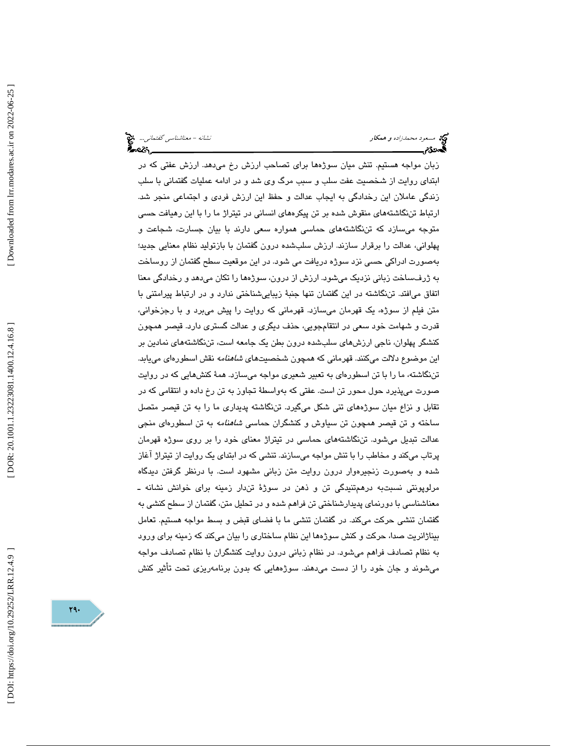زبان مواجه هستیم. تنش میان سوژه‌ها برای تصاحب ارزش رخ می‌دهد. ارزش عفتی که در ابتدای روایت از شخصیت عفت سلب و سبب مرگ وی شد و در ادامه عملیات گفتمانی با سلب زندگی عاملان این رخدادگی به ایجاب عدالت و حفظ این ارزش فردی و اجتماعی منجر شد. ارتباط تن‌نگاشته‌های منقوش شده بر تن پیکره‌های انسانی در تیتراژ ما را با این رهیافت حسی متوجه می‌سازد که تن‌نگاشته‌های حماسی همواره سعی دارند با بیان جسارت، شجاعت و پهلوانی، عدالت را برقرار سازند. ارزش سلب‌شده درون گفتمان با بازتولید نظام معنایی جدید؛ به‌صورت ادراکی حسی نزد سوژه دریافت می شود. در این موقعیت سطح گفتمان از روساخت به ژرف‌ساخت زبانی نزدیک می‌شود. ارزش از درون، سوژه‌ها را تکان می‌دهد و رخدادگی معنا اتفاق می‌افتد. تن‌نگاشته در این گفتمان تنها جنبهٔ زیبایی‌شناختی ندارد و در ارتباط پیرامتنی با متن فیلم از سوژه، یک قهرمان می‌سازد. قهرمانی که روایت را پیش می‌برد و با رجزخوانی، قدرت و شهامت خود سعی در انتقام‌جویی، حذف دیگری و عدالت گستری دارد. قیصر همچون کنشگر پهلوان، ناجی ارزش‌های سلب‌شده درون بطن یک جامعه است، تن‌نگاشته‌های نمادین بر این موضوع دلالت می‌کنند. قهرمانی که همچون شخصیت‌های *شاهنامه* نقش اسطوره‌ای می‌یابد. تن‌نگاشته، ما را با تن اسطوره‌ای به تعبیر شعیری مواجه می‌سازد. همهٔ کنش‌هایی که در روایت صورت می‌پذیرد حول محور تن است. عفتی که به‌واسطهٔ تجاوز به تن رخ داده و انتقامی که در تقابل و نزاع میان سوژه‌های تنی شکل می‌گیرد. تن‌نگاشته پدیداری ما را به تن قیصر متصل ساخته و تن قیصر همچون تن سیاوش و کنشگران حماسی *شاهنامه* به تن اسطوره‌ای منجی عدالت تبدیل می‌شود. تن‌نگاشته‌های حماسی در تیتراژ معنای خود را بر روی سوژه قهرمان پرتاب می‌کند و مخاطب را با تنش مواجه می‌سازند. تنشی که در ابتدای یک روایت از تیتراژ آغاز شده و به‌صورت زنجیره‌وار درون روایت متن زبانی مشهود است. با درنظر گرفتن دیدگاه مرلوپونتی نسبت‌به درهم‌تنیدگی تن و ذهن در سوژهٔ تن‌دار زمینه برای خوانش نشانه ـ معناشناسی با دورنمای پدیدارشناختی تن فراهم شده و در تحلیل متن، گفتمان از سطح کنشی به گفتمان تنشی حرکت می‌کند. در گفتمان تنشی ما با فضای قبض و بسط مواجه هستیم. تعامل بیناژانریت صدا، حرکت و کنش سوژه‌ها این نظام ساختاری را بیان می‌کند که زمینه برای ورود به نظام تصادف فراهم می‌شود. در نظام زبانی درون روایت کنشگران با نظام تصادف مواجه می‌شوند و جان خود را از دست می‌دهند. سوژه‌هایی که بدون برنامه‌ریزی تحت تأثیر کنش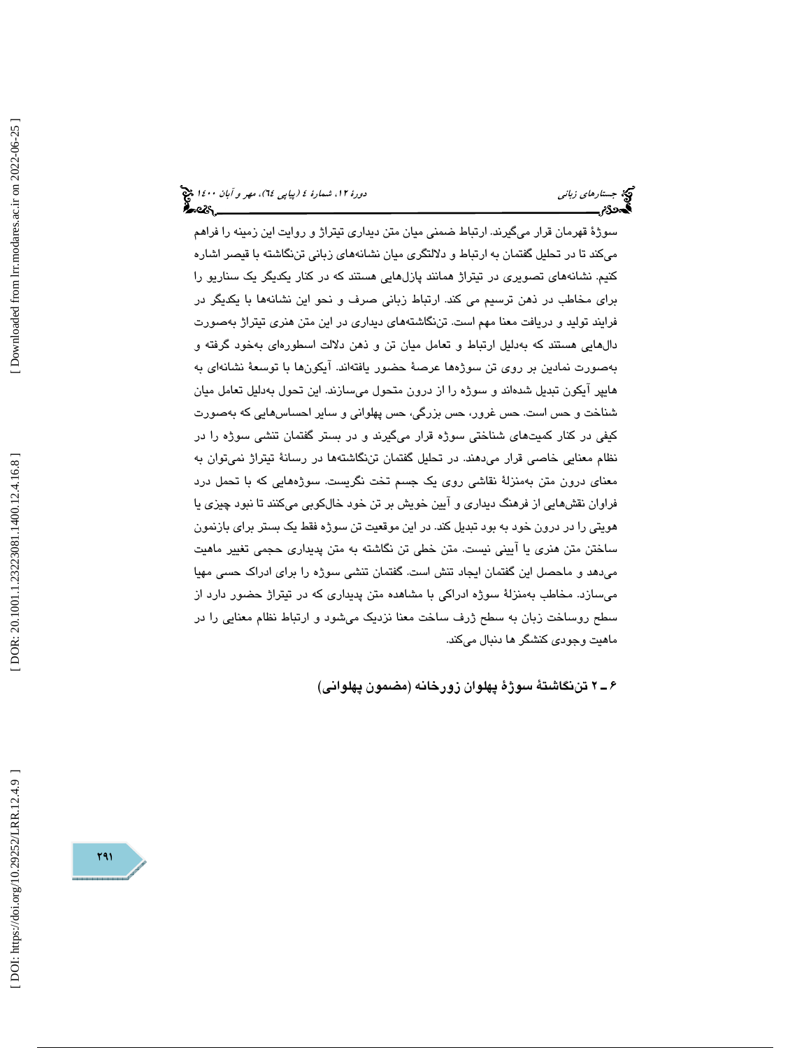سوژۀ قهرمان قرار می‌گیرند. ارتباط ضمنی میان متن دیداری تیتراژ و روایت این زمینه را فراهم می‌کند تا در تحلیل گفتمان به ارتباط و دلالتگری میان نشانه‌های زبانی تن‌نگاشته با قیصر اشاره کنیم. نشانه‌های تصویری در تیتراژ همانند پازل‌هایی هستند که در کنار یکدیگر یک سناریو را برای مخاطب در ذهن ترسیم می کند. ارتباط زبانی صرف و نحو این نشانه‌ها با یکدیگر در فرایند تولید و دریافت معنا مهم است. تن‌نگاشته‌های دیداری در این متن هنری تیتراژ به‌صورت دال‌هایی هستند که به‌دلیل ارتباط و تعامل میان تن و ذهن دلالت اسطوره‌ای به‌خود گرفته و به‌صورت نمادین بر روی تن سوژه‌ها عرصۀ حضور یافته‌اند. آیکون‌ها با توسعۀ نشانه‌ای به هایپر آیکون تبدیل شده‌اند و سوژه را از درون متحول می‌سازند. این تحول به‌دلیل تعامل میان شناخت و حس است. حس غرور، حس بزرگی، حس پهلوانی و سایر احساس‌هایی که به‌صورت کیفی در کنار کمیت‌های شناختی سوژه قرار می‌گیرند و در بستر گفتمان تنشی سوژه را در نظام معنایی خاصی قرار می‌دهند. در تحلیل گفتمان تن‌نگاشته‌ها در رسانۀ تیتراژ نمی‌توان به معنای درون متن به‌منزلۀ نقاشی روی یک جسم تخت نگریست. سوژه‌هایی که با تحمل درد فراوان نقش‌هایی از فرهنگ دیداری و آیین خویش بر تن خود خال‌کوبی می‌کنند تا نبود چیزی یا هویتی را در درون خود به بود تبدیل کند. در این موقعیت تن سوژه فقط یک بستر برای بازنمون ساختن متن هنری یا آیینی نیست. متن خطی تن نگاشته به متن پدیداری حجمی تغییر ماهیت می‌دهد و ماحصل این گفتمان ایجاد تنش است. گفتمان تنشی سوژه را برای ادراک حسی مهیا می‌سازد. مخاطب به‌منزلۀ سوژه ادراکی با مشاهده متن پدیداری که در تیتراژ حضور دارد از سطح روساخت زبان به سطح ژرف ساخت معنا نزدیک می‌شود و ارتباط نظام معنایی را در ماهیت وجودی کنشگر ها دنبال می‌کند.

## ۶ـ ۲ تن‌نگاشتۀ سوژۀ پهلوان زورخانه (مضمون پهلوانی)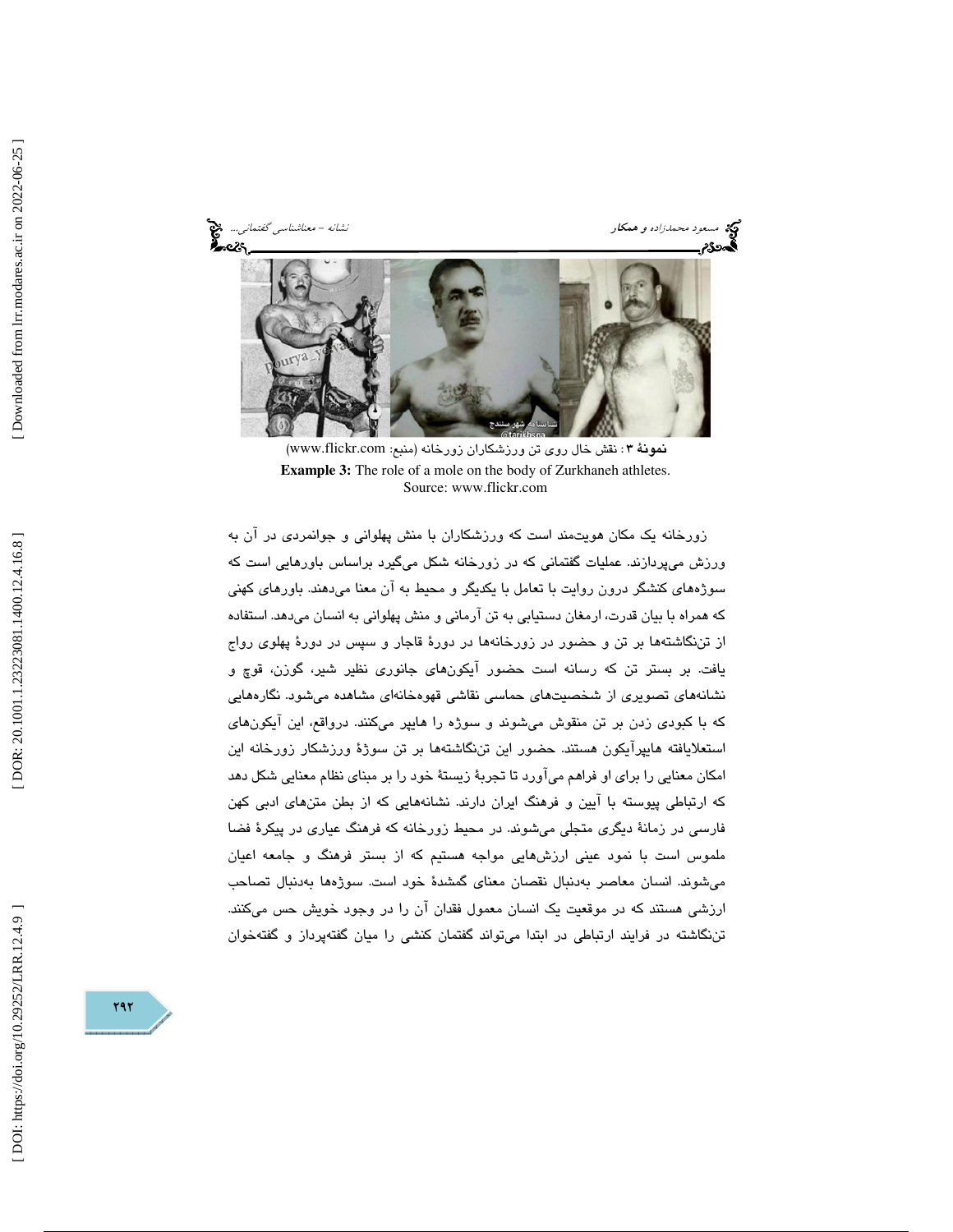**نمونهٔ ۳**: نقش خال روی تن ورزشکاران زورخانه (منبع: www.flickr.com)

**Example 3:** The role of a mole on the body of Zurkhaneh athletes. Source: www.flickr.com

زورخانه یک مکان هویت‌مند است که ورزشکاران با منش پهلوانی و جوانمردی در آن به ورزش می‌پردازند. عملیات گفتمانی که در زورخانه شکل می‌گیرد براساس باورهایی است که سوژه‌های کنشگر درون روایت با تعامل با یکدیگر و محیط به آن معنا می‌دهند. باورهای کهنی که همراه با بیان قدرت، ارمغان دستیابی به تن آرمانی و منش پهلوانی به انسان می‌دهد. استفاده از تن‌نگاشته‌ها بر تن و حضور در زورخانه‌ها در دورهٔ قاجار و سپس در دورهٔ پهلوی رواج یافت. بر بستر تن که رسانه است حضور آیکون‌های جانوری نظیر شیر، گوزن، قوچ و نشانه‌های تصویری از شخصیت‌های حماسی نقاشی قهوه‌خانه‌ای مشاهده می‌شود. نگاره‌هایی که با کبودی زدن بر تن منقوش می‌شوند و سوژه را هایپر می‌کنند. درواقع، این آیکون‌های استعلایافته هایپرآیکون هستند. حضور این تن‌نگاشته‌ها بر تن سوژهٔ ورزشکار زورخانه این امکان معنایی را برای او فراهم می‌آورد تا تجربهٔ زیستهٔ خود را بر مبنای نظام معنایی شکل دهد که ارتباطی پیوسته با آیین و فرهنگ ایران دارند. نشانه‌هایی که از بطن متن‌های ادبی کهن فارسی در زمانهٔ دیگری متجلی می‌شوند. در محیط زورخانه که فرهنگ عیاری در پیکرهٔ فضا ملموس است با نمود عینی ارزش‌هایی مواجه هستیم که از بستر فرهنگ و جامعه اعیان می‌شوند. انسان معاصر به‌دنبال نقصان معنای گمشدهٔ خود است. سوژه‌ها به‌دنبال تصاحب ارزشی هستند که در موقعیت یک انسان معمول فقدان آن را در وجود خویش حس می‌کنند. تن‌نگاشته در فرایند ارتباطی در ابتدا می‌تواند گفتمان کنشی را میان گفته‌پرداز و گفته‌خوان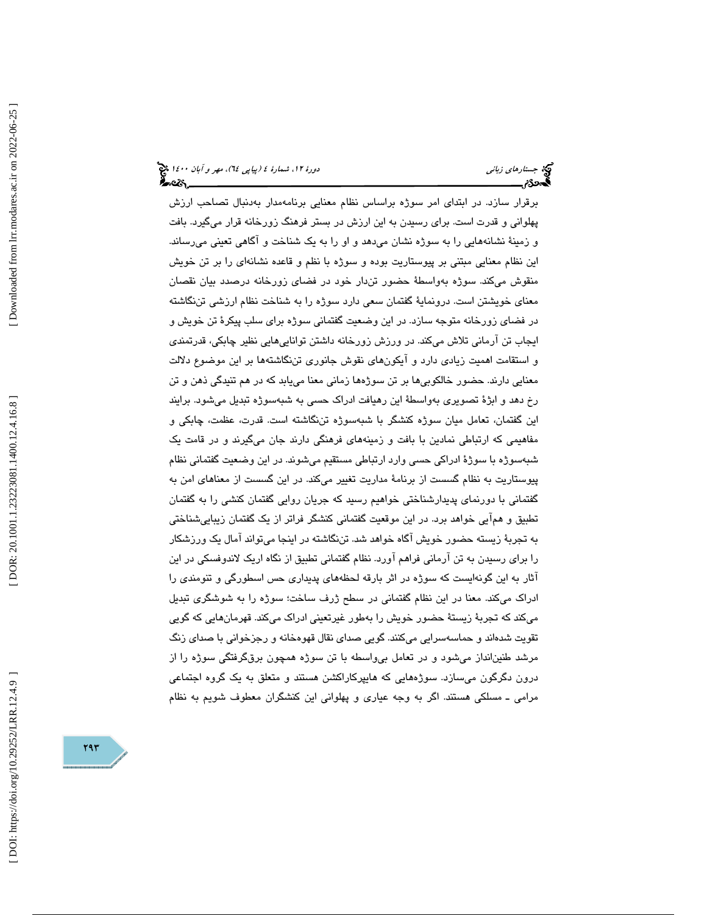برقرار سازد. در ابتدای امر سوژه براساس نظام معنایی برنامه‌مدار به‌دنبال تصاحب ارزش پهلوانی و قدرت است. برای رسیدن به این ارزش در بستر فرهنگ زورخانه قرار می‌گیرد. بافت و زمینهٔ نشانه‌هایی را به سوژه نشان می‌دهد و او را به یک شناخت و آگاهی تعینی می‌رساند. این نظام معنایی مبتنی بر پیوستاریت بوده و سوژه با نظم و قاعده نشانه‌ای را بر تن خویش منقوش می‌کند. سوژه به‌واسطهٔ حضور تن‌دار خود در فضای زورخانه درصدد بیان نقصان معنای خویشتن است. درونمایهٔ گفتمان سعی دارد سوژه را به شناخت نظام ارزشی تن‌نگاشته در فضای زورخانه متوجه سازد. در این وضعیت گفتمانی سوژه برای سلب پیکرهٔ تن خویش و ایجاب تن آرمانی تلاش می‌کند. در ورزش زورخانه داشتن توانایی‌هایی نظیر چابکی، قدرتمندی و استقامت اهمیت زیادی دارد و آیکون‌های نقوش جانوری تن‌نگاشته‌ها بر این موضوع دلالت معنایی دارند. حضور خالکوبی‌ها بر تن سوژه‌ها زمانی معنا می‌یابد که در هم تنیدگی ذهن و تن رخ دهد و ابژهٔ تصویری به‌واسطهٔ این رهیافت ادراک حسی به شبه‌سوژه تبدیل می‌شود. برایند این گفتمان، تعامل میان سوژه کنشگر با شبه‌سوژه تن‌نگاشته است. قدرت، عظمت، چابکی و مفاهیمی که ارتباطی نمادین با بافت و زمینه‌های فرهنگی دارند جان می‌گیرند و در قامت یک شبه‌سوژه با سوژهٔ ادراکی حسی وارد ارتباطی مستقیم می‌شوند. در این وضعیت گفتمانی نظام پیوستاریت به نظام گسست از برنامهٔ مداریت تغییر می‌کند. در این گسست از معناهای امن به گفتمانی با دورنمای پدیدارشناختی خواهیم رسید که جریان روایی گفتمان کنشی را به گفتمان تطبیق و هم‌آیی خواهد برد. در این موقعیت گفتمانی کنشگر فراتر از یک گفتمان زیبایی‌شناختی به تجربهٔ زیسته حضور خویش آگاه خواهد شد. تن‌نگاشته در اینجا می‌تواند آمال یک ورزشکار را برای رسیدن به تن آرمانی فراهم آورد. نظام گفتمانی تطبیق از نگاه اریک لاندوفسکی در این آثار به این گونه‌ایست که سوژه در اثر بارقه لحظه‌های پدیداری حس اسطورگی و تنومندی را ادراک می‌کند. معنا در این نظام گفتمانی در سطح ژرف ساخت؛ سوژه را به شوشگری تبدیل می‌کند که تجربهٔ زیستهٔ حضور خویش را به‌طور غیرتعینی ادراک می‌کند. قهرمان‌هایی که گویی تقویت شده‌اند و حماسه‌سرایی می‌کنند. گویی صدای نقال قهوه‌خانه و رجزخوانی با صدای زنگ مرشد طنین‌انداز می‌شود و در تعامل بی‌واسطه با تن سوژه همچون برق‌گرفتگی سوژه را از درون دگرگون می‌سازد. سوژه‌هایی که هایپرکاراکشن هستند و متعلق به یک گروه اجتماعی مرامی ـ مسلکی هستند. اگر به وجه عیاری و پهلوانی این کنشگران معطوف شویم به نظام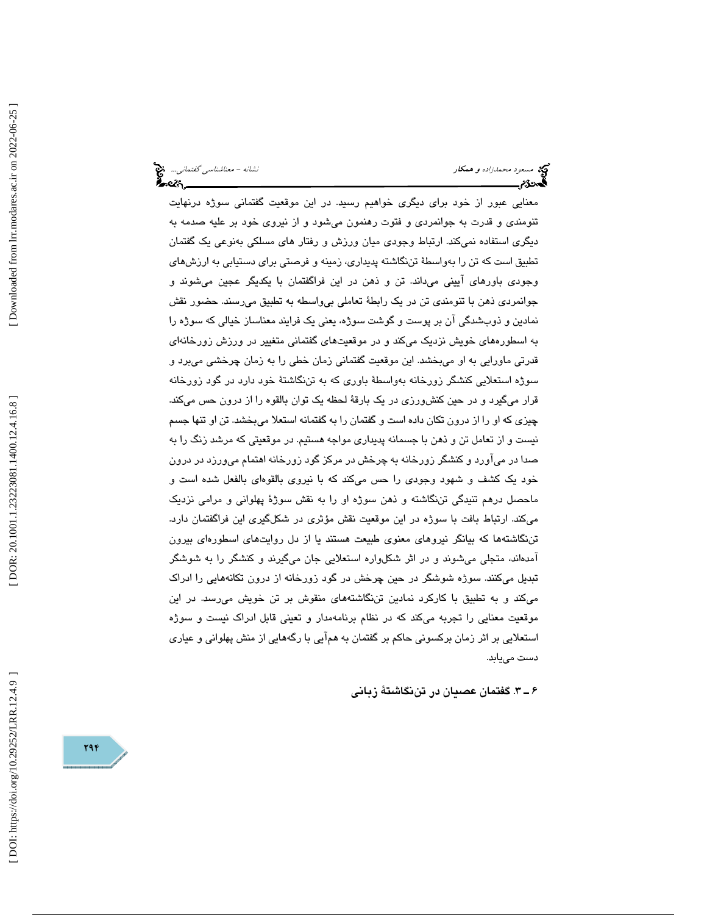معنایی عبور از خود برای دیگری خواهیم رسید. در این موقعیت گفتمانی سوژه درنهایت تنومندی و قدرت به جوانمردی و فتوت رهنمون می‌شود و از نیروی خود بر علیه صدمه به دیگری استفاده نمی‌کند. ارتباط وجودی میان ورزش و رفتار های مسلکی به‌نوعی یک گفتمان تطبیق است که تن را به‌واسطهٔ تن‌نگاشته پدیداری، زمینه و فرصتی برای دستیابی به ارزش‌های وجودی باورهای آیینی می‌داند. تن و ذهن در این فراگفتمان با یکدیگر عجین می‌شوند و جوانمردی ذهن با تنومندی تن در یک رابطهٔ تعاملی بی‌واسطه به تطبیق می‌رسند. حضور نقش نمادین و ذوب‌شدگی آن بر پوست و گوشت سوژه، یعنی یک فرایند معناساز خیالی که سوژه را به اسطوره‌های خویش نزدیک می‌کند و در موقعیت‌های گفتمانی متغییر در ورزش زورخانه‌ای قدرتی ماورایی به او می‌بخشد. این موقعیت گفتمانی زمان خطی را به زمان چرخشی می‌برد و سوژه استعلایی کنشگر زورخانه به‌واسطهٔ باوری که به تن‌نگاشتهٔ خود دارد در گود زورخانه قرار می‌گیرد و در حین کنش‌ورزی در یک بارقهٔ لحظه یک توان بالقوه را از درون حس می‌کند. چیزی که او را از درون تکان داده است و گفتمان را به گفتمانه استعلا می‌بخشد. تن او تنها جسم نیست و از تعامل تن و ذهن با جسمانه پدیداری مواجه هستیم. در موقعیتی که مرشد زنگ را به صدا در می‌آورد و کنشگر زورخانه به چرخش در مرکز گود زورخانه اهتمام می‌ورزد در درون خود یک کشف و شهود وجودی را حس می‌کند که با نیروی بالقوه‌ای بالفعل شده است و ماحصل درهم تنیدگی تن‌نگاشته و ذهن سوژه او را به نقش سوژهٔ پهلوانی و مرامی نزدیک می‌کند. ارتباط بافت با سوژه در این موقعیت نقش مؤثری در شکل‌گیری این فراگفتمان دارد. تن‌نگاشته‌ها که بیانگر نیروهای معنوی طبیعت هستند یا از دل روایت‌های اسطوره‌ای بیرون آمده‌اند، متجلی می‌شوند و در اثر شکل‌واره استعلایی جان می‌گیرند و کنشگر را به شوشگر تبدیل می‌کنند. سوژه شوشگر در حین چرخش در گود زورخانه از درون تکانه‌هایی را ادراک می‌کند و به تطبیق با کارکرد نمادین تن‌نگاشته‌های منقوش بر تن خویش می‌رسد. در این موقعیت معنایی را تجربه می‌کند که در نظام برنامه‌مدار و تعینی قابل ادراک نیست و سوژه استعلایی بر اثر زمان برکسونی حاکم بر گفتمان به هم‌آیی با رگه‌هایی از منش پهلوانی و عیاری دست می‌یابد.

### ۶ـ ۳. گفتمان عصیان در تن‌نگاشتهٔ زبانی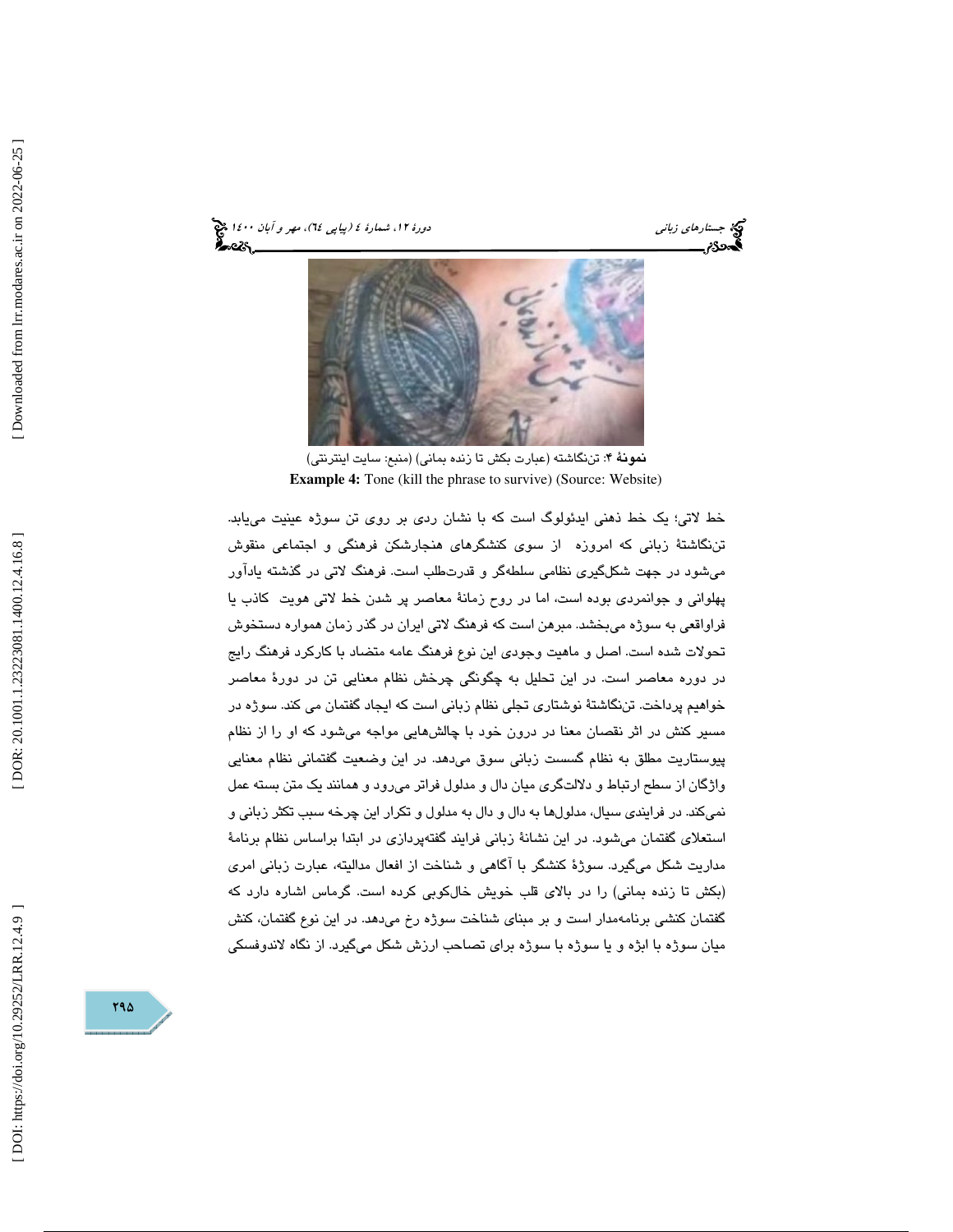**نمونۀ ۴**: تن‌نگاشته (عبارت بکش تا زنده بمانی) (منبع: سایت اینترنتی)

**Example 4:** Tone (kill the phrase to survive) (Source: Website)

خط لاتی؛ یک خط ذهنی ایدئولوگ است که با نشان ردی بر روی تن سوژه عینیت می‌یابد. تن‌نگاشتۀ زبانی که امروزه از سوی کنشگرهای هنجارشکن فرهنگی و اجتماعی منقوش می‌شود در جهت شکل‌گیری نظامی سلطه‌گر و قدرت‌طلب است. فرهنگ لاتی در گذشته یادآور پهلوانی و جوانمردی بوده است، اما در روح زمانۀ معاصر پر شدن خط لاتی هویت کاذب یا فراواقعی به سوژه می‌بخشد. مبرهن است که فرهنگ لاتی ایران در گذر زمان همواره دستخوش تحولات شده است. اصل و ماهیت وجودی این نوع فرهنگ عامه متضاد با کارکرد فرهنگ رایج در دوره معاصر است. در این تحلیل به چگونگی چرخش نظام معنایی تن در دورۀ معاصر خواهیم پرداخت. تن‌نگاشتۀ نوشتاری تجلی نظام زبانی است که ایجاد گفتمان می کند. سوژه در مسیر کنش در اثر نقصان معنا در درون خود با چالش‌هایی مواجه می‌شود که او را از نظام پیوستاریت مطلق به نظام گسست زبانی سوق می‌دهد. در این وضعیت گفتمانی نظام معنایی واژگان از سطح ارتباط و دلالت‌گری میان دال و مدلول فراتر می‌رود و همانند یک متن بسته عمل نمی‌کند. در فرایندی سیال، مدلول‌ها به دال و دال به مدلول و تکرار این چرخه سبب تکثر زبانی و استعلای گفتمان می‌شود. در این نشانۀ زبانی فرایند گفته‌پردازی در ابتدا براساس نظام برنامۀ مداریت شکل می‌گیرد. سوژۀ کنشگر با آگاهی و شناخت از افعال مدالیته، عبارت زبانی امری (بکش تا زنده بمانی) را در بالای قلب خویش خال‌کوبی کرده است. گرماس اشاره دارد که گفتمان کنشی برنامه‌مدار است و بر مبنای شناخت سوژه رخ می‌دهد. در این نوع گفتمان، کنش میان سوژه با ابژه و یا سوژه با سوژه برای تصاحب ارزش شکل می‌گیرد. از نگاه لاندوفسکی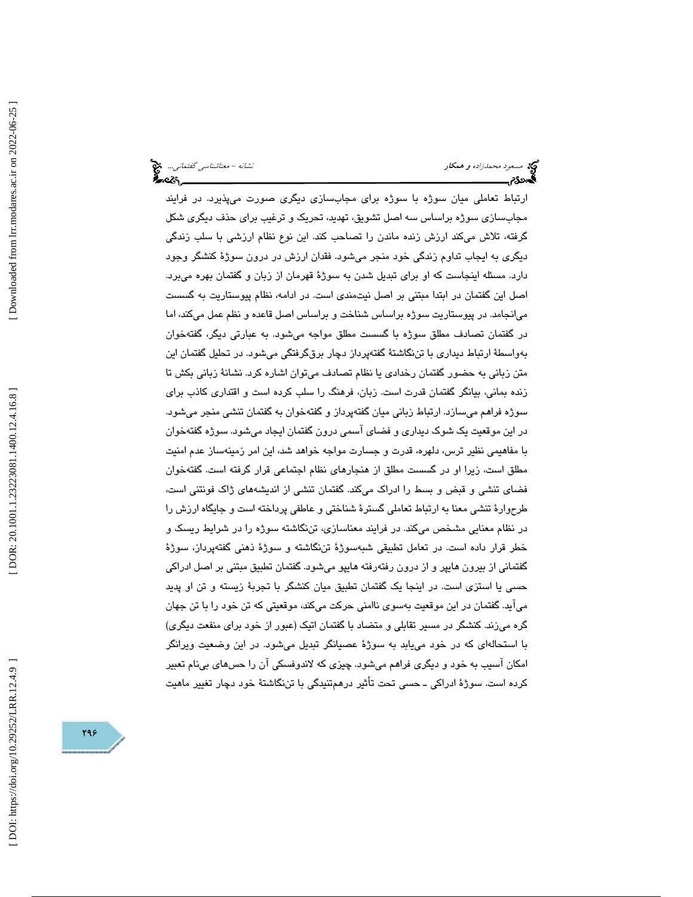ارتباط تعاملی میان سوژه با سوژه برای مجاب‌سازی دیگری صورت می‌پذیرد. در فرایند مجاب‌سازی سوژه براساس سه اصل تشویق، تهدید، تحریک و ترغیب برای حذف دیگری شکل گرفته، تلاش می‌کند ارزش زنده ماندن را تصاحب کند. این نوع نظام ارزشی با سلب زندگی دیگری به ایجاب تداوم زندگی خود منجر می‌شود. فقدان ارزش در درون سوژهٔ کنشگر وجود دارد. مسئله اینجاست که او برای تبدیل شدن به سوژهٔ قهرمان از زبان و گفتمان بهره می‌برد. اصل این گفتمان در ابتدا مبتنی بر اصل نیت‌مندی است. در ادامه، نظام پیوستاریت به گسست می‌انجامد. در پیوستاریت سوژه براساس شناخت و براساس اصل قاعده و نظم عمل می‌کند، اما در گفتمان تصادف مطلق سوژه با گسست مطلق مواجه می‌شود. به عبارتی دیگر، گفته‌خوان به‌واسطهٔ ارتباط دیداری با تن‌نگاشتهٔ گفته‌پرداز دچار برق‌گرفتگی می‌شود. در تحلیل گفتمان این متن زبانی به حضور گفتمان رخدادی یا نظام تصادف می‌توان اشاره کرد. نشانهٔ زبانی بکش تا زنده بمانی، بیانگر گفتمان قدرت است. زبان، فرهنگ را سلب کرده است و اقتداری کاذب برای سوژه فراهم می‌سازد. ارتباط زبانی میان گفته‌پرداز و گفته‌خوان به گفتمان تنشی منجر می‌شود. در این موقعیت یک شوک دیداری و فضای آسمی درون گفتمان ایجاد می‌شود. سوژه گفته‌خوان با مفاهیمی نظیر ترس، دلهره، قدرت و جسارت مواجه خواهد شد، این امر زمینه‌ساز عدم امنیت مطلق است، زیرا او در گسست مطلق از هنجارهای نظام اجتماعی قرار گرفته است. گفته‌خوان فضای تنشی و قبض و بسط را ادراک می‌کند. گفتمان تنشی از اندیشه‌های ژاک فونتنی است، طرح‌وارهٔ تنشی معنا به ارتباط تعاملی گسترهٔ شناختی و عاطفی پرداخته است و جایگاه ارزش را در نظام معنایی مشخص می‌کند. در فرایند معناسازی، تن‌نگاشته سوژه را در شرایط ریسک و خطر قرار داده است. در تعامل تطبیقی شبه‌سوژهٔ تن‌نگاشته و سوژهٔ ذهنی گفته‌پرداز، سوژهٔ گفتمانی از بیرون هایپر و از درون رفته‌رفته هایپو می‌شود. گفتمان تطبیق مبتنی بر اصل ادراکی حسی یا استزی است. در اینجا یک گفتمان تطبیق میان کنشگر با تجربهٔ زیسته و تن او پدید می‌آید. گفتمان در این موقعیت به‌سوی ناامنی حرکت می‌کند، موقعیتی که تن خود را با تن جهان گره می‌زند. کنشگر در مسیر تقابلی و متضاد با گفتمان اتیک (عبور از خود برای منفعت دیگری) با استحاله‌ای که در خود می‌یابد به سوژهٔ عصیانگر تبدیل می‌شود. در این وضعیت ویرانگر امکان آسیب به خود و دیگری فراهم می‌شود. چیزی که لاندوفسکی آن را حس‌های بی‌نام تعبیر کرده است. سوژهٔ ادراکی ـ حسی تحت تأثیر درهم‌تنیدگی با تن‌نگاشتهٔ خود دچار تغییر ماهیت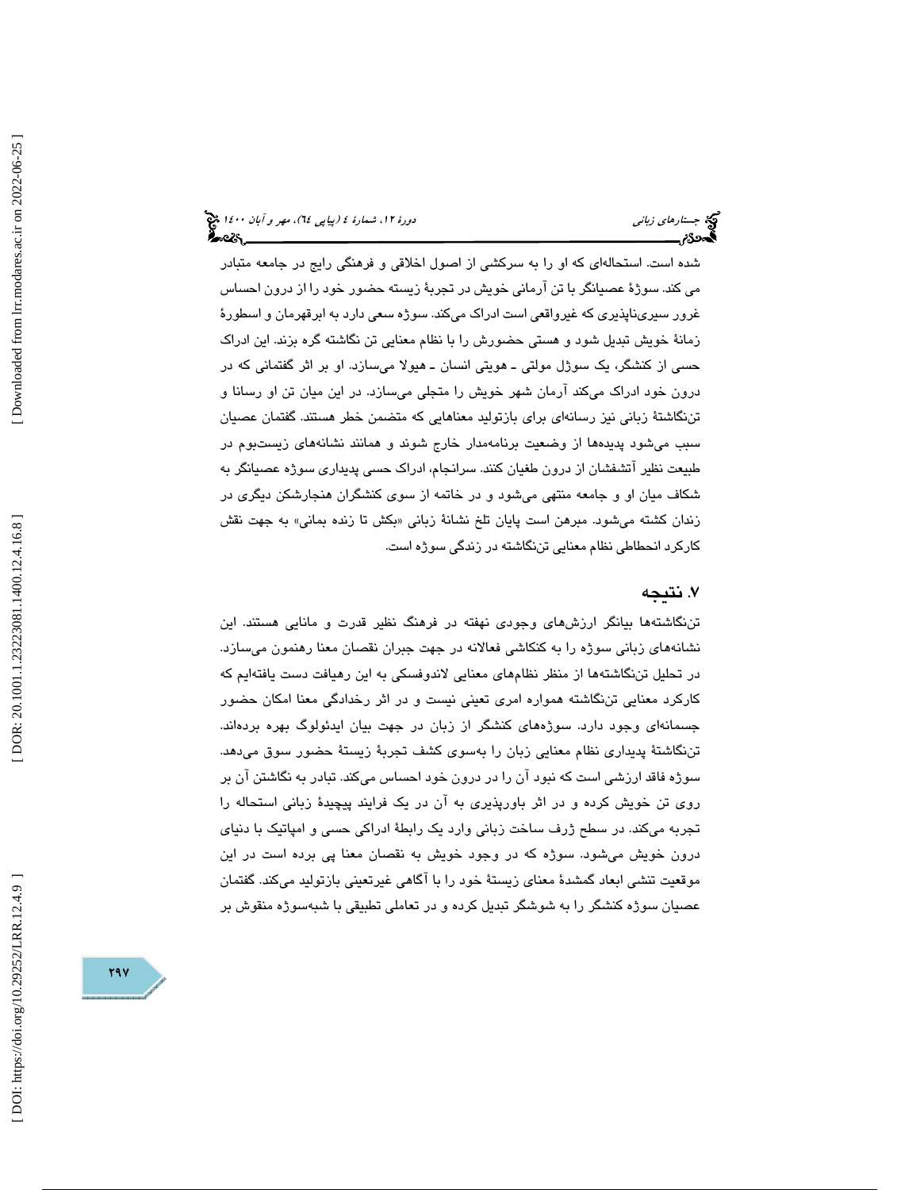شده است. استحاله‌ای که او را به سرکشی از اصول اخلاقی و فرهنگی رایج در جامعه متبادر می کند. سوژهٔ عصیانگر با تن آرمانی خویش در تجربهٔ زیسته حضور خود را از درون احساس غرور سیری‌ناپذیری که غیرواقعی است ادراک می‌کند. سوژه سعی دارد به ابرقهرمان و اسطورهٔ زمانهٔ خویش تبدیل شود و هستی حضورش را با نظام معنایی تن نگاشته گره بزند. این ادراک حسی از کنشگر، یک سوژل مولتی ـ هویتی انسان ـ هیولا می‌سازد. او بر اثر گفتمانی که در درون خود ادراک می‌کند آرمان شهر خویش را متجلی می‌سازد. در این میان تن او رسانا و تن‌نگاشتهٔ زبانی نیز رسانه‌ای برای بازتولید معناهایی که متضمن خطر هستند. گفتمان عصیان سبب می‌شود پدیده‌ها از وضعیت برنامه‌مدار خارج شوند و همانند نشانه‌های زیست‌بوم در طبیعت نظیر آتشفشان از درون طغیان کنند. سرانجام، ادراک حسی پدیداری سوژه عصیانگر به شکاف میان او و جامعه منتهی می‌شود و در خاتمه از سوی کنشگران هنجارشکن دیگری در زندان کشته می‌شود. مبرهن است پایان تلخ نشانهٔ زبانی «بکش تا زنده بمانی» به جهت نقش کارکرد انحطاطی نظام معنایی تن‌نگاشته در زندگی سوژه است.

## ۷. نتیجه

تن‌نگاشته‌ها بیانگر ارزش‌های وجودی نهفته در فرهنگ نظیر قدرت و مانایی هستند. این نشانه‌های زبانی سوژه را به کنکاشی فعالانه در جهت جبران نقصان معنا رهنمون می‌سازد. در تحلیل تن‌نگاشته‌ها از منظر نظام‌های معنایی لاندوفسکی به این رهیافت دست یافته‌ایم که کارکرد معنایی تن‌نگاشته همواره امری تعینی نیست و در اثر رخدادگی معنا امکان حضور جسمانه‌ای وجود دارد. سوژه‌های کنشگر از زبان در جهت بیان ایدئولوگ بهره برده‌اند. تن‌نگاشتهٔ پدیداری نظام معنایی زبان را به‌سوی کشف تجربهٔ زیستهٔ حضور سوق می‌دهد. سوژه فاقد ارزشی است که نبود آن را در درون خود احساس می‌کند. تبادر به نگاشتن آن بر روی تن خویش کرده و در اثر باورپذیری به آن در یک فرایند پیچیدهٔ زبانی استحاله را تجربه می‌کند. در سطح ژرف ساخت زبانی وارد یک رابطهٔ ادراکی حسی و امپاتیک با دنیای درون خویش می‌شود. سوژه که در وجود خویش به نقصان معنا پی برده است در این موقعیت تنشی ابعاد گمشدهٔ معنای زیستهٔ خود را با آگاهی غیرتعینی بازتولید می‌کند. گفتمان عصیان سوژه کنشگر را به شوشگر تبدیل کرده و در تعاملی تطبیقی با شبه‌سوژه منقوش بر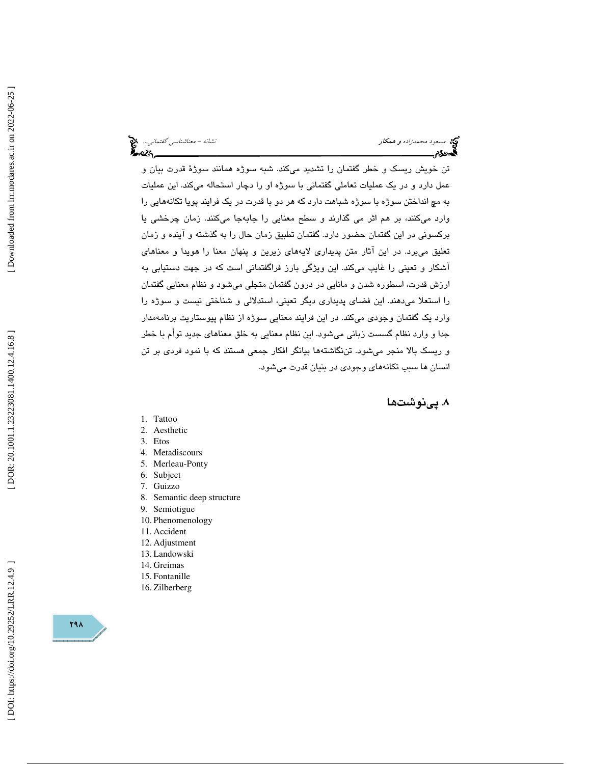تن خویش ریسک و خطر گفتمان را تشدید می‌کند. شبه سوژه همانند سوژۀ قدرت بیان و عمل دارد و در یک عملیات تعاملی گفتمانی با سوژه او را دچار استحاله می‌کند. این عملیات به مچ انداختن سوژه با سوژه شباهت دارد که هر دو با قدرت در یک فرایند پویا تکانه‌هایی را وارد می‌کنند، بر هم اثر می گذارند و سطح معنایی را جابه‌جا می‌کنند. زمان چرخشی یا برکسونی در این گفتمان حضور دارد. گفتمان تطبیق زمان حال را به گذشته و آینده و زمان تعلیق می‌برد. در این آثار متن پدیداری لایه‌های زیرین و پنهان معنا را هویدا و معناهای آشکار و تعینی را غایب می‌کند. این ویژگی بارز فراگفتمانی است که در جهت دستیابی به ارزش قدرت، اسطوره شدن و مانایی در درون گفتمان متجلی می‌شود و نظام معنایی گفتمان را استعلا می‌دهند. این فضای پدیداری دیگر تعینی، استدلالی و شناختی نیست و سوژه را وارد یک گفتمان وجودی می‌کند. در این فرایند معنایی سوژه از نظام پیوستاریت برنامه‌مدار جدا و وارد نظام گسست زبانی می‌شود. این نظام معنایی به خلق معناهای جدید توأم با خطر و ریسک بالا منجر می‌شود. تن‌نگاشته‌ها بیانگر افکار جمعی هستند که با نمود فردی بر تن انسان ها سبب تکانه‌های وجودی در بنیان قدرت می‌شود.

## ۸. پی‌نوشت‌ها

1. Tattoo
2. Aesthetic
3. Etos
4. Metadiscours
5. Merleau-Ponty
6. Subject
7. Guizzo
8. Semantic deep structure
9. Semiotigue
10. Phenomenology
11. Accident
12. Adjustment
13. Landowski
14. Greimas
15. Fontanille
16. Zilberberg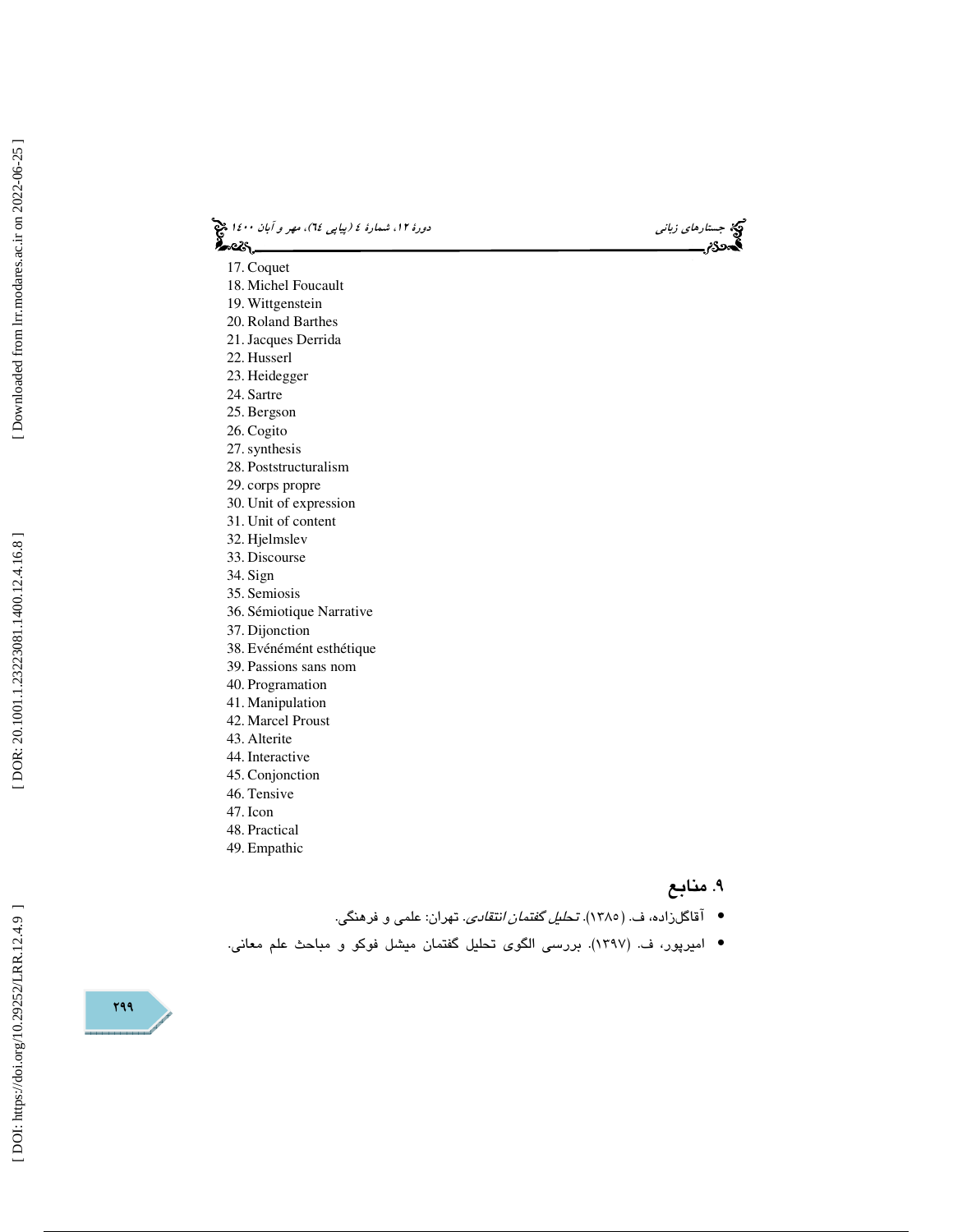17. Coquet
18. Michel Foucault
19. Wittgenstein
20. Roland Barthes
21. Jacques Derrida
22. Husserl
23. Heidegger
24. Sartre
25. Bergson
26. Cogito
27. synthesis
28. Poststructuralism
29. corps propre
30. Unit of expression
31. Unit of content
32. Hjelmslev
33. Discourse
34. Sign
35. Semiosis
36. Sémiotique Narrative
37. Dijonction
38. Evénémént esthétique
39. Passions sans nom
40. Programation
41. Manipulation
42. Marcel Proust
43. Alterite
44. Interactive
45. Conjonction
46. Tensive
47. Icon
48. Practical
49. Empathic

## ۹. منابع

- آقاگل‌زاده، ف. (۱۳۸۵). *تحلیل گفتمان انتقادی*. تهران: علمی و فرهنگی.
- امیرپور، ف. (۱۳۹۷). بررسی الگوی تحلیل گفتمان میشل فوکو و مباحث علم معانی.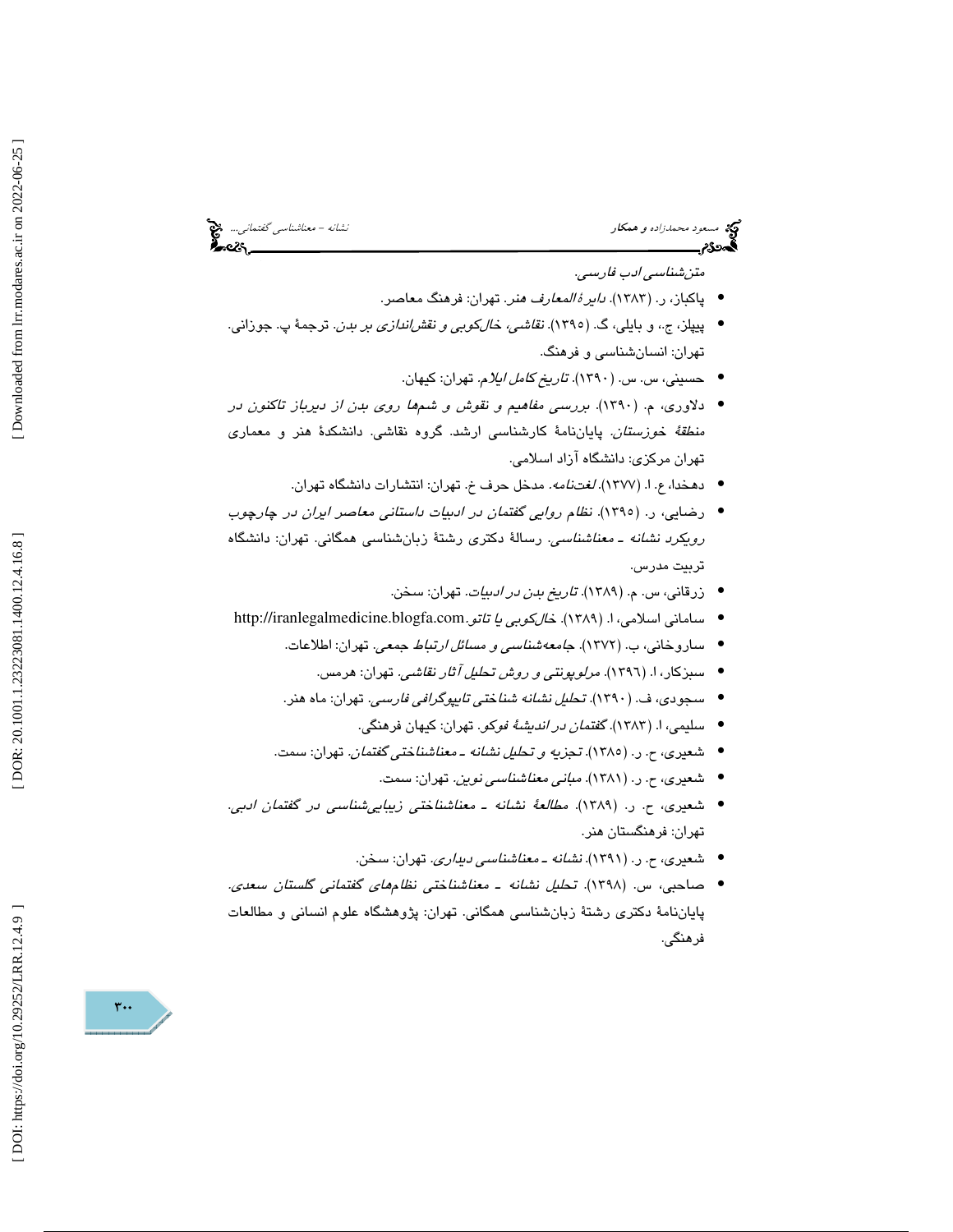*متن‌شناسی ادب فارسی.*

- پاکباز، ر. (۱۳۸۳). *دایرۀ المعارف هنر*. تهران: فرهنگ معاصر.
- پیپلز، ج.، و بایلی، گ. (۱۳۹۵). *نقاشی، خال‌کوبی و نقش‌اندازی بر بدن*. ترجمۀ پ. جوزانی. تهران: انسان‌شناسی و فرهنگ.
- حسینی، س. س. (۱۳۹۰). *تاریخ کامل ایلام*. تهران: کیهان.
- دلاوری، م. (۱۳۹۰). *بررسی مفاهیم و نقوش و شم‌ها روی بدن از دیرباز تاکنون در منطقۀ خوزستان*. پایان‌نامۀ کارشناسی ارشد. گروه نقاشی. دانشکدۀ هنر و معماری تهران مرکزی: دانشگاه آزاد اسلامی.
- دهخدا، ع. ا. (۱۳۷۷). *لغت‌نامه*. مدخل حرف خ. تهران: انتشارات دانشگاه تهران.
- رضایی، ر. (۱۳۹۵). *نظام روایی گفتمان در ادبیات داستانی معاصر ایران در چارچوب رویکرد نشانه ـ معناشناسی*. رسالۀ دکتری رشتۀ زبان‌شناسی همگانی. تهران: دانشگاه تربیت مدرس.
- زرقانی، س. م. (۱۳۸۹). *تاریخ بدن در ادبیات*. تهران: سخن.
- سامانی اسلامی، ا. (۱۳۸۹). *خال‌کوبی یا تاتو*.http://iranlegalmedicine.blogfa.com
- ساروخانی، ب. (۱۳۷۲). *جامعه‌شناسی و مسائل ارتباط جمعی*. تهران: اطلاعات.
- سبزکار، ا. (۱۳۹۶). *مرلوپونتی و روش تحلیل آثار نقاشی*. تهران: هرمس.
- سجودی، ف. (۱۳۹۰). *تحلیل نشانه شناختی تایپوگرافی فارسی*. تهران: ماه هنر.
- سلیمی، ا. (۱۳۸۳). *گفتمان در اندیشۀ فوکو*. تهران: کیهان فرهنگی.
- شعیری، ح. ر. (۱۳۸۵). *تجزیه و تحلیل نشانه ـ معناشناختی گفتمان*. تهران: سمت.
- شعیری، ح. ر. (۱۳۸۱). *مبانی معناشناسی نوین*. تهران: سمت.
- شعیری، ح. ر. (۱۳۸۹). *مطالعۀ نشانه ـ معناشناختی زیبایی‌شناسی در گفتمان ادبی*. تهران: فرهنگستان هنر.
- شعیری، ح. ر. (۱۳۹۱). *نشانه ـ معناشناسی دیداری*. تهران: سخن.
- صاحبی، س. (۱۳۹۸). *تحلیل نشانه ـ معناشناختی نظام‌های گفتمانی گلستان سعدی*. پایان‌نامۀ دکتری رشتۀ زبان‌شناسی همگانی. تهران: پژوهشگاه علوم انسانی و مطالعات فرهنگی.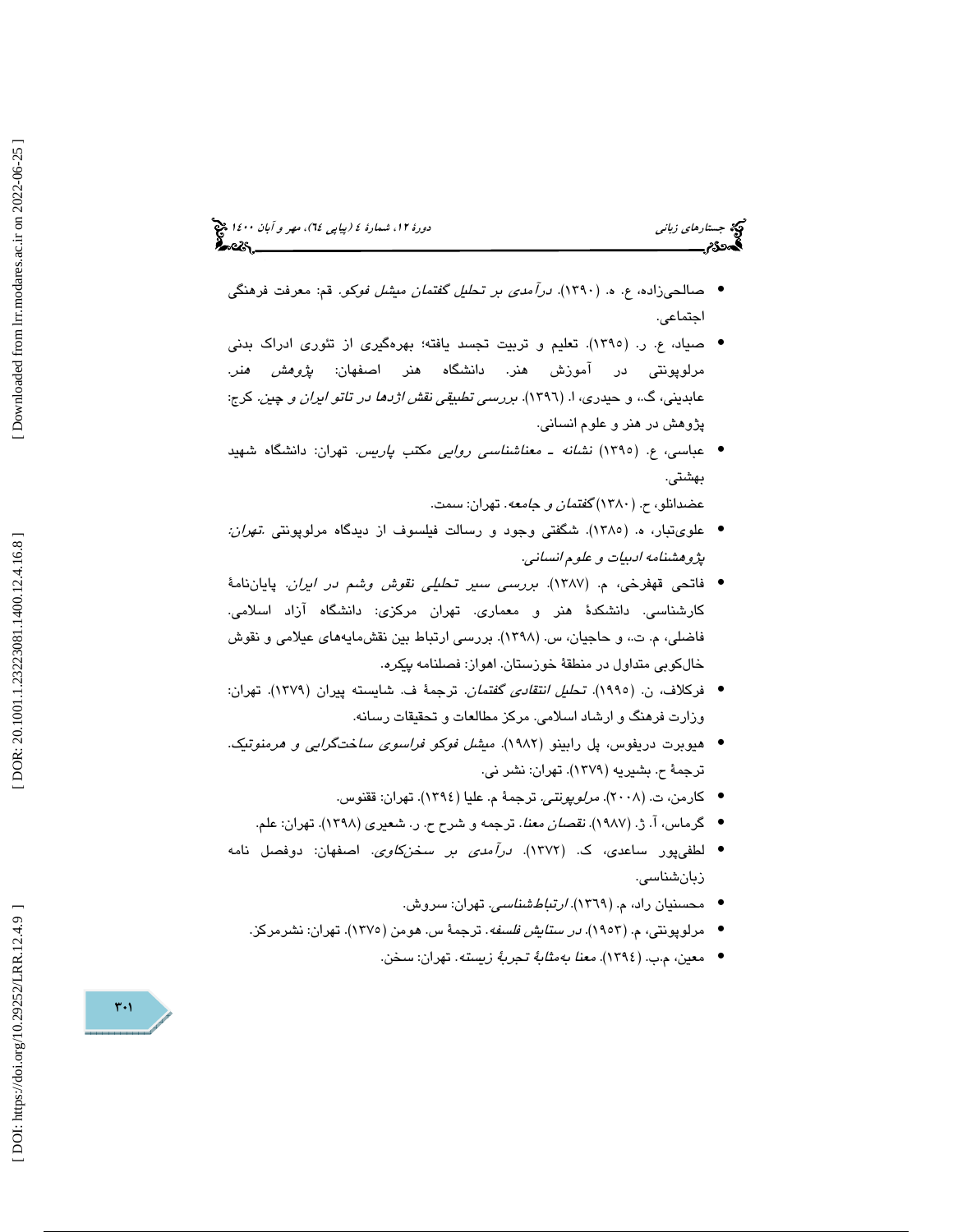- صالحی‌زاده، ع. ه. (۱۳۹۰). *درآمدی بر تحلیل گفتمان میشل فوکو*. قم: معرفت فرهنگی اجتماعی.
- صیاد، ع. ر. (۱۳۹۵). تعلیم و تربیت تجسد یافته؛ بهره‌گیری از تئوری ادراک بدنی مرلوپونتی در آموزش هنر. دانشگاه هنر اصفهان: *پژوهش هنر*.
  عابدینی، گ.، و حیدری، ا. (۱۳۹٦). *بررسی تطبیقی نقش اژدها در تاتو ایران و چین*. کرج: پژوهش در هنر و علوم انسانی.
- عباسی، ع. (۱۳۹۵) *نشانه ـ معناشناسی روایی مکتب پاریس*. تهران: دانشگاه شهید بهشتی.
  عضدانلو، ح. (۱۳۸۰) *گفتمان و جامعه*. تهران: سمت.
- علوی‌تبار، ه. (۱۳۸۵). شگفتی وجود و رسالت فیلسوف از دیدگاه مرلوپونتی .*تهران: پژوهشنامه ادبیات و علوم انسانی*.
- فاتحی قهفرخی، م. (۱۳۸۷). *بررسی سیر تحلیلی نقوش وشم در ایران*. پایان‌نامهٔ کارشناسی. دانشکدهٔ هنر و معماری. تهران مرکزی: دانشگاه آزاد اسلامی.
  فاضلی، م. ت.، و حاجیان، س. (۱۳۹۸). بررسی ارتباط بین نقش‌مایه‌های عیلامی و نقوش خال‌کوبی متداول در منطقهٔ خوزستان. اهواز: فصلنامه پیکره.
- فرکلاف، ن. (۱۹۹۵). *تحلیل انتقادی گفتمان*. ترجمهٔ ف. شایسته پیران (۱۳۷۹). تهران: وزارت فرهنگ و ارشاد اسلامی. مرکز مطالعات و تحقیقات رسانه.
- هیوبرت دریفوس، پل رابینو (۱۹۸۲). *میشل فوکو فراسوی ساخت‌گرایی و هرمنوتیک*. ترجمهٔ ح. بشیریه (۱۳۷۹). تهران: نشر نی.
- کارمن، ت. (۲۰۰۸). *مرلوپونتی*. ترجمهٔ م. علیا (۱۳۹٤). تهران: ققنوس.
- گرماس، آ. ژ. (۱۹۸۷). *نقصان معنا*. ترجمه و شرح ح. ر. شعیری (۱۳۹۸). تهران: علم.
- لطفی‌پور ساعدی، ک. (۱۳۷۲). *درآمدی بر سخن‌کاوی*. اصفهان: دوفصل نامه زبان‌شناسی.
- محسنیان راد، م. (۱۳٦۹). *ارتباط‌شناسی*. تهران: سروش.
- مرلوپونتی، م. (۱۹۵۳). *در ستایش فلسفه*. ترجمهٔ س. هومن (۱۳۷۵). تهران: نشرمرکز.
- معین، م.ب. (۱۳۹٤). *معنا به‌مثابهٔ تجربهٔ زیسته*. تهران: سخن.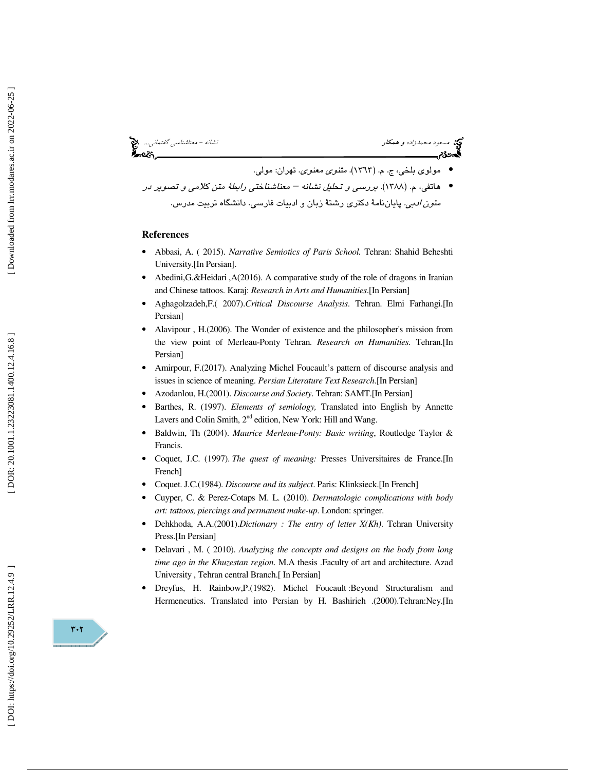- مولوی بلخی، ج. م. (۱۳٦۳). *مثنوی معنوی*. تهران: مولی.
- هاتفی، م. (۱۳۸۸). *بررسی و تحلیل نشانه – معناشناختی رابطهٔ متن کلامی و تصویر در متون ادبی*. پایان‌نامهٔ دکتری رشتهٔ زبان و ادبیات فارسی. دانشگاه تربیت مدرس.

## References

- Abbasi, A. ( 2015). *Narrative Semiotics of Paris School.* Tehran: Shahid Beheshti University.[In Persian].
- Abedini,G.&Heidari ,A(2016). A comparative study of the role of dragons in Iranian and Chinese tattoos. Karaj: *Research in Arts and Humanities*.[In Persian]
- Aghagolzadeh,F.( 2007).*Critical Discourse Analysis*. Tehran. Elmi Farhangi.[In Persian]
- Alavipour , H.(2006). The Wonder of existence and the philosopher's mission from the view point of Merleau-Ponty Tehran. *Research on Humanities.* Tehran.[In Persian]
- Amirpour, F.(2017). Analyzing Michel Foucault's pattern of discourse analysis and issues in science of meaning. *Persian Literature Text Research*.[In Persian]
- Azodanlou, H.(2001). *Discourse and Society*. Tehran: SAMT.[In Persian]
- Barthes, R. (1997). *Elements of semiology,* Translated into English by Annette Lavers and Colin Smith, 2nd edition, New York: Hill and Wang.
- Baldwin, Th (2004). *Maurice Merleau-Ponty: Basic writing*, Routledge Taylor & Francis.
- Coquet, J.C. (1997). *The quest of meaning:* Presses Universitaires de France.[In French]
- Coquet. J.C.(1984). *Discourse and its subject*. Paris: Klinksieck.[In French]
- Cuyper, C. & Perez-Cotaps M. L. (2010). *Dermatologic complications with body art: tattoos, piercings and permanent make-up*. London: springer.
- Dehkhoda, A.A.(2001).*Dictionary : The entry of letter X(Kh)*. Tehran University Press.[In Persian]
- Delavari , M. ( 2010). *Analyzing the concepts and designs on the body from long time ago in the Khuzestan region*. M.A thesis .Faculty of art and architecture. Azad University , Tehran central Branch.[ In Persian]
- Dreyfus, H. Rainbow,P.(1982). Michel Foucault :Beyond Structuralism and Hermeneutics. Translated into Persian by H. Bashirieh .(2000).Tehran:Ney.[In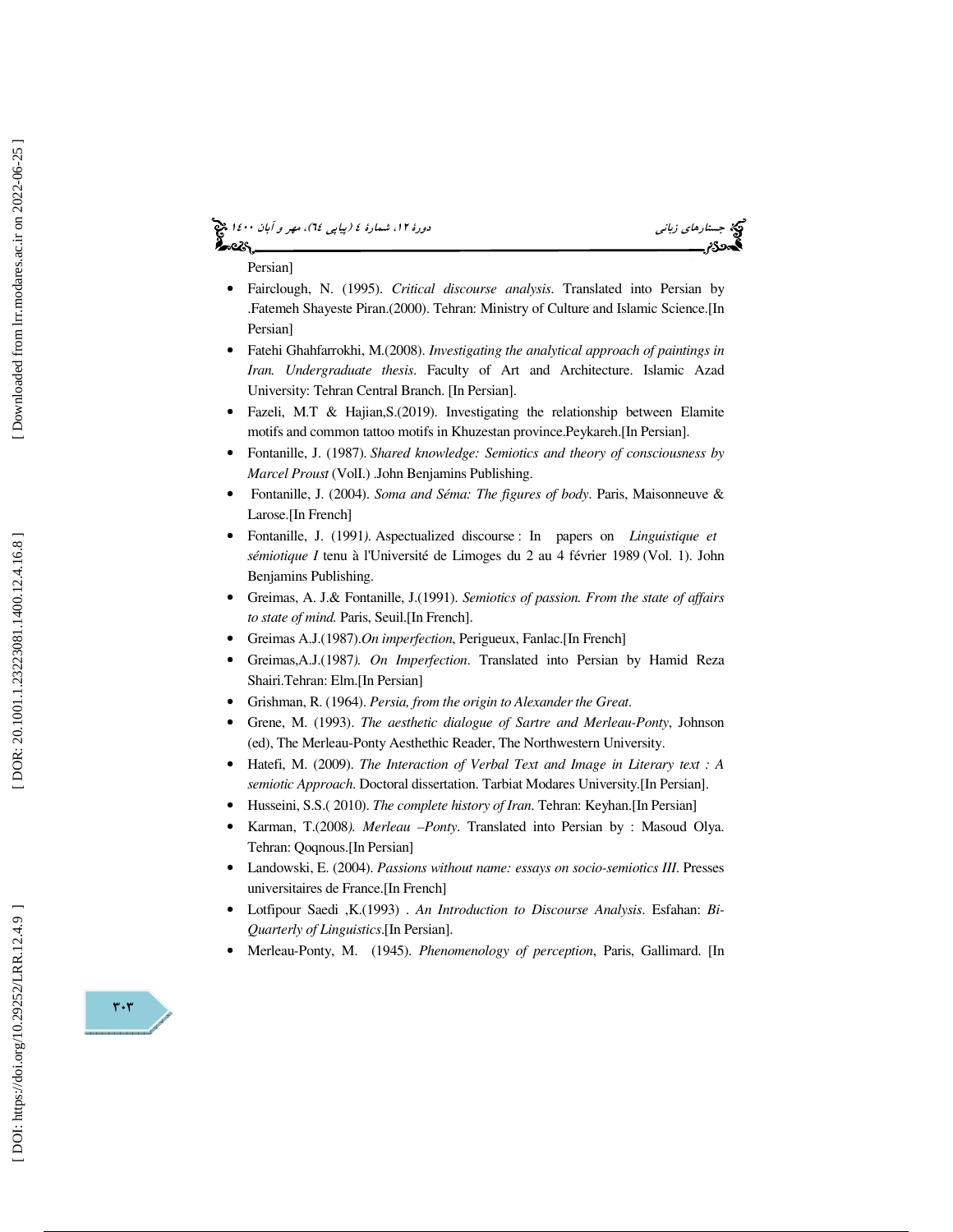Persian]

- Fairclough, N. (1995). *Critical discourse analysis.* Translated into Persian by .Fatemeh Shayeste Piran.(2000). Tehran: Ministry of Culture and Islamic Science.[In Persian]
- Fatehi Ghahfarrokhi, M.(2008). *Investigating the analytical approach of paintings in Iran. Undergraduate thesis*. Faculty of Art and Architecture. Islamic Azad University: Tehran Central Branch. [In Persian].
- Fazeli, M.T & Hajian,S.(2019). Investigating the relationship between Elamite motifs and common tattoo motifs in Khuzestan province.Peykareh.[In Persian].
- Fontanille, J. (1987). *Shared knowledge: Semiotics and theory of consciousness by Marcel Proust* (VolI.) .John Benjamins Publishing.
- Fontanille, J. (2004). *Soma and Séma: The figures of body*. Paris, Maisonneuve & Larose.[In French]
- Fontanille, J. (1991). Aspectualized discourse : In papers on *Linguistique et sémiotique I* tenu à l'Université de Limoges du 2 au 4 février 1989 (Vol. 1). John Benjamins Publishing.
- Greimas, A. J.& Fontanille, J.(1991). *Semiotics of passion. From the state of affairs to state of mind.* Paris, Seuil.[In French].
- Greimas A.J.(1987).*On imperfection*, Perigueux, Fanlac.[In French]
- Greimas,A.J.(1987). *On Imperfection*. Translated into Persian by Hamid Reza Shairi.Tehran: Elm.[In Persian]
- Grishman, R. (1964). *Persia, from the origin to Alexander the Great*.
- Grene, M. (1993). *The aesthetic dialogue of Sartre and Merleau-Ponty*, Johnson (ed), The Merleau-Ponty Aesthethic Reader, The Northwestern University.
- Hatefi, M. (2009). *The Interaction of Verbal Text and Image in Literary text : A semiotic Approach.* Doctoral dissertation. Tarbiat Modares University.[In Persian].
- Husseini, S.S.( 2010). *The complete history of Iran*. Tehran: Keyhan.[In Persian]
- Karman, T.(2008). *Merleau –Ponty*. Translated into Persian by : Masoud Olya. Tehran: Qoqnous.[In Persian]
- Landowski, E. (2004). *Passions without name: essays on socio-semiotics III*. Presses universitaires de France.[In French]
- Lotfipour Saedi ,K.(1993) . *An Introduction to Discourse Analysis*. Esfahan: *Bi-Quarterly of Linguistics*.[In Persian].
- Merleau-Ponty, M. (1945). *Phenomenology of perception*, Paris, Gallimard. [In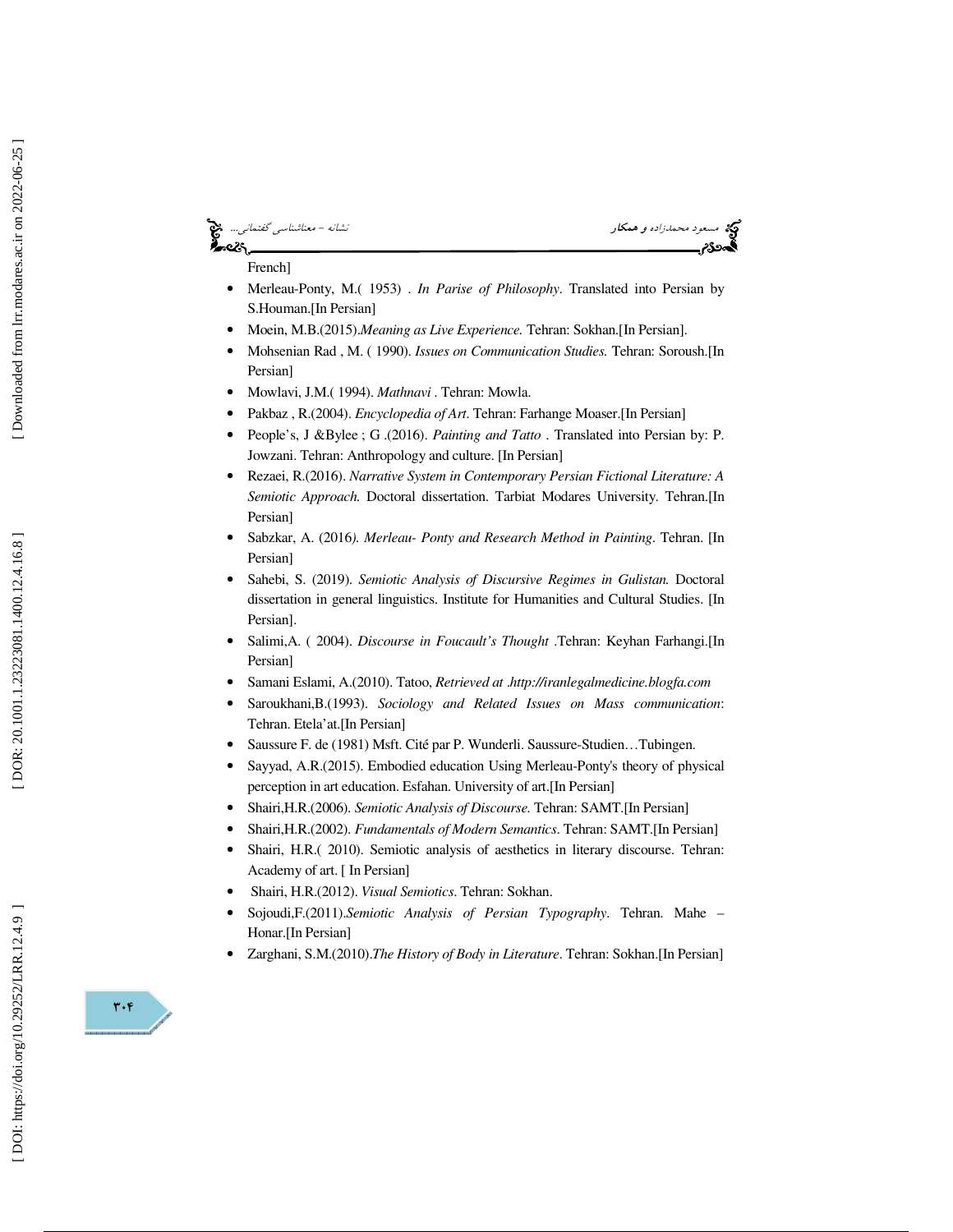French]

- Merleau-Ponty, M.( 1953) . *In Parise of Philosophy*. Translated into Persian by S.Houman.[In Persian]
- Moein, M.B.(2015).*Meaning as Live Experience.* Tehran: Sokhan.[In Persian].
- Mohsenian Rad , M. ( 1990). *Issues on Communication Studies.* Tehran: Soroush.[In Persian]
- Mowlavi, J.M.( 1994). *Mathnavi* . Tehran: Mowla.
- Pakbaz , R.(2004). *Encyclopedia of Art*. Tehran: Farhange Moaser.[In Persian]
- People's, J &Bylee ; G .(2016). *Painting and Tatto* . Translated into Persian by: P. Jowzani. Tehran: Anthropology and culture. [In Persian]
- Rezaei, R.(2016). *Narrative System in Contemporary Persian Fictional Literature: A Semiotic Approach.* Doctoral dissertation. Tarbiat Modares University. Tehran.[In Persian]
- Sabzkar, A. (2016*). Merleau- Ponty and Research Method in Painting*. Tehran. [In Persian]
- Sahebi, S. (2019). *Semiotic Analysis of Discursive Regimes in Gulistan.* Doctoral dissertation in general linguistics. Institute for Humanities and Cultural Studies. [In Persian].
- Salimi,A. ( 2004). *Discourse in Foucault's Thought* .Tehran: Keyhan Farhangi.[In Persian]
- Samani Eslami, A.(2010). Tatoo, *Retrieved at .http://iranlegalmedicine.blogfa.com*
- Saroukhani,B.(1993). *Sociology and Related Issues on Mass communication*: Tehran. Etela'at.[In Persian]
- Saussure F. de (1981) Msft. Cité par P. Wunderli. Saussure-Studien…Tubingen.
- Sayyad, A.R.(2015). Embodied education Using Merleau-Ponty's theory of physical perception in art education. Esfahan. University of art.[In Persian]
- Shairi,H.R.(2006). *Semiotic Analysis of Discourse.* Tehran: SAMT.[In Persian]
- Shairi,H.R.(2002). *Fundamentals of Modern Semantics*. Tehran: SAMT.[In Persian]
- Shairi, H.R.( 2010). Semiotic analysis of aesthetics in literary discourse. Tehran: Academy of art. [ In Persian]
- Shairi, H.R.(2012). *Visual Semiotics*. Tehran: Sokhan.
- Sojoudi,F.(2011).*Semiotic Analysis of Persian Typography*. Tehran. Mahe – Honar.[In Persian]
- Zarghani, S.M.(2010).*The History of Body in Literature*. Tehran: Sokhan.[In Persian]